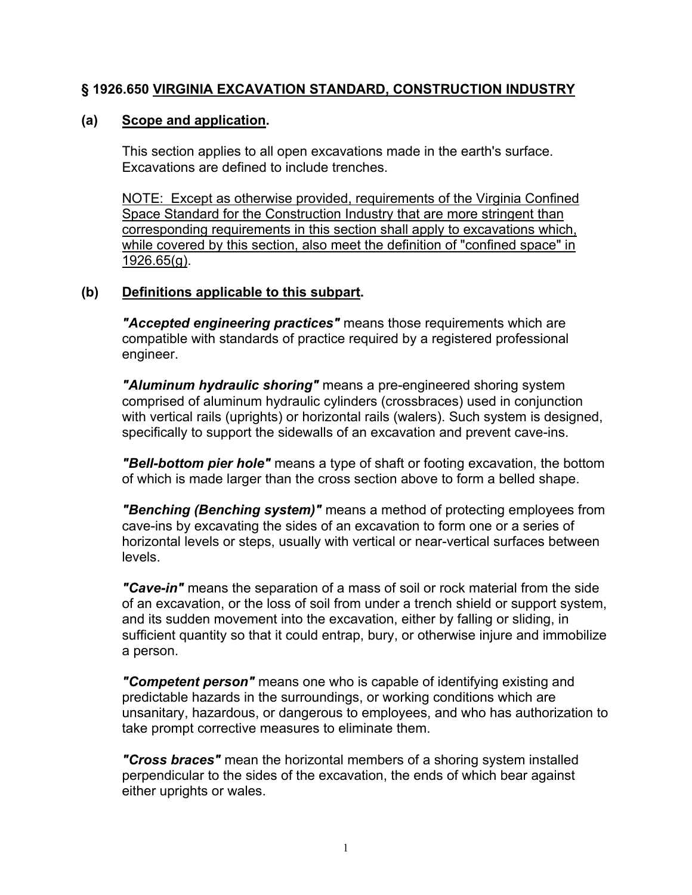## § 1926.650 VIRGINIA EXCAVATION STANDARD, CONSTRUCTION INDUSTRY

### (a) Scope and application.

This section applies to all open excavations made in the earth's surface. Excavations are defined to include trenches.

NOTE: Except as otherwise provided, requirements of the Virginia Confined Space Standard for the Construction Industry that are more stringent than corresponding requirements in this section shall apply to excavations which, while covered by this section, also meet the definition of "confined space" in 1926.65(g).

### (b) Definitions applicable to this subpart.

***"Accepted engineering practices"*** means those requirements which are compatible with standards of practice required by a registered professional engineer.

***"Aluminum hydraulic shoring"*** means a pre-engineered shoring system comprised of aluminum hydraulic cylinders (crossbraces) used in conjunction with vertical rails (uprights) or horizontal rails (walers). Such system is designed, specifically to support the sidewalls of an excavation and prevent cave-ins.

***"Bell-bottom pier hole"*** means a type of shaft or footing excavation, the bottom of which is made larger than the cross section above to form a belled shape.

***"Benching (Benching system)"*** means a method of protecting employees from cave-ins by excavating the sides of an excavation to form one or a series of horizontal levels or steps, usually with vertical or near-vertical surfaces between levels.

***"Cave-in"*** means the separation of a mass of soil or rock material from the side of an excavation, or the loss of soil from under a trench shield or support system, and its sudden movement into the excavation, either by falling or sliding, in sufficient quantity so that it could entrap, bury, or otherwise injure and immobilize a person.

***"Competent person"*** means one who is capable of identifying existing and predictable hazards in the surroundings, or working conditions which are unsanitary, hazardous, or dangerous to employees, and who has authorization to take prompt corrective measures to eliminate them.

***"Cross braces"*** mean the horizontal members of a shoring system installed perpendicular to the sides of the excavation, the ends of which bear against either uprights or wales.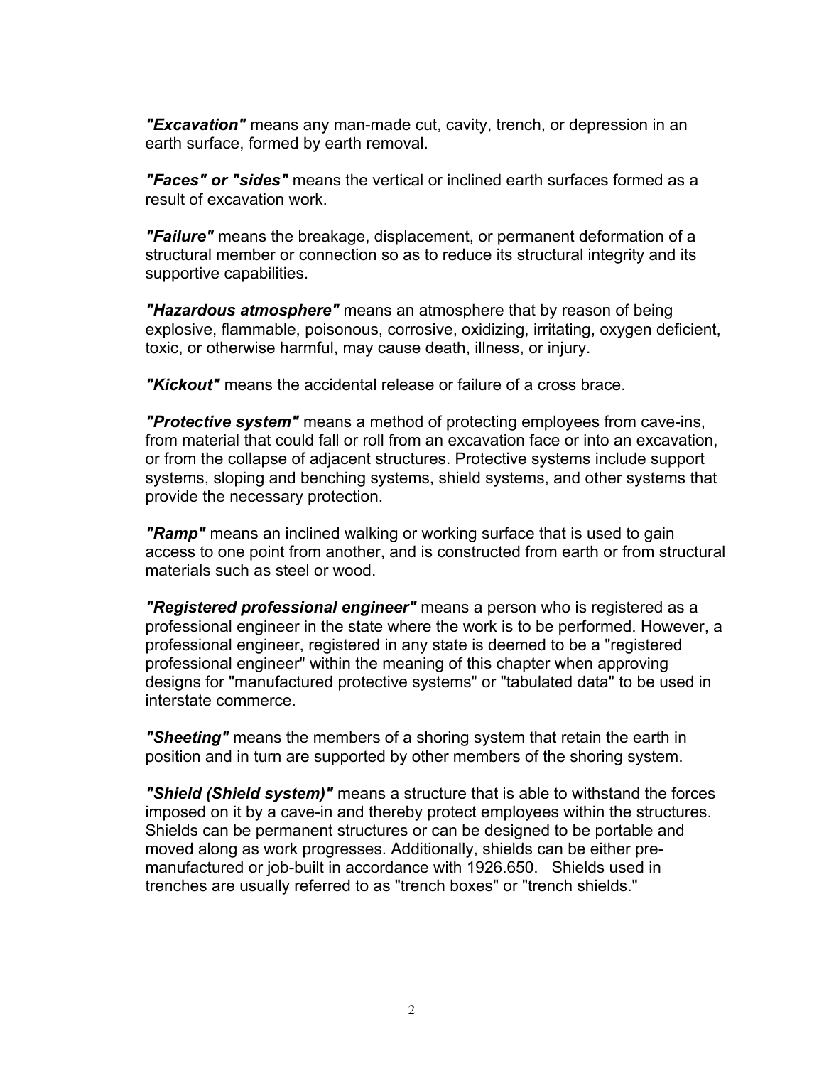***"Excavation"*** means any man-made cut, cavity, trench, or depression in an earth surface, formed by earth removal.

***"Faces" or "sides"*** means the vertical or inclined earth surfaces formed as a result of excavation work.

***"Failure"*** means the breakage, displacement, or permanent deformation of a structural member or connection so as to reduce its structural integrity and its supportive capabilities.

***"Hazardous atmosphere"*** means an atmosphere that by reason of being explosive, flammable, poisonous, corrosive, oxidizing, irritating, oxygen deficient, toxic, or otherwise harmful, may cause death, illness, or injury.

***"Kickout"*** means the accidental release or failure of a cross brace.

***"Protective system"*** means a method of protecting employees from cave-ins, from material that could fall or roll from an excavation face or into an excavation, or from the collapse of adjacent structures. Protective systems include support systems, sloping and benching systems, shield systems, and other systems that provide the necessary protection.

***"Ramp"*** means an inclined walking or working surface that is used to gain access to one point from another, and is constructed from earth or from structural materials such as steel or wood.

***"Registered professional engineer"*** means a person who is registered as a professional engineer in the state where the work is to be performed. However, a professional engineer, registered in any state is deemed to be a "registered professional engineer" within the meaning of this chapter when approving designs for "manufactured protective systems" or "tabulated data" to be used in interstate commerce.

***"Sheeting"*** means the members of a shoring system that retain the earth in position and in turn are supported by other members of the shoring system.

***"Shield (Shield system)"*** means a structure that is able to withstand the forces imposed on it by a cave-in and thereby protect employees within the structures. Shields can be permanent structures or can be designed to be portable and moved along as work progresses. Additionally, shields can be either pre-manufactured or job-built in accordance with 1926.650. Shields used in trenches are usually referred to as "trench boxes" or "trench shields."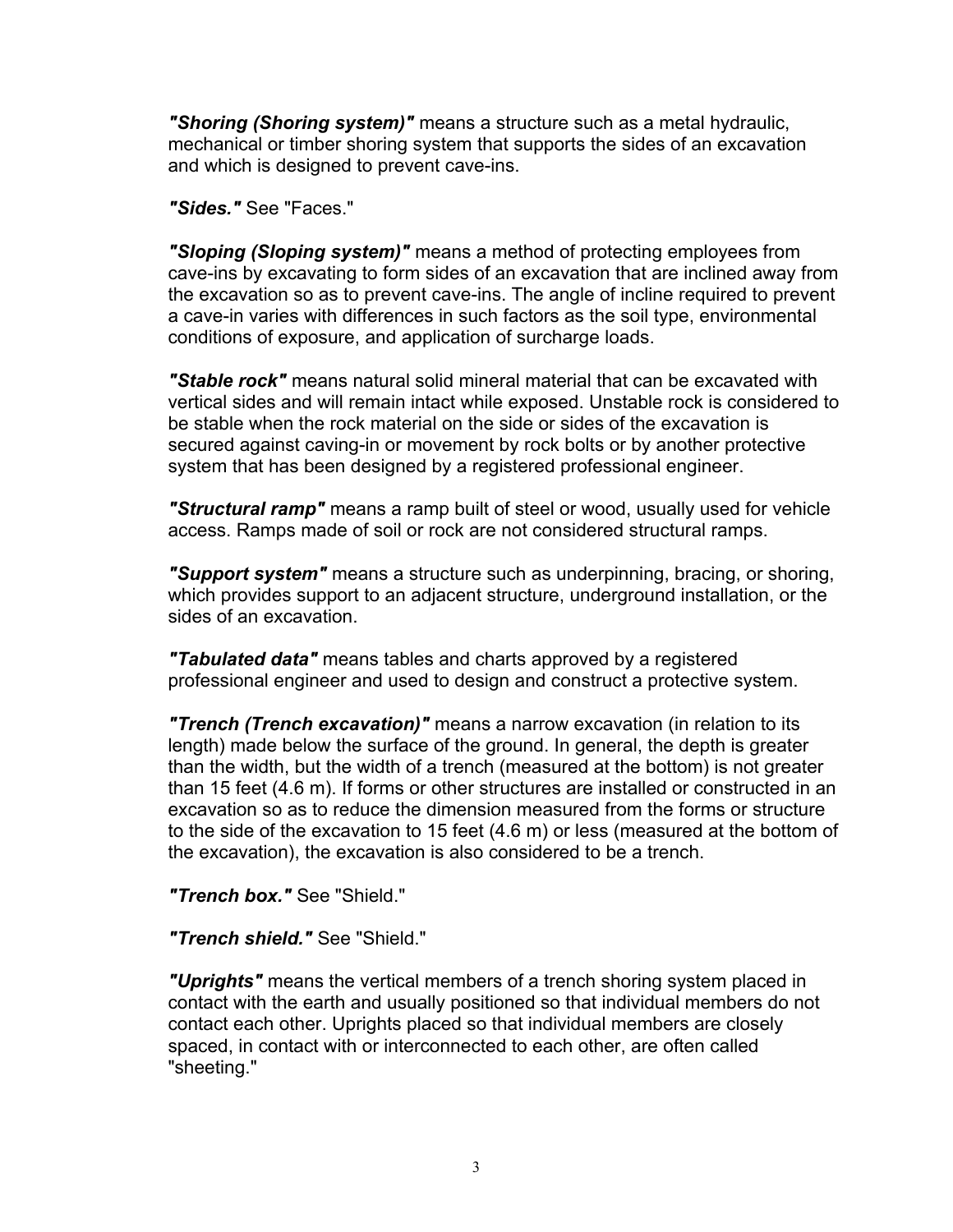***"Shoring (Shoring system)"*** means a structure such as a metal hydraulic, mechanical or timber shoring system that supports the sides of an excavation and which is designed to prevent cave-ins.

***"Sides."*** See "Faces."

***"Sloping (Sloping system)"*** means a method of protecting employees from cave-ins by excavating to form sides of an excavation that are inclined away from the excavation so as to prevent cave-ins. The angle of incline required to prevent a cave-in varies with differences in such factors as the soil type, environmental conditions of exposure, and application of surcharge loads.

***"Stable rock"*** means natural solid mineral material that can be excavated with vertical sides and will remain intact while exposed. Unstable rock is considered to be stable when the rock material on the side or sides of the excavation is secured against caving-in or movement by rock bolts or by another protective system that has been designed by a registered professional engineer.

***"Structural ramp"*** means a ramp built of steel or wood, usually used for vehicle access. Ramps made of soil or rock are not considered structural ramps.

***"Support system"*** means a structure such as underpinning, bracing, or shoring, which provides support to an adjacent structure, underground installation, or the sides of an excavation.

***"Tabulated data"*** means tables and charts approved by a registered professional engineer and used to design and construct a protective system.

***"Trench (Trench excavation)"*** means a narrow excavation (in relation to its length) made below the surface of the ground. In general, the depth is greater than the width, but the width of a trench (measured at the bottom) is not greater than 15 feet (4.6 m). If forms or other structures are installed or constructed in an excavation so as to reduce the dimension measured from the forms or structure to the side of the excavation to 15 feet (4.6 m) or less (measured at the bottom of the excavation), the excavation is also considered to be a trench.

***"Trench box."*** See "Shield."

***"Trench shield."*** See "Shield."

***"Uprights"*** means the vertical members of a trench shoring system placed in contact with the earth and usually positioned so that individual members do not contact each other. Uprights placed so that individual members are closely spaced, in contact with or interconnected to each other, are often called "sheeting."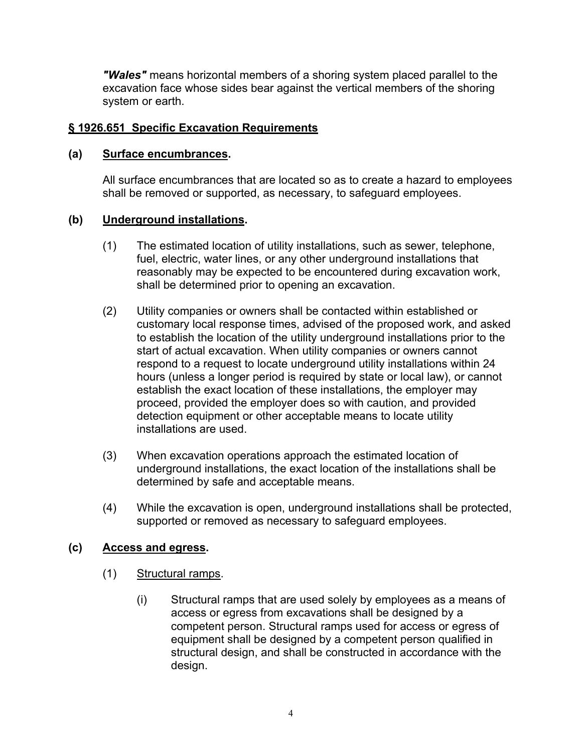***"Wales"*** means horizontal members of a shoring system placed parallel to the excavation face whose sides bear against the vertical members of the shoring system or earth.

## § 1926.651 Specific Excavation Requirements

### (a) Surface encumbrances.

All surface encumbrances that are located so as to create a hazard to employees shall be removed or supported, as necessary, to safeguard employees.

### (b) Underground installations.

(1) The estimated location of utility installations, such as sewer, telephone, fuel, electric, water lines, or any other underground installations that reasonably may be expected to be encountered during excavation work, shall be determined prior to opening an excavation.

(2) Utility companies or owners shall be contacted within established or customary local response times, advised of the proposed work, and asked to establish the location of the utility underground installations prior to the start of actual excavation. When utility companies or owners cannot respond to a request to locate underground utility installations within 24 hours (unless a longer period is required by state or local law), or cannot establish the exact location of these installations, the employer may proceed, provided the employer does so with caution, and provided detection equipment or other acceptable means to locate utility installations are used.

(3) When excavation operations approach the estimated location of underground installations, the exact location of the installations shall be determined by safe and acceptable means.

(4) While the excavation is open, underground installations shall be protected, supported or removed as necessary to safeguard employees.

### (c) Access and egress.

(1) Structural ramps.

(i) Structural ramps that are used solely by employees as a means of access or egress from excavations shall be designed by a competent person. Structural ramps used for access or egress of equipment shall be designed by a competent person qualified in structural design, and shall be constructed in accordance with the design.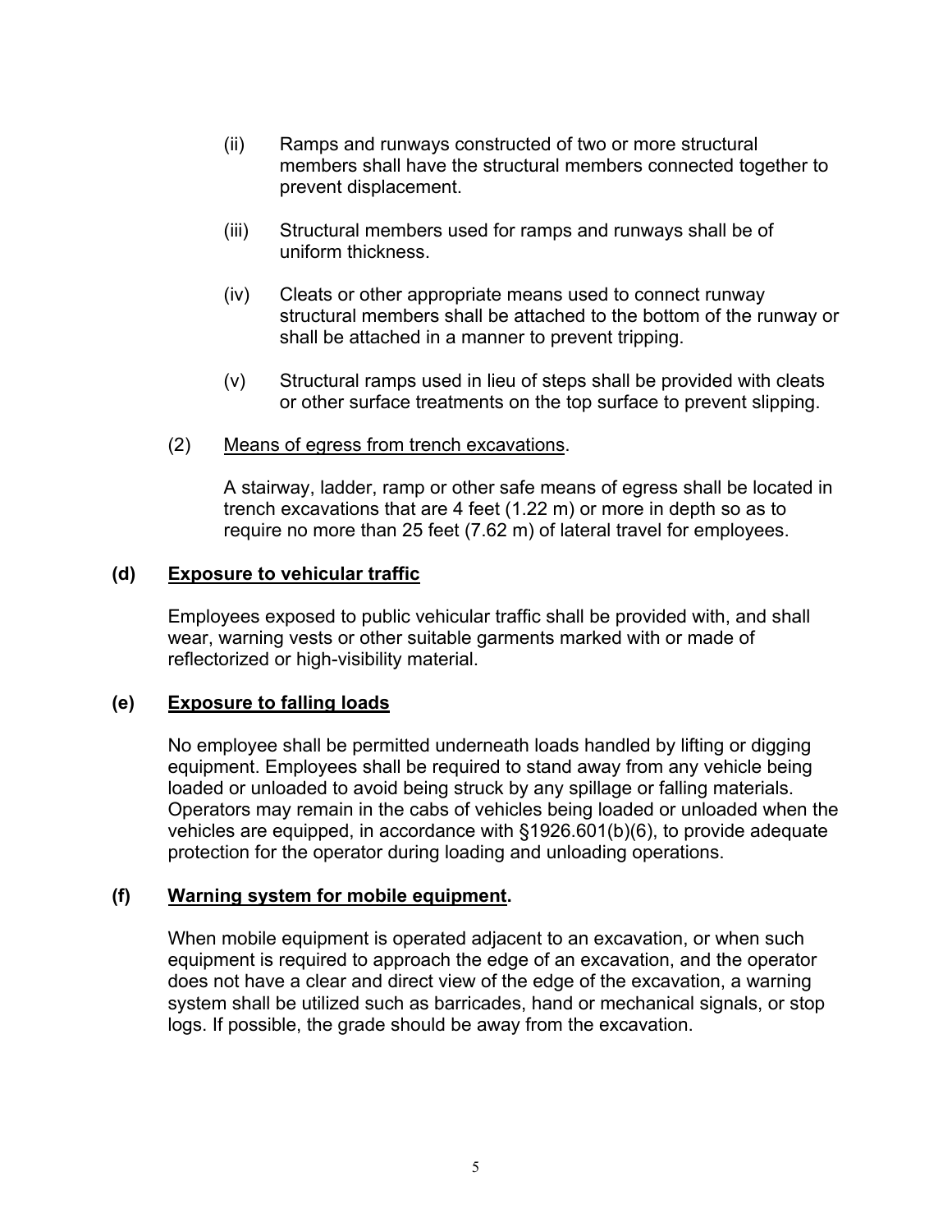(ii) Ramps and runways constructed of two or more structural members shall have the structural members connected together to prevent displacement.

(iii) Structural members used for ramps and runways shall be of uniform thickness.

(iv) Cleats or other appropriate means used to connect runway structural members shall be attached to the bottom of the runway or shall be attached in a manner to prevent tripping.

(v) Structural ramps used in lieu of steps shall be provided with cleats or other surface treatments on the top surface to prevent slipping.

(2) <u>Means of egress from trench excavations</u>.

A stairway, ladder, ramp or other safe means of egress shall be located in trench excavations that are 4 feet (1.22 m) or more in depth so as to require no more than 25 feet (7.62 m) of lateral travel for employees.

## (d) Exposure to vehicular traffic

Employees exposed to public vehicular traffic shall be provided with, and shall wear, warning vests or other suitable garments marked with or made of reflectorized or high-visibility material.

## (e) Exposure to falling loads

No employee shall be permitted underneath loads handled by lifting or digging equipment. Employees shall be required to stand away from any vehicle being loaded or unloaded to avoid being struck by any spillage or falling materials. Operators may remain in the cabs of vehicles being loaded or unloaded when the vehicles are equipped, in accordance with §1926.601(b)(6), to provide adequate protection for the operator during loading and unloading operations.

## (f) Warning system for mobile equipment.

When mobile equipment is operated adjacent to an excavation, or when such equipment is required to approach the edge of an excavation, and the operator does not have a clear and direct view of the edge of the excavation, a warning system shall be utilized such as barricades, hand or mechanical signals, or stop logs. If possible, the grade should be away from the excavation.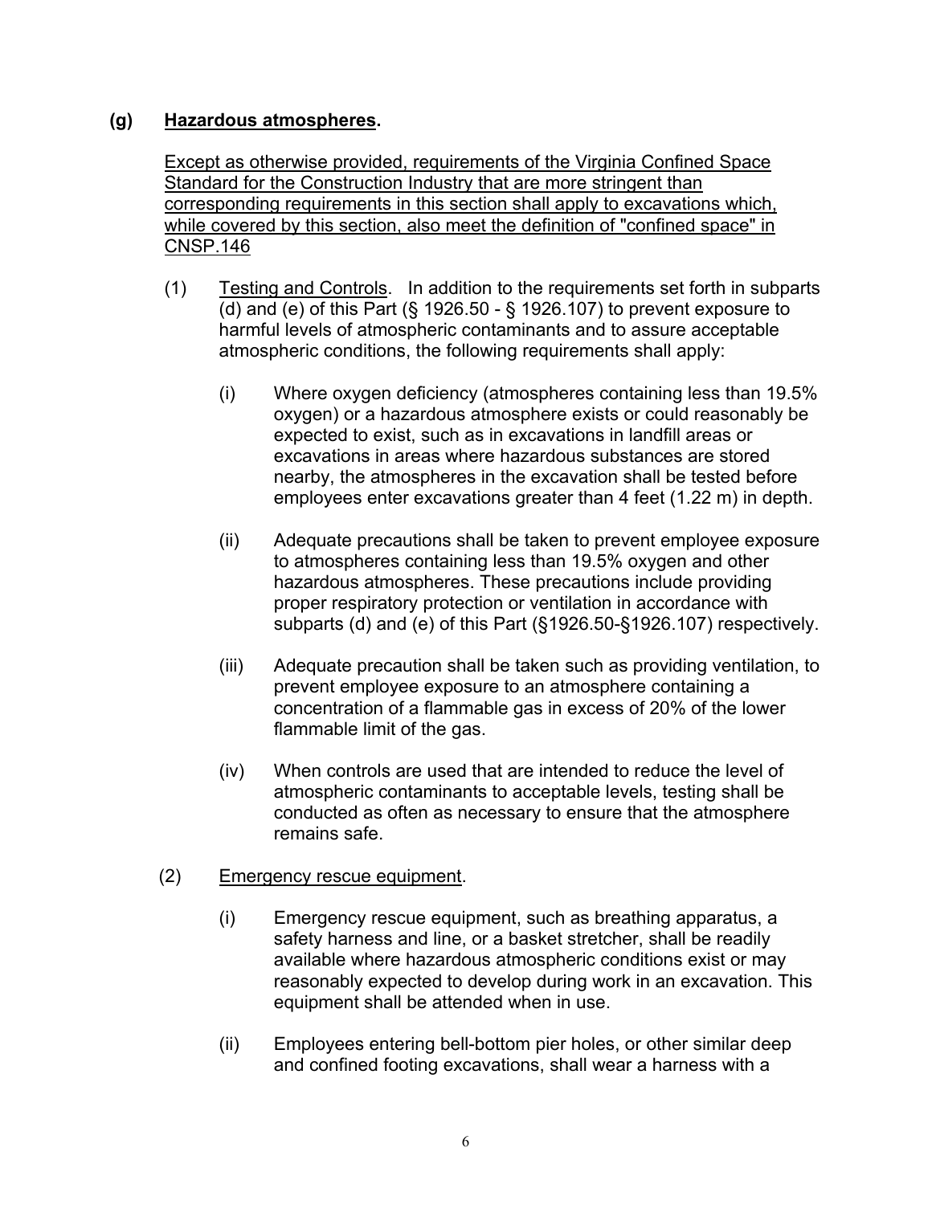**(g) Hazardous atmospheres.**

Except as otherwise provided, requirements of the Virginia Confined Space Standard for the Construction Industry that are more stringent than corresponding requirements in this section shall apply to excavations which, while covered by this section, also meet the definition of "confined space" in CNSP.146

(1) Testing and Controls. In addition to the requirements set forth in subparts (d) and (e) of this Part (§ 1926.50 - § 1926.107) to prevent exposure to harmful levels of atmospheric contaminants and to assure acceptable atmospheric conditions, the following requirements shall apply:

(i) Where oxygen deficiency (atmospheres containing less than 19.5% oxygen) or a hazardous atmosphere exists or could reasonably be expected to exist, such as in excavations in landfill areas or excavations in areas where hazardous substances are stored nearby, the atmospheres in the excavation shall be tested before employees enter excavations greater than 4 feet (1.22 m) in depth.

(ii) Adequate precautions shall be taken to prevent employee exposure to atmospheres containing less than 19.5% oxygen and other hazardous atmospheres. These precautions include providing proper respiratory protection or ventilation in accordance with subparts (d) and (e) of this Part (§1926.50-§1926.107) respectively.

(iii) Adequate precaution shall be taken such as providing ventilation, to prevent employee exposure to an atmosphere containing a concentration of a flammable gas in excess of 20% of the lower flammable limit of the gas.

(iv) When controls are used that are intended to reduce the level of atmospheric contaminants to acceptable levels, testing shall be conducted as often as necessary to ensure that the atmosphere remains safe.

(2) Emergency rescue equipment.

(i) Emergency rescue equipment, such as breathing apparatus, a safety harness and line, or a basket stretcher, shall be readily available where hazardous atmospheric conditions exist or may reasonably expected to develop during work in an excavation. This equipment shall be attended when in use.

(ii) Employees entering bell-bottom pier holes, or other similar deep and confined footing excavations, shall wear a harness with a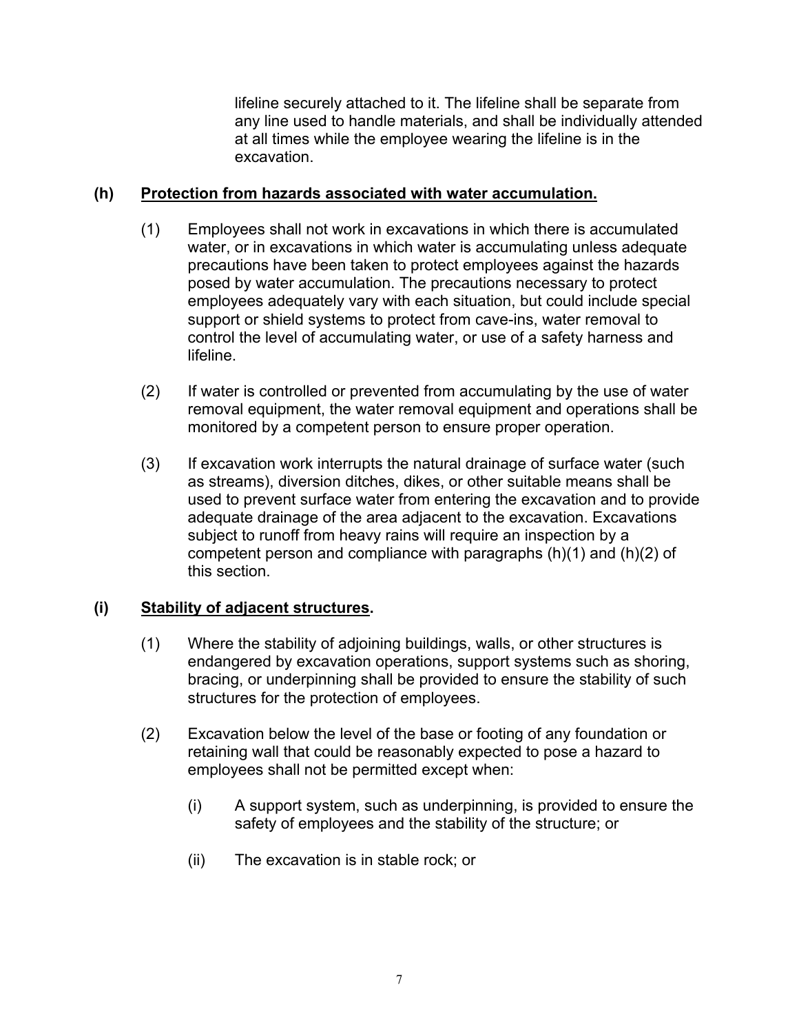lifeline securely attached to it. The lifeline shall be separate from any line used to handle materials, and shall be individually attended at all times while the employee wearing the lifeline is in the excavation.

**(h) Protection from hazards associated with water accumulation.**

(1) Employees shall not work in excavations in which there is accumulated water, or in excavations in which water is accumulating unless adequate precautions have been taken to protect employees against the hazards posed by water accumulation. The precautions necessary to protect employees adequately vary with each situation, but could include special support or shield systems to protect from cave-ins, water removal to control the level of accumulating water, or use of a safety harness and lifeline.

(2) If water is controlled or prevented from accumulating by the use of water removal equipment, the water removal equipment and operations shall be monitored by a competent person to ensure proper operation.

(3) If excavation work interrupts the natural drainage of surface water (such as streams), diversion ditches, dikes, or other suitable means shall be used to prevent surface water from entering the excavation and to provide adequate drainage of the area adjacent to the excavation. Excavations subject to runoff from heavy rains will require an inspection by a competent person and compliance with paragraphs (h)(1) and (h)(2) of this section.

**(i) Stability of adjacent structures.**

(1) Where the stability of adjoining buildings, walls, or other structures is endangered by excavation operations, support systems such as shoring, bracing, or underpinning shall be provided to ensure the stability of such structures for the protection of employees.

(2) Excavation below the level of the base or footing of any foundation or retaining wall that could be reasonably expected to pose a hazard to employees shall not be permitted except when:

(i) A support system, such as underpinning, is provided to ensure the safety of employees and the stability of the structure; or

(ii) The excavation is in stable rock; or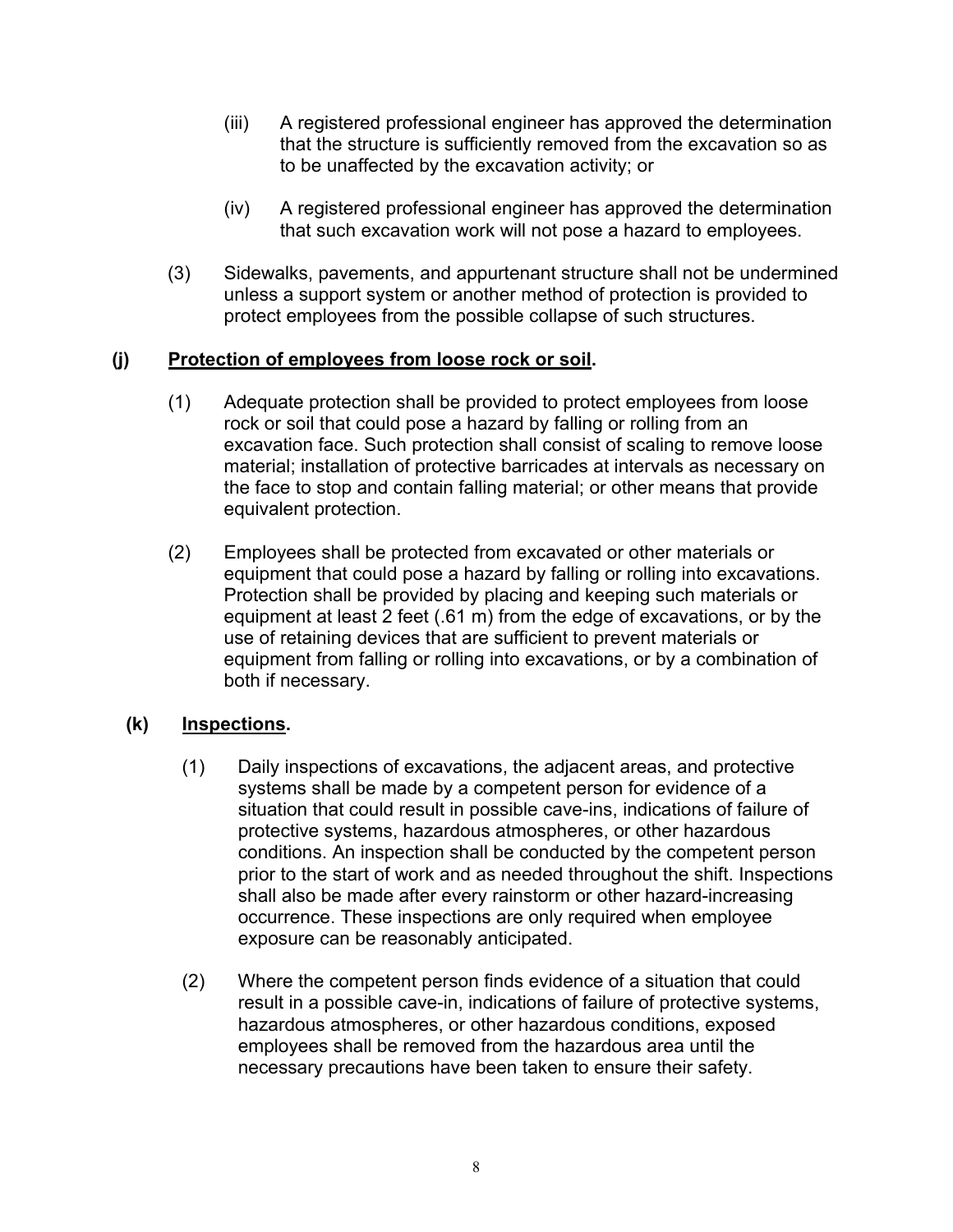(iii) A registered professional engineer has approved the determination that the structure is sufficiently removed from the excavation so as to be unaffected by the excavation activity; or

(iv) A registered professional engineer has approved the determination that such excavation work will not pose a hazard to employees.

(3) Sidewalks, pavements, and appurtenant structure shall not be undermined unless a support system or another method of protection is provided to protect employees from the possible collapse of such structures.

**(j) <u>Protection of employees from loose rock or soil</u>.**

(1) Adequate protection shall be provided to protect employees from loose rock or soil that could pose a hazard by falling or rolling from an excavation face. Such protection shall consist of scaling to remove loose material; installation of protective barricades at intervals as necessary on the face to stop and contain falling material; or other means that provide equivalent protection.

(2) Employees shall be protected from excavated or other materials or equipment that could pose a hazard by falling or rolling into excavations. Protection shall be provided by placing and keeping such materials or equipment at least 2 feet (.61 m) from the edge of excavations, or by the use of retaining devices that are sufficient to prevent materials or equipment from falling or rolling into excavations, or by a combination of both if necessary.

**(k) <u>Inspections</u>.**

(1) Daily inspections of excavations, the adjacent areas, and protective systems shall be made by a competent person for evidence of a situation that could result in possible cave-ins, indications of failure of protective systems, hazardous atmospheres, or other hazardous conditions. An inspection shall be conducted by the competent person prior to the start of work and as needed throughout the shift. Inspections shall also be made after every rainstorm or other hazard-increasing occurrence. These inspections are only required when employee exposure can be reasonably anticipated.

(2) Where the competent person finds evidence of a situation that could result in a possible cave-in, indications of failure of protective systems, hazardous atmospheres, or other hazardous conditions, exposed employees shall be removed from the hazardous area until the necessary precautions have been taken to ensure their safety.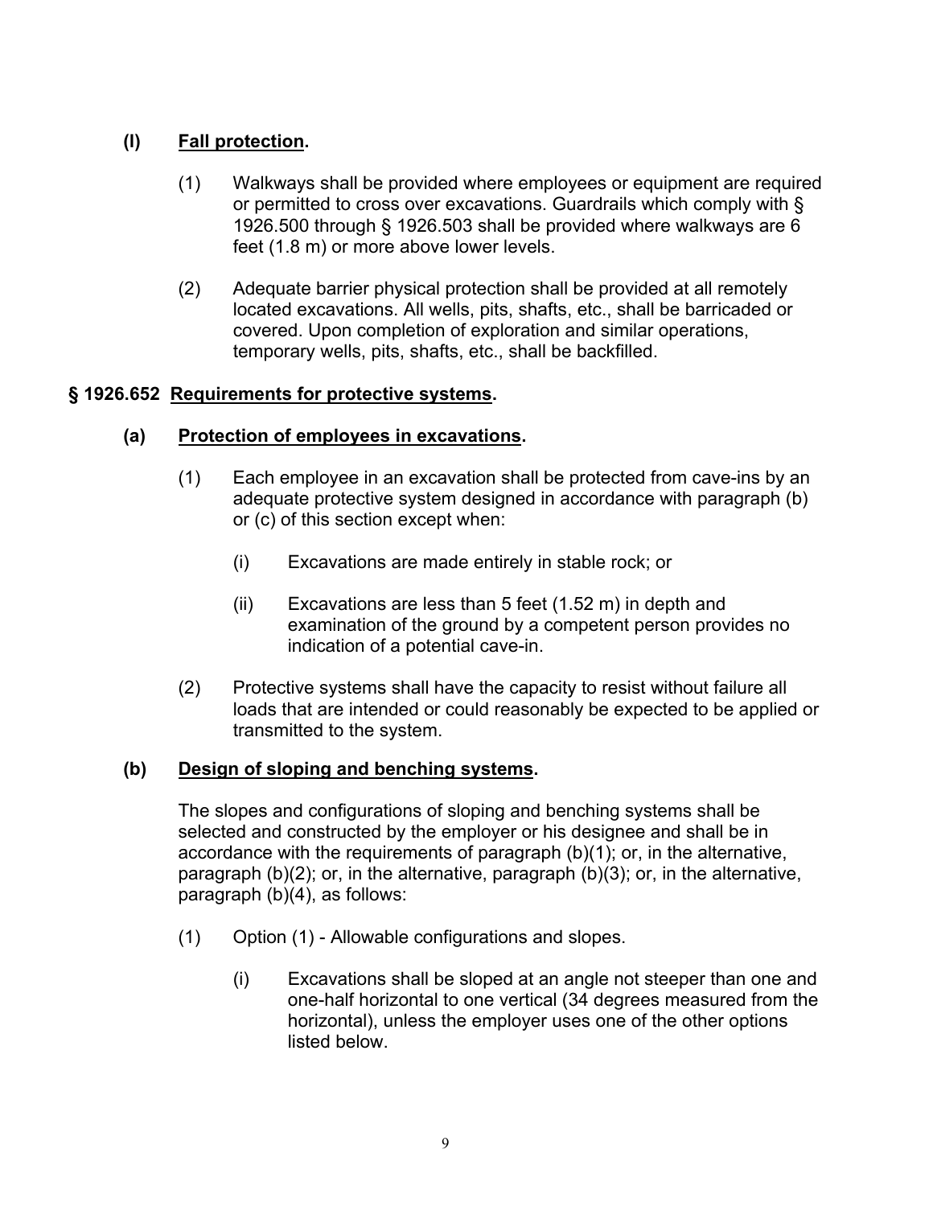**(l) Fall protection.**

(1) Walkways shall be provided where employees or equipment are required or permitted to cross over excavations. Guardrails which comply with § 1926.500 through § 1926.503 shall be provided where walkways are 6 feet (1.8 m) or more above lower levels.

(2) Adequate barrier physical protection shall be provided at all remotely located excavations. All wells, pits, shafts, etc., shall be barricaded or covered. Upon completion of exploration and similar operations, temporary wells, pits, shafts, etc., shall be backfilled.

## § 1926.652 Requirements for protective systems.

**(a) Protection of employees in excavations.**

(1) Each employee in an excavation shall be protected from cave-ins by an adequate protective system designed in accordance with paragraph (b) or (c) of this section except when:

(i) Excavations are made entirely in stable rock; or

(ii) Excavations are less than 5 feet (1.52 m) in depth and examination of the ground by a competent person provides no indication of a potential cave-in.

(2) Protective systems shall have the capacity to resist without failure all loads that are intended or could reasonably be expected to be applied or transmitted to the system.

**(b) Design of sloping and benching systems.**

The slopes and configurations of sloping and benching systems shall be selected and constructed by the employer or his designee and shall be in accordance with the requirements of paragraph (b)(1); or, in the alternative, paragraph (b)(2); or, in the alternative, paragraph (b)(3); or, in the alternative, paragraph (b)(4), as follows:

(1) Option (1) - Allowable configurations and slopes.

(i) Excavations shall be sloped at an angle not steeper than one and one-half horizontal to one vertical (34 degrees measured from the horizontal), unless the employer uses one of the other options listed below.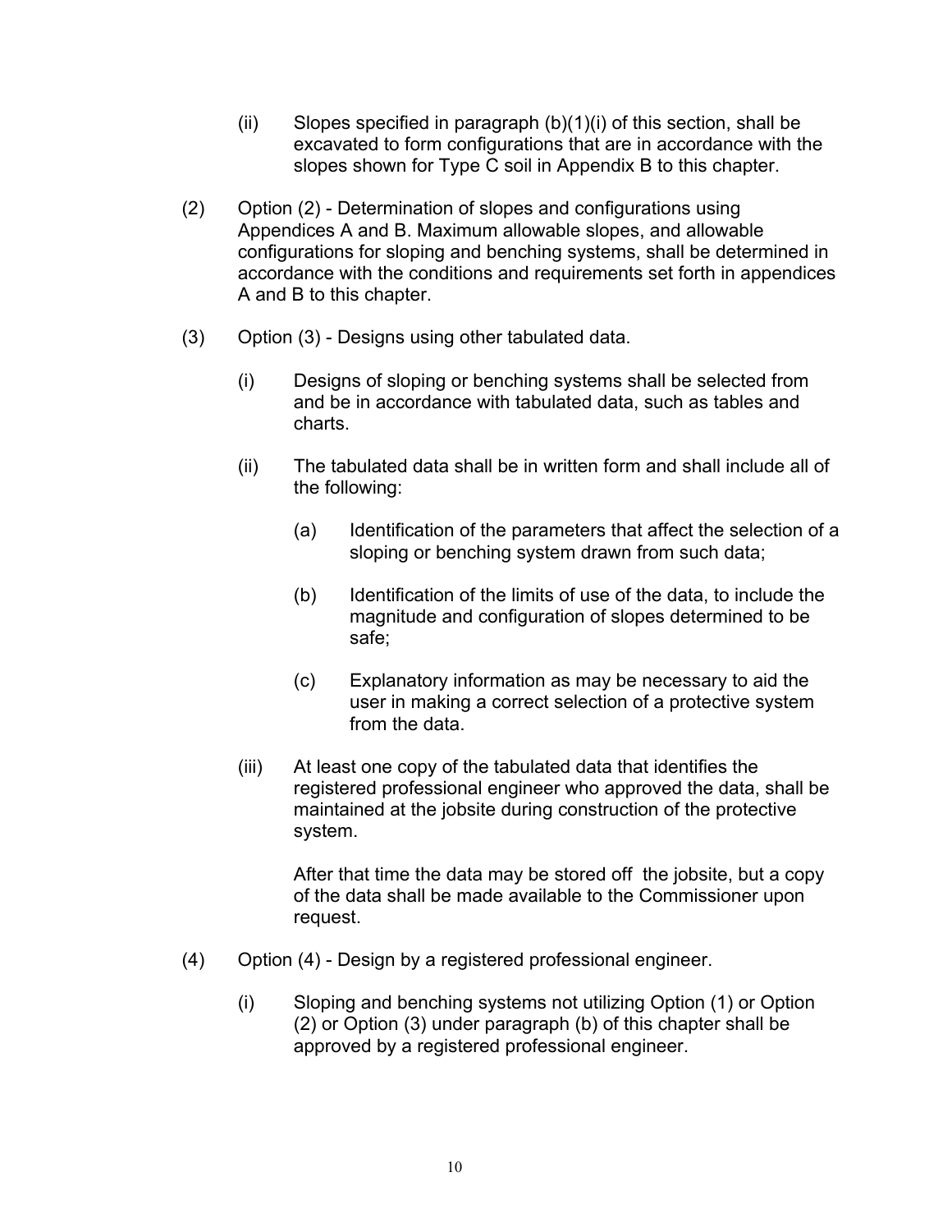(ii) Slopes specified in paragraph (b)(1)(i) of this section, shall be excavated to form configurations that are in accordance with the slopes shown for Type C soil in Appendix B to this chapter.

(2) Option (2) - Determination of slopes and configurations using Appendices A and B. Maximum allowable slopes, and allowable configurations for sloping and benching systems, shall be determined in accordance with the conditions and requirements set forth in appendices A and B to this chapter.

(3) Option (3) - Designs using other tabulated data.

(i) Designs of sloping or benching systems shall be selected from and be in accordance with tabulated data, such as tables and charts.

(ii) The tabulated data shall be in written form and shall include all of the following:

(a) Identification of the parameters that affect the selection of a sloping or benching system drawn from such data;

(b) Identification of the limits of use of the data, to include the magnitude and configuration of slopes determined to be safe;

(c) Explanatory information as may be necessary to aid the user in making a correct selection of a protective system from the data.

(iii) At least one copy of the tabulated data that identifies the registered professional engineer who approved the data, shall be maintained at the jobsite during construction of the protective system.

After that time the data may be stored off the jobsite, but a copy of the data shall be made available to the Commissioner upon request.

(4) Option (4) - Design by a registered professional engineer.

(i) Sloping and benching systems not utilizing Option (1) or Option (2) or Option (3) under paragraph (b) of this chapter shall be approved by a registered professional engineer.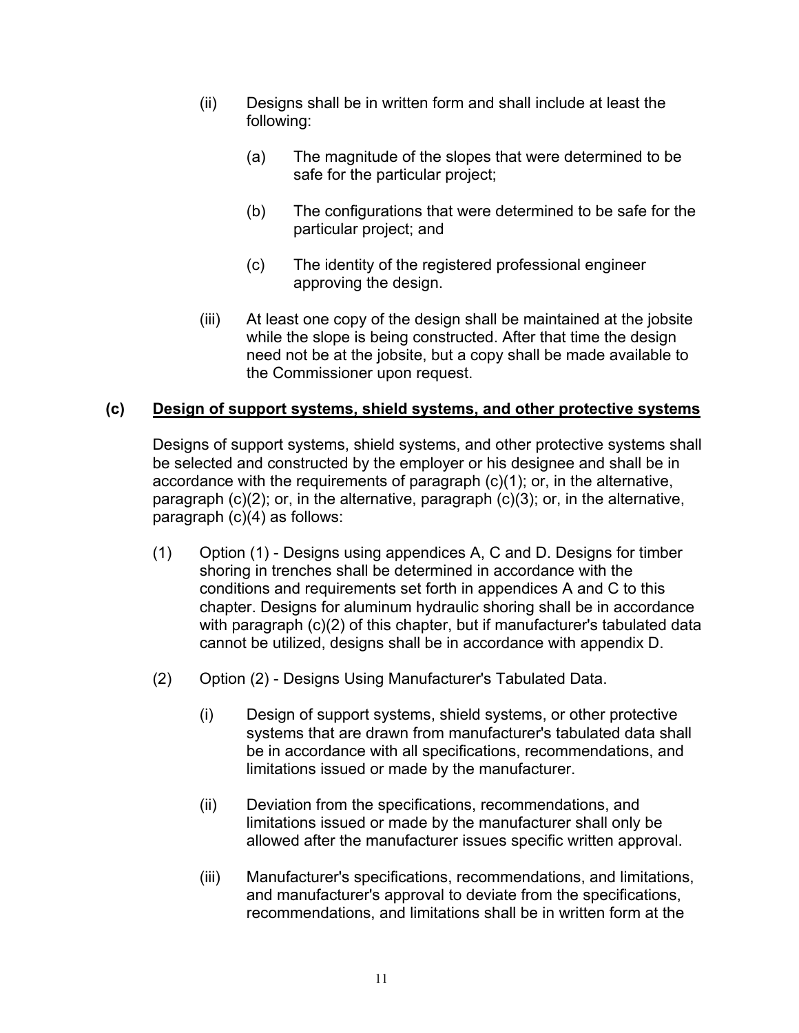(ii) Designs shall be in written form and shall include at least the following:

(a) The magnitude of the slopes that were determined to be safe for the particular project;

(b) The configurations that were determined to be safe for the particular project; and

(c) The identity of the registered professional engineer approving the design.

(iii) At least one copy of the design shall be maintained at the jobsite while the slope is being constructed. After that time the design need not be at the jobsite, but a copy shall be made available to the Commissioner upon request.

**(c) <u>Design of support systems, shield systems, and other protective systems</u>**

Designs of support systems, shield systems, and other protective systems shall be selected and constructed by the employer or his designee and shall be in accordance with the requirements of paragraph (c)(1); or, in the alternative, paragraph (c)(2); or, in the alternative, paragraph (c)(3); or, in the alternative, paragraph (c)(4) as follows:

(1) Option (1) - Designs using appendices A, C and D. Designs for timber shoring in trenches shall be determined in accordance with the conditions and requirements set forth in appendices A and C to this chapter. Designs for aluminum hydraulic shoring shall be in accordance with paragraph (c)(2) of this chapter, but if manufacturer's tabulated data cannot be utilized, designs shall be in accordance with appendix D.

(2) Option (2) - Designs Using Manufacturer's Tabulated Data.

(i) Design of support systems, shield systems, or other protective systems that are drawn from manufacturer's tabulated data shall be in accordance with all specifications, recommendations, and limitations issued or made by the manufacturer.

(ii) Deviation from the specifications, recommendations, and limitations issued or made by the manufacturer shall only be allowed after the manufacturer issues specific written approval.

(iii) Manufacturer's specifications, recommendations, and limitations, and manufacturer's approval to deviate from the specifications, recommendations, and limitations shall be in written form at the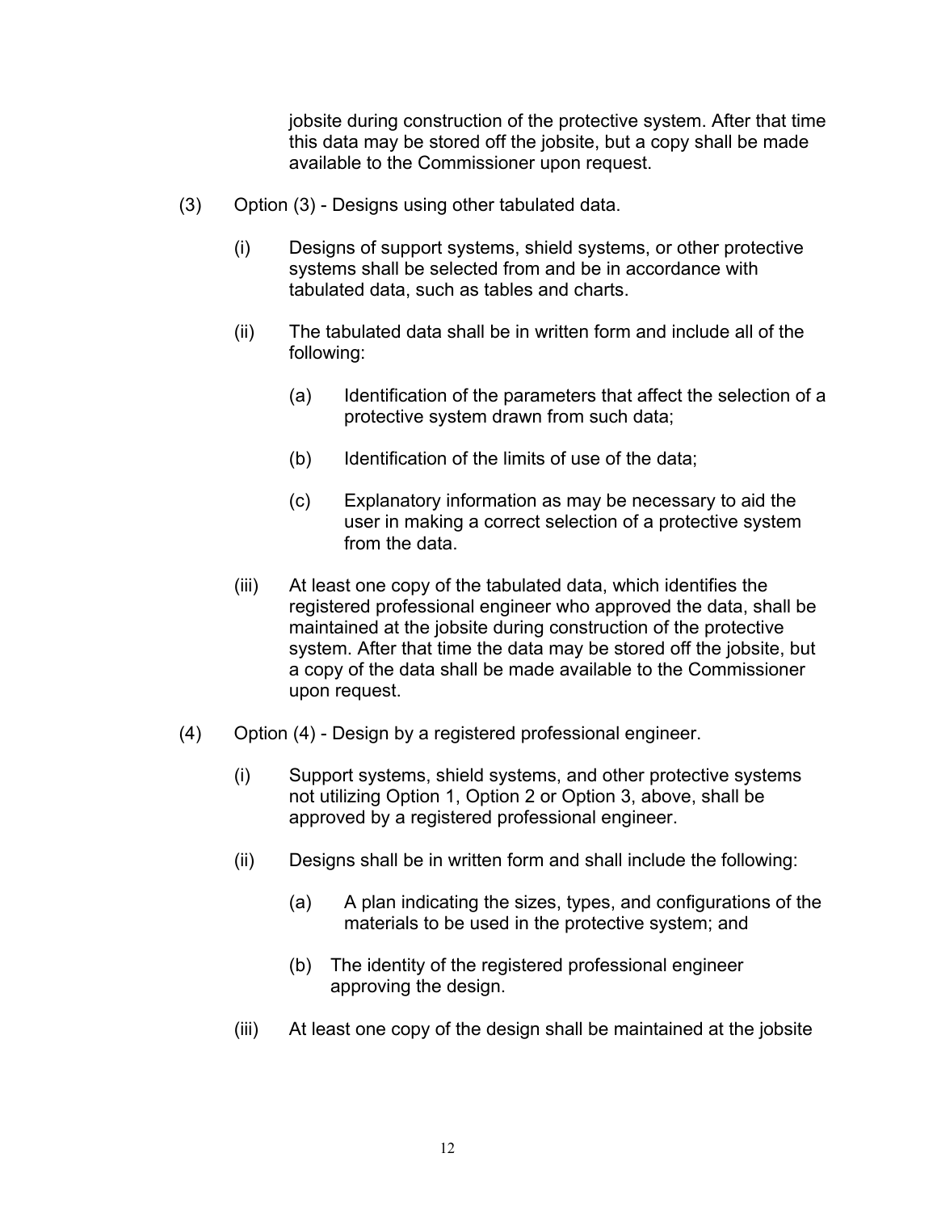jobsite during construction of the protective system. After that time this data may be stored off the jobsite, but a copy shall be made available to the Commissioner upon request.

(3) Option (3) - Designs using other tabulated data.

(i) Designs of support systems, shield systems, or other protective systems shall be selected from and be in accordance with tabulated data, such as tables and charts.

(ii) The tabulated data shall be in written form and include all of the following:

(a) Identification of the parameters that affect the selection of a protective system drawn from such data;

(b) Identification of the limits of use of the data;

(c) Explanatory information as may be necessary to aid the user in making a correct selection of a protective system from the data.

(iii) At least one copy of the tabulated data, which identifies the registered professional engineer who approved the data, shall be maintained at the jobsite during construction of the protective system. After that time the data may be stored off the jobsite, but a copy of the data shall be made available to the Commissioner upon request.

(4) Option (4) - Design by a registered professional engineer.

(i) Support systems, shield systems, and other protective systems not utilizing Option 1, Option 2 or Option 3, above, shall be approved by a registered professional engineer.

(ii) Designs shall be in written form and shall include the following:

(a) A plan indicating the sizes, types, and configurations of the materials to be used in the protective system; and

(b) The identity of the registered professional engineer approving the design.

(iii) At least one copy of the design shall be maintained at the jobsite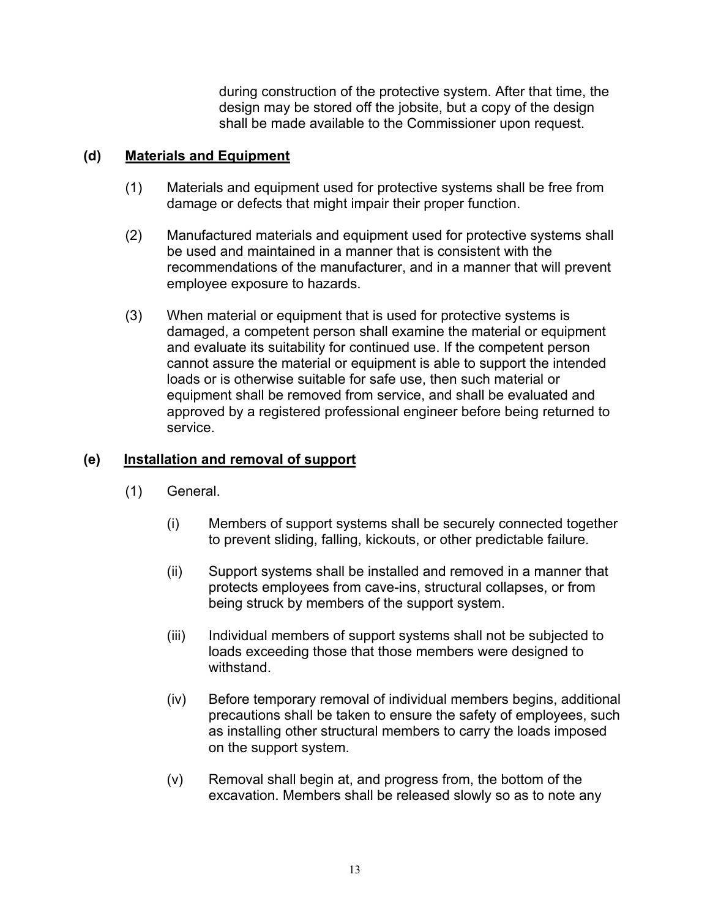during construction of the protective system. After that time, the design may be stored off the jobsite, but a copy of the design shall be made available to the Commissioner upon request.

**(d) <u>Materials and Equipment</u>**

(1) Materials and equipment used for protective systems shall be free from damage or defects that might impair their proper function.

(2) Manufactured materials and equipment used for protective systems shall be used and maintained in a manner that is consistent with the recommendations of the manufacturer, and in a manner that will prevent employee exposure to hazards.

(3) When material or equipment that is used for protective systems is damaged, a competent person shall examine the material or equipment and evaluate its suitability for continued use. If the competent person cannot assure the material or equipment is able to support the intended loads or is otherwise suitable for safe use, then such material or equipment shall be removed from service, and shall be evaluated and approved by a registered professional engineer before being returned to service.

**(e) <u>Installation and removal of support</u>**

(1) General.

(i) Members of support systems shall be securely connected together to prevent sliding, falling, kickouts, or other predictable failure.

(ii) Support systems shall be installed and removed in a manner that protects employees from cave-ins, structural collapses, or from being struck by members of the support system.

(iii) Individual members of support systems shall not be subjected to loads exceeding those that those members were designed to withstand.

(iv) Before temporary removal of individual members begins, additional precautions shall be taken to ensure the safety of employees, such as installing other structural members to carry the loads imposed on the support system.

(v) Removal shall begin at, and progress from, the bottom of the excavation. Members shall be released slowly so as to note any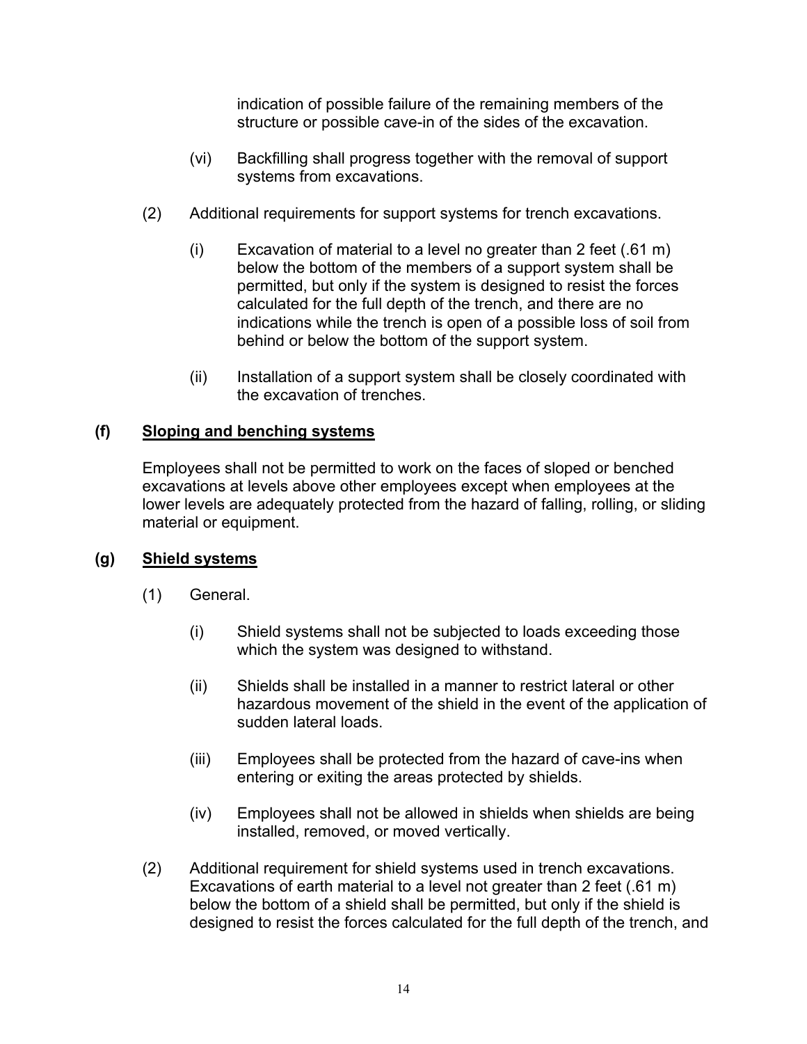indication of possible failure of the remaining members of the structure or possible cave-in of the sides of the excavation.

(vi) Backfilling shall progress together with the removal of support systems from excavations.

(2) Additional requirements for support systems for trench excavations.

(i) Excavation of material to a level no greater than 2 feet (.61 m) below the bottom of the members of a support system shall be permitted, but only if the system is designed to resist the forces calculated for the full depth of the trench, and there are no indications while the trench is open of a possible loss of soil from behind or below the bottom of the support system.

(ii) Installation of a support system shall be closely coordinated with the excavation of trenches.

### (f) <u>Sloping and benching systems</u>

Employees shall not be permitted to work on the faces of sloped or benched excavations at levels above other employees except when employees at the lower levels are adequately protected from the hazard of falling, rolling, or sliding material or equipment.

### (g) <u>Shield systems</u>

(1) General.

(i) Shield systems shall not be subjected to loads exceeding those which the system was designed to withstand.

(ii) Shields shall be installed in a manner to restrict lateral or other hazardous movement of the shield in the event of the application of sudden lateral loads.

(iii) Employees shall be protected from the hazard of cave-ins when entering or exiting the areas protected by shields.

(iv) Employees shall not be allowed in shields when shields are being installed, removed, or moved vertically.

(2) Additional requirement for shield systems used in trench excavations. Excavations of earth material to a level not greater than 2 feet (.61 m) below the bottom of a shield shall be permitted, but only if the shield is designed to resist the forces calculated for the full depth of the trench, and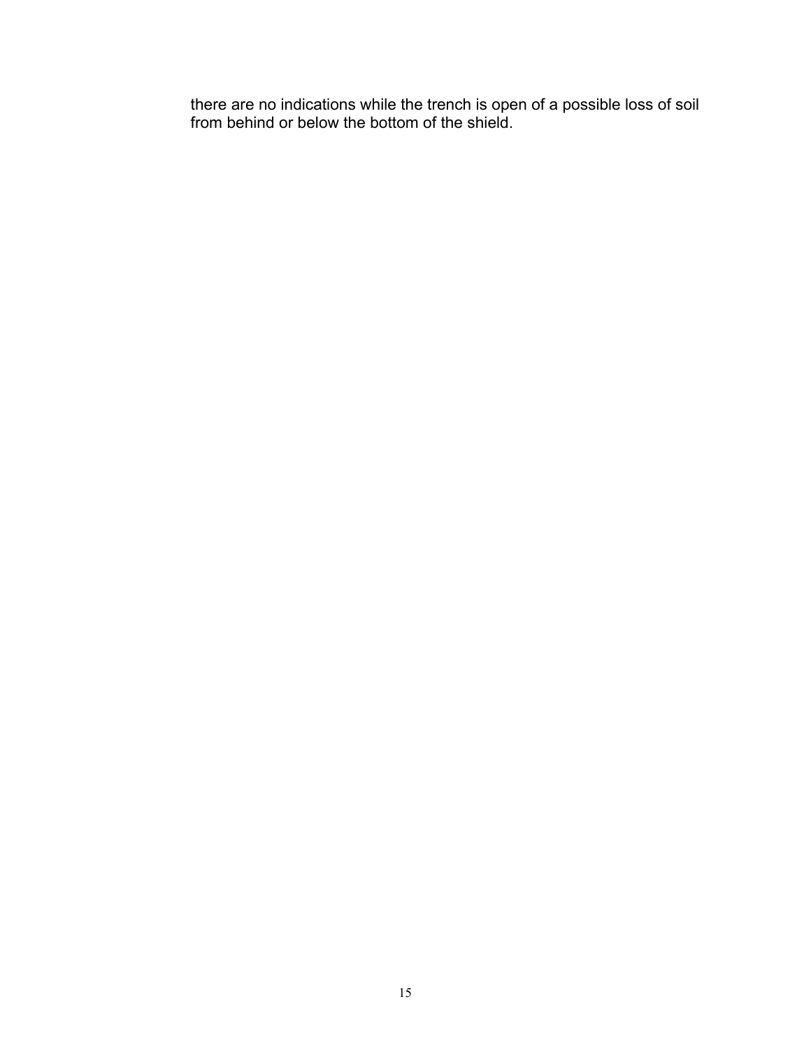there are no indications while the trench is open of a possible loss of soil from behind or below the bottom of the shield.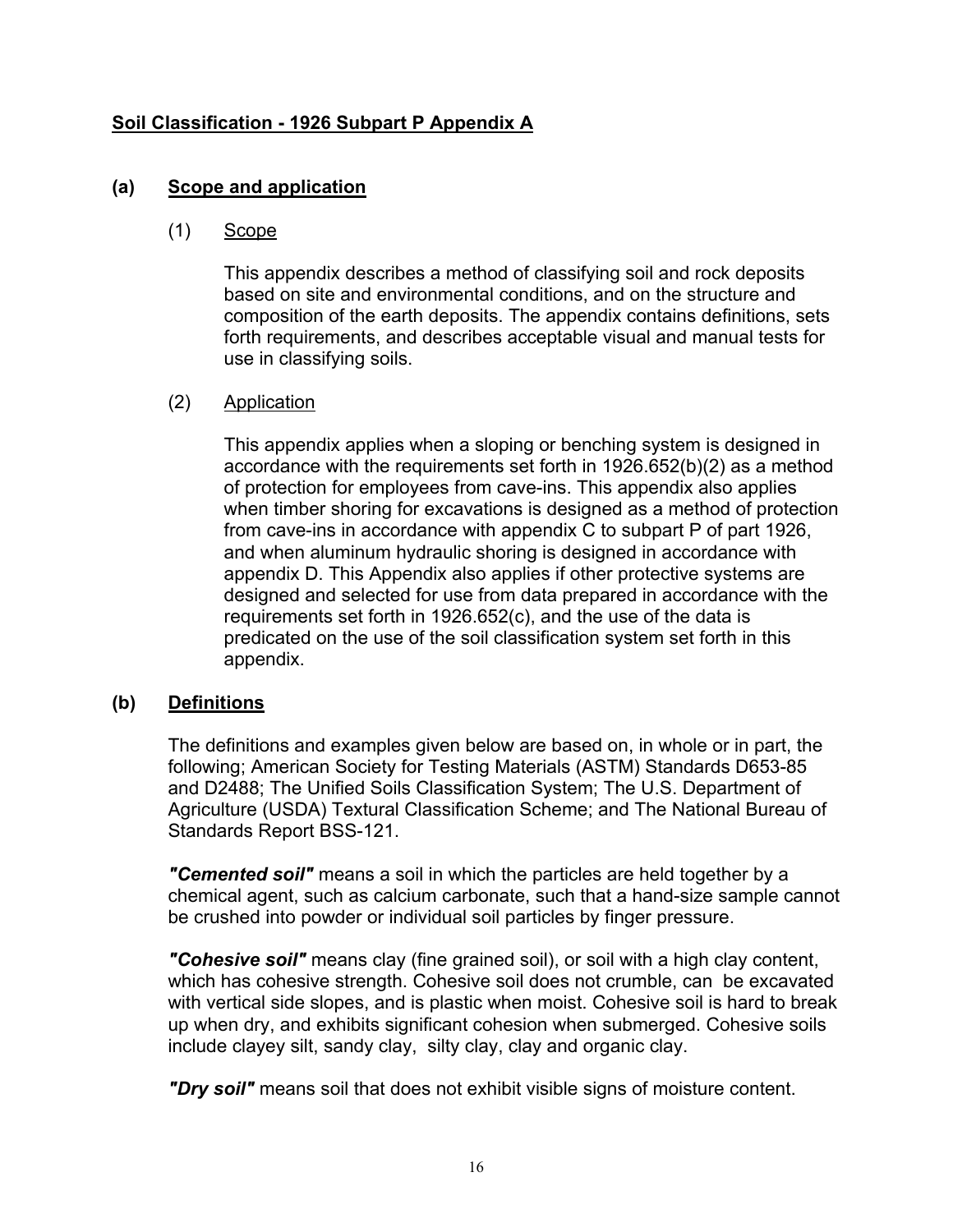## Soil Classification - 1926 Subpart P Appendix A

### (a) Scope and application

#### (1) Scope

This appendix describes a method of classifying soil and rock deposits based on site and environmental conditions, and on the structure and composition of the earth deposits. The appendix contains definitions, sets forth requirements, and describes acceptable visual and manual tests for use in classifying soils.

#### (2) Application

This appendix applies when a sloping or benching system is designed in accordance with the requirements set forth in 1926.652(b)(2) as a method of protection for employees from cave-ins. This appendix also applies when timber shoring for excavations is designed as a method of protection from cave-ins in accordance with appendix C to subpart P of part 1926, and when aluminum hydraulic shoring is designed in accordance with appendix D. This Appendix also applies if other protective systems are designed and selected for use from data prepared in accordance with the requirements set forth in 1926.652(c), and the use of the data is predicated on the use of the soil classification system set forth in this appendix.

### (b) Definitions

The definitions and examples given below are based on, in whole or in part, the following; American Society for Testing Materials (ASTM) Standards D653-85 and D2488; The Unified Soils Classification System; The U.S. Department of Agriculture (USDA) Textural Classification Scheme; and The National Bureau of Standards Report BSS-121.

***"Cemented soil"*** means a soil in which the particles are held together by a chemical agent, such as calcium carbonate, such that a hand-size sample cannot be crushed into powder or individual soil particles by finger pressure.

***"Cohesive soil"*** means clay (fine grained soil), or soil with a high clay content, which has cohesive strength. Cohesive soil does not crumble, can be excavated with vertical side slopes, and is plastic when moist. Cohesive soil is hard to break up when dry, and exhibits significant cohesion when submerged. Cohesive soils include clayey silt, sandy clay, silty clay, clay and organic clay.

***"Dry soil"*** means soil that does not exhibit visible signs of moisture content.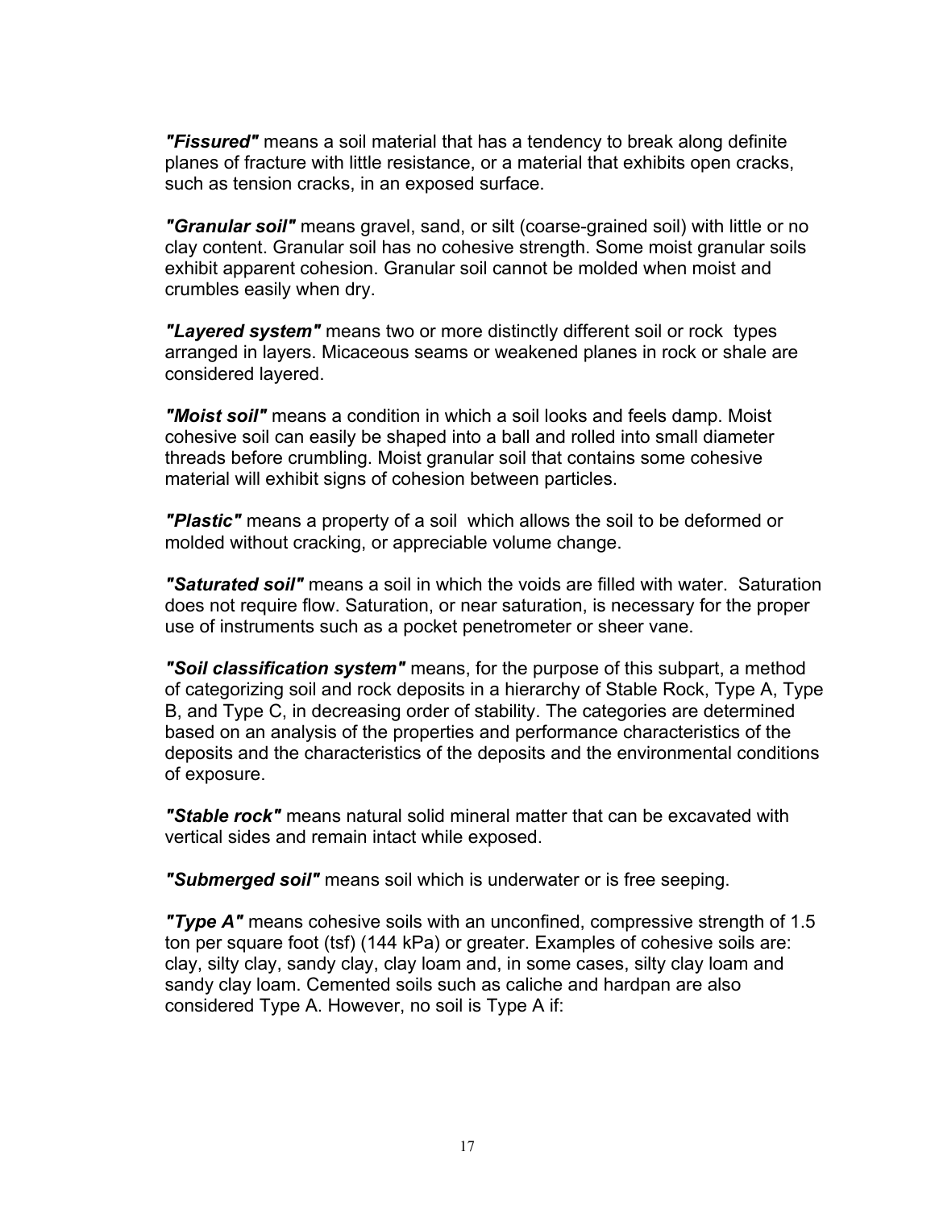***"Fissured"*** means a soil material that has a tendency to break along definite planes of fracture with little resistance, or a material that exhibits open cracks, such as tension cracks, in an exposed surface.

***"Granular soil"*** means gravel, sand, or silt (coarse-grained soil) with little or no clay content. Granular soil has no cohesive strength. Some moist granular soils exhibit apparent cohesion. Granular soil cannot be molded when moist and crumbles easily when dry.

***"Layered system"*** means two or more distinctly different soil or rock types arranged in layers. Micaceous seams or weakened planes in rock or shale are considered layered.

***"Moist soil"*** means a condition in which a soil looks and feels damp. Moist cohesive soil can easily be shaped into a ball and rolled into small diameter threads before crumbling. Moist granular soil that contains some cohesive material will exhibit signs of cohesion between particles.

***"Plastic"*** means a property of a soil which allows the soil to be deformed or molded without cracking, or appreciable volume change.

***"Saturated soil"*** means a soil in which the voids are filled with water. Saturation does not require flow. Saturation, or near saturation, is necessary for the proper use of instruments such as a pocket penetrometer or sheer vane.

***"Soil classification system"*** means, for the purpose of this subpart, a method of categorizing soil and rock deposits in a hierarchy of Stable Rock, Type A, Type B, and Type C, in decreasing order of stability. The categories are determined based on an analysis of the properties and performance characteristics of the deposits and the characteristics of the deposits and the environmental conditions of exposure.

***"Stable rock"*** means natural solid mineral matter that can be excavated with vertical sides and remain intact while exposed.

***"Submerged soil"*** means soil which is underwater or is free seeping.

***"Type A"*** means cohesive soils with an unconfined, compressive strength of 1.5 ton per square foot (tsf) (144 kPa) or greater. Examples of cohesive soils are: clay, silty clay, sandy clay, clay loam and, in some cases, silty clay loam and sandy clay loam. Cemented soils such as caliche and hardpan are also considered Type A. However, no soil is Type A if: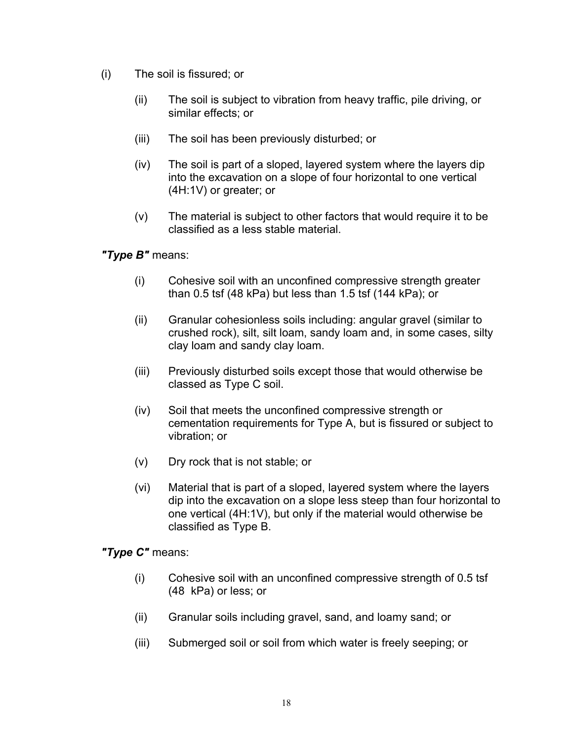(i) The soil is fissured; or

(ii) The soil is subject to vibration from heavy traffic, pile driving, or similar effects; or

(iii) The soil has been previously disturbed; or

(iv) The soil is part of a sloped, layered system where the layers dip into the excavation on a slope of four horizontal to one vertical (4H:1V) or greater; or

(v) The material is subject to other factors that would require it to be classified as a less stable material.

***"Type B"*** means:

(i) Cohesive soil with an unconfined compressive strength greater than 0.5 tsf (48 kPa) but less than 1.5 tsf (144 kPa); or

(ii) Granular cohesionless soils including: angular gravel (similar to crushed rock), silt, silt loam, sandy loam and, in some cases, silty clay loam and sandy clay loam.

(iii) Previously disturbed soils except those that would otherwise be classed as Type C soil.

(iv) Soil that meets the unconfined compressive strength or cementation requirements for Type A, but is fissured or subject to vibration; or

(v) Dry rock that is not stable; or

(vi) Material that is part of a sloped, layered system where the layers dip into the excavation on a slope less steep than four horizontal to one vertical (4H:1V), but only if the material would otherwise be classified as Type B.

***"Type C"*** means:

(i) Cohesive soil with an unconfined compressive strength of 0.5 tsf (48 kPa) or less; or

(ii) Granular soils including gravel, sand, and loamy sand; or

(iii) Submerged soil or soil from which water is freely seeping; or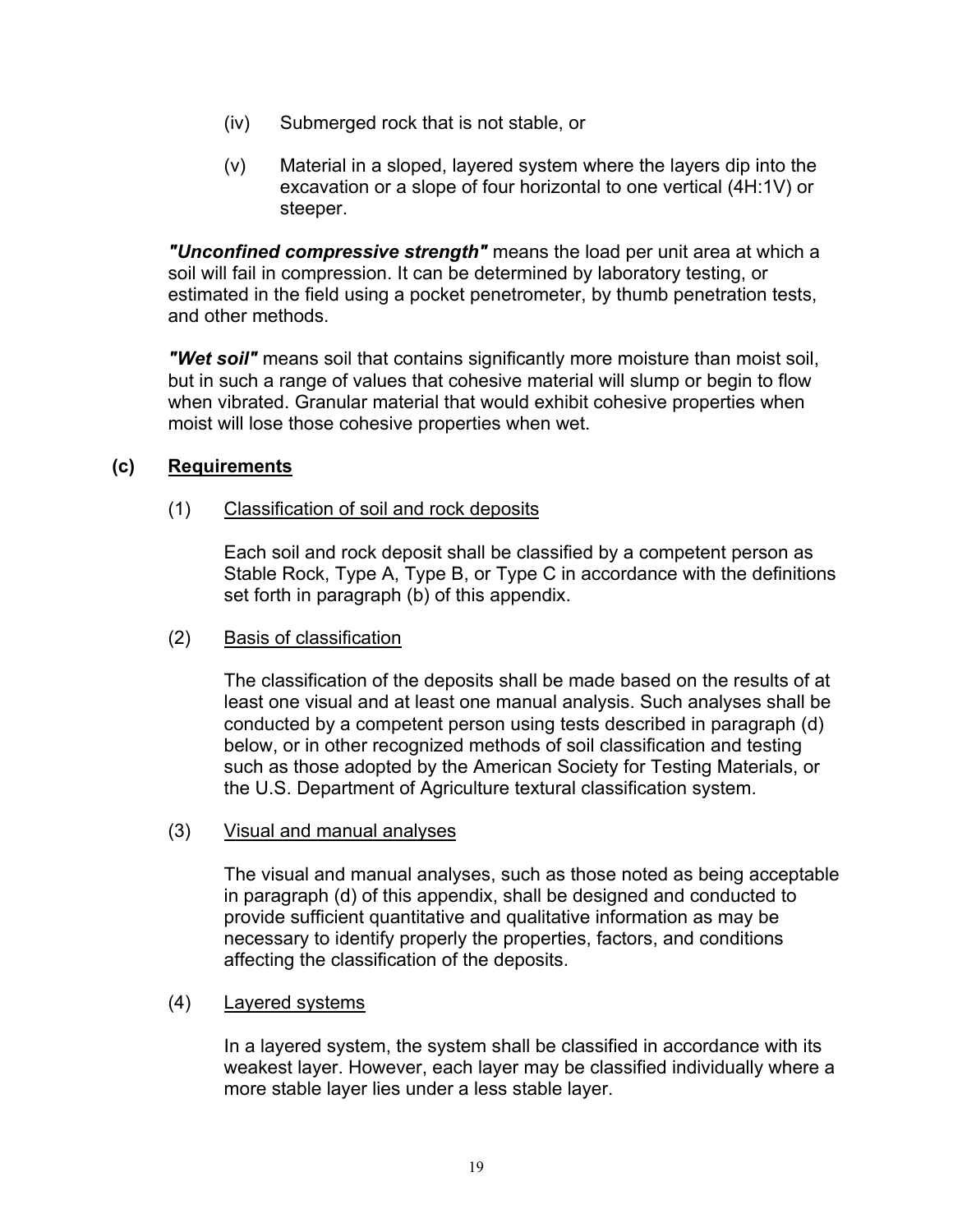(iv) Submerged rock that is not stable, or

(v) Material in a sloped, layered system where the layers dip into the excavation or a slope of four horizontal to one vertical (4H:1V) or steeper.

***"Unconfined compressive strength"*** means the load per unit area at which a soil will fail in compression. It can be determined by laboratory testing, or estimated in the field using a pocket penetrometer, by thumb penetration tests, and other methods.

***"Wet soil"*** means soil that contains significantly more moisture than moist soil, but in such a range of values that cohesive material will slump or begin to flow when vibrated. Granular material that would exhibit cohesive properties when moist will lose those cohesive properties when wet.

## (c) Requirements

### (1) Classification of soil and rock deposits

Each soil and rock deposit shall be classified by a competent person as Stable Rock, Type A, Type B, or Type C in accordance with the definitions set forth in paragraph (b) of this appendix.

### (2) Basis of classification

The classification of the deposits shall be made based on the results of at least one visual and at least one manual analysis. Such analyses shall be conducted by a competent person using tests described in paragraph (d) below, or in other recognized methods of soil classification and testing such as those adopted by the American Society for Testing Materials, or the U.S. Department of Agriculture textural classification system.

### (3) Visual and manual analyses

The visual and manual analyses, such as those noted as being acceptable in paragraph (d) of this appendix, shall be designed and conducted to provide sufficient quantitative and qualitative information as may be necessary to identify properly the properties, factors, and conditions affecting the classification of the deposits.

### (4) Layered systems

In a layered system, the system shall be classified in accordance with its weakest layer. However, each layer may be classified individually where a more stable layer lies under a less stable layer.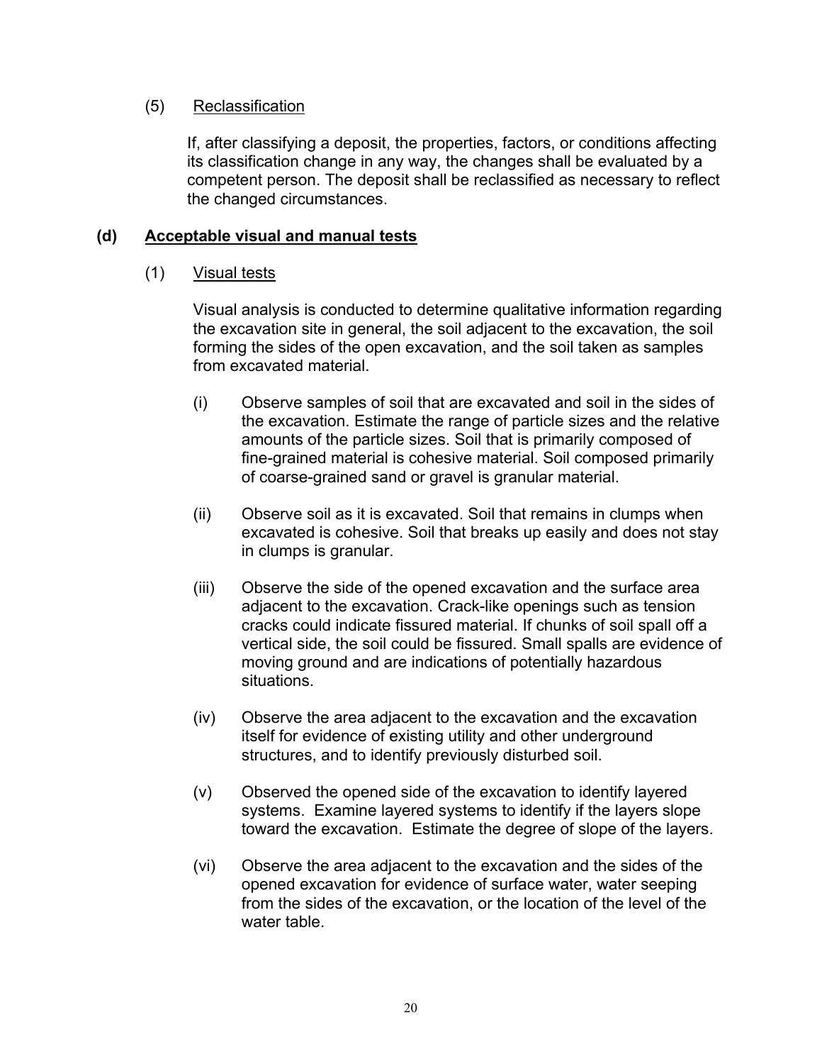(5) Reclassification

If, after classifying a deposit, the properties, factors, or conditions affecting its classification change in any way, the changes shall be evaluated by a competent person. The deposit shall be reclassified as necessary to reflect the changed circumstances.

**(d) Acceptable visual and manual tests**

(1) Visual tests

Visual analysis is conducted to determine qualitative information regarding the excavation site in general, the soil adjacent to the excavation, the soil forming the sides of the open excavation, and the soil taken as samples from excavated material.

(i) Observe samples of soil that are excavated and soil in the sides of the excavation. Estimate the range of particle sizes and the relative amounts of the particle sizes. Soil that is primarily composed of fine-grained material is cohesive material. Soil composed primarily of coarse-grained sand or gravel is granular material.

(ii) Observe soil as it is excavated. Soil that remains in clumps when excavated is cohesive. Soil that breaks up easily and does not stay in clumps is granular.

(iii) Observe the side of the opened excavation and the surface area adjacent to the excavation. Crack-like openings such as tension cracks could indicate fissured material. If chunks of soil spall off a vertical side, the soil could be fissured. Small spalls are evidence of moving ground and are indications of potentially hazardous situations.

(iv) Observe the area adjacent to the excavation and the excavation itself for evidence of existing utility and other underground structures, and to identify previously disturbed soil.

(v) Observed the opened side of the excavation to identify layered systems. Examine layered systems to identify if the layers slope toward the excavation. Estimate the degree of slope of the layers.

(vi) Observe the area adjacent to the excavation and the sides of the opened excavation for evidence of surface water, water seeping from the sides of the excavation, or the location of the level of the water table.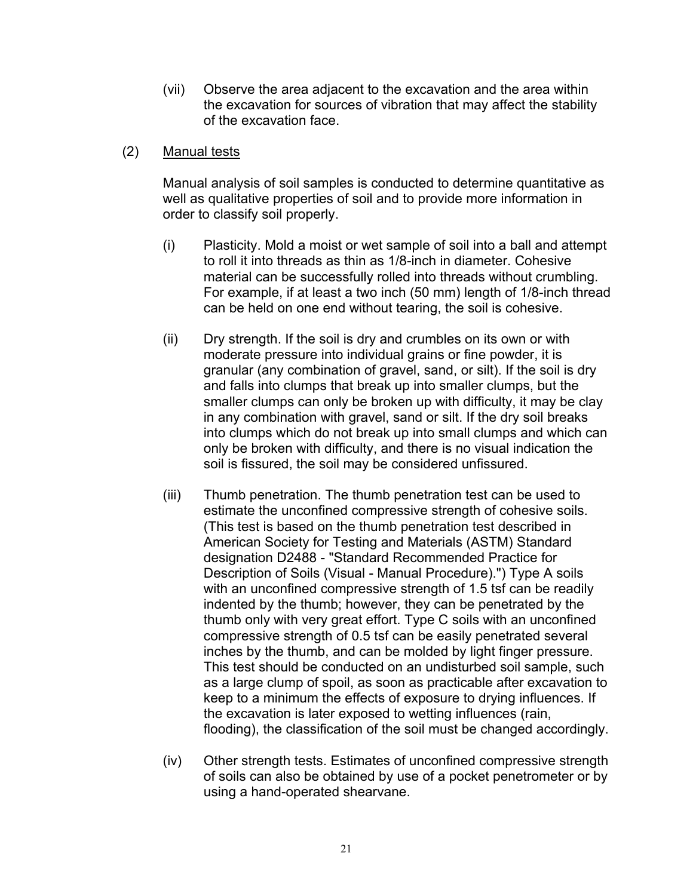(vii) Observe the area adjacent to the excavation and the area within the excavation for sources of vibration that may affect the stability of the excavation face.

(2) <u>Manual tests</u>

Manual analysis of soil samples is conducted to determine quantitative as well as qualitative properties of soil and to provide more information in order to classify soil properly.

(i) Plasticity. Mold a moist or wet sample of soil into a ball and attempt to roll it into threads as thin as 1/8-inch in diameter. Cohesive material can be successfully rolled into threads without crumbling. For example, if at least a two inch (50 mm) length of 1/8-inch thread can be held on one end without tearing, the soil is cohesive.

(ii) Dry strength. If the soil is dry and crumbles on its own or with moderate pressure into individual grains or fine powder, it is granular (any combination of gravel, sand, or silt). If the soil is dry and falls into clumps that break up into smaller clumps, but the smaller clumps can only be broken up with difficulty, it may be clay in any combination with gravel, sand or silt. If the dry soil breaks into clumps which do not break up into small clumps and which can only be broken with difficulty, and there is no visual indication the soil is fissured, the soil may be considered unfissured.

(iii) Thumb penetration. The thumb penetration test can be used to estimate the unconfined compressive strength of cohesive soils. (This test is based on the thumb penetration test described in American Society for Testing and Materials (ASTM) Standard designation D2488 - "Standard Recommended Practice for Description of Soils (Visual - Manual Procedure).") Type A soils with an unconfined compressive strength of 1.5 tsf can be readily indented by the thumb; however, they can be penetrated by the thumb only with very great effort. Type C soils with an unconfined compressive strength of 0.5 tsf can be easily penetrated several inches by the thumb, and can be molded by light finger pressure. This test should be conducted on an undisturbed soil sample, such as a large clump of spoil, as soon as practicable after excavation to keep to a minimum the effects of exposure to drying influences. If the excavation is later exposed to wetting influences (rain, flooding), the classification of the soil must be changed accordingly.

(iv) Other strength tests. Estimates of unconfined compressive strength of soils can also be obtained by use of a pocket penetrometer or by using a hand-operated shearvane.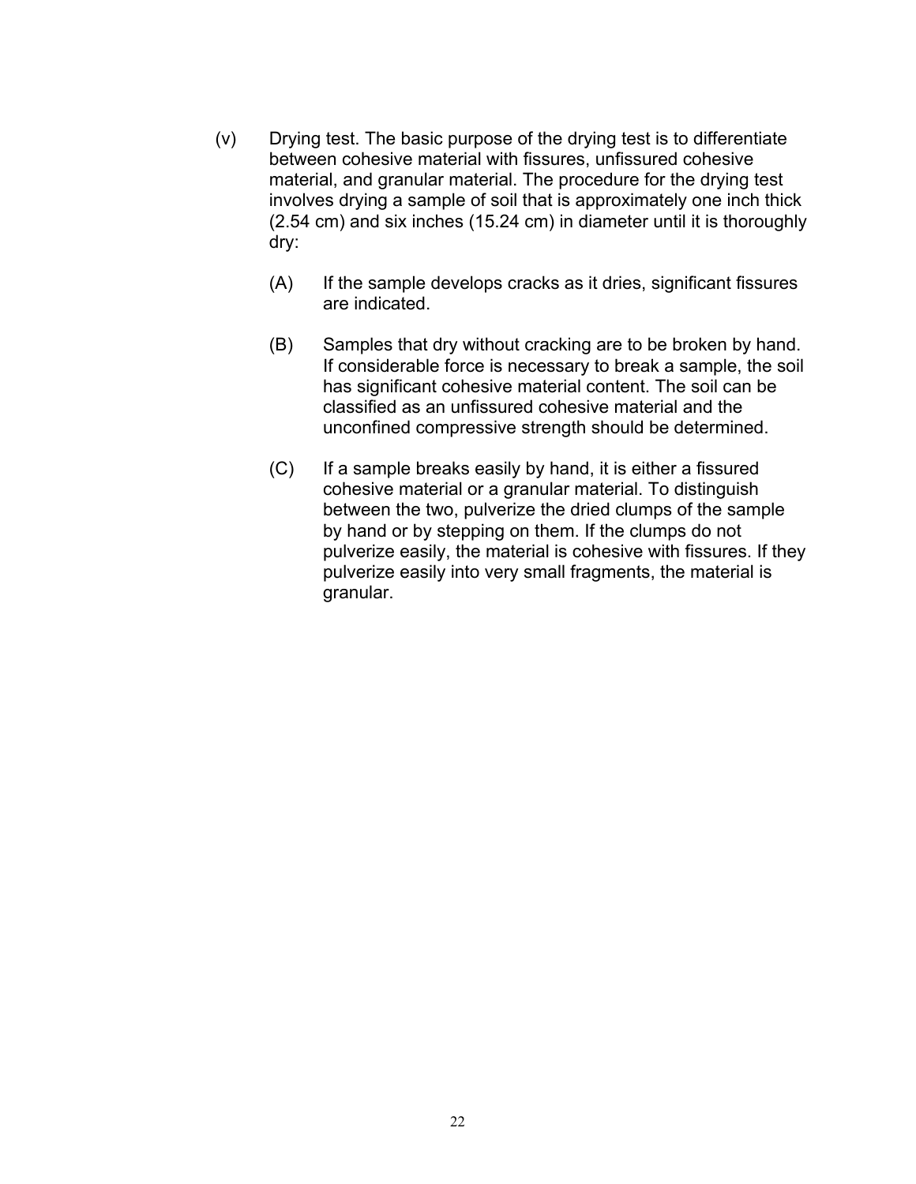(v) Drying test. The basic purpose of the drying test is to differentiate between cohesive material with fissures, unfissured cohesive material, and granular material. The procedure for the drying test involves drying a sample of soil that is approximately one inch thick (2.54 cm) and six inches (15.24 cm) in diameter until it is thoroughly dry:

(A) If the sample develops cracks as it dries, significant fissures are indicated.

(B) Samples that dry without cracking are to be broken by hand. If considerable force is necessary to break a sample, the soil has significant cohesive material content. The soil can be classified as an unfissured cohesive material and the unconfined compressive strength should be determined.

(C) If a sample breaks easily by hand, it is either a fissured cohesive material or a granular material. To distinguish between the two, pulverize the dried clumps of the sample by hand or by stepping on them. If the clumps do not pulverize easily, the material is cohesive with fissures. If they pulverize easily into very small fragments, the material is granular.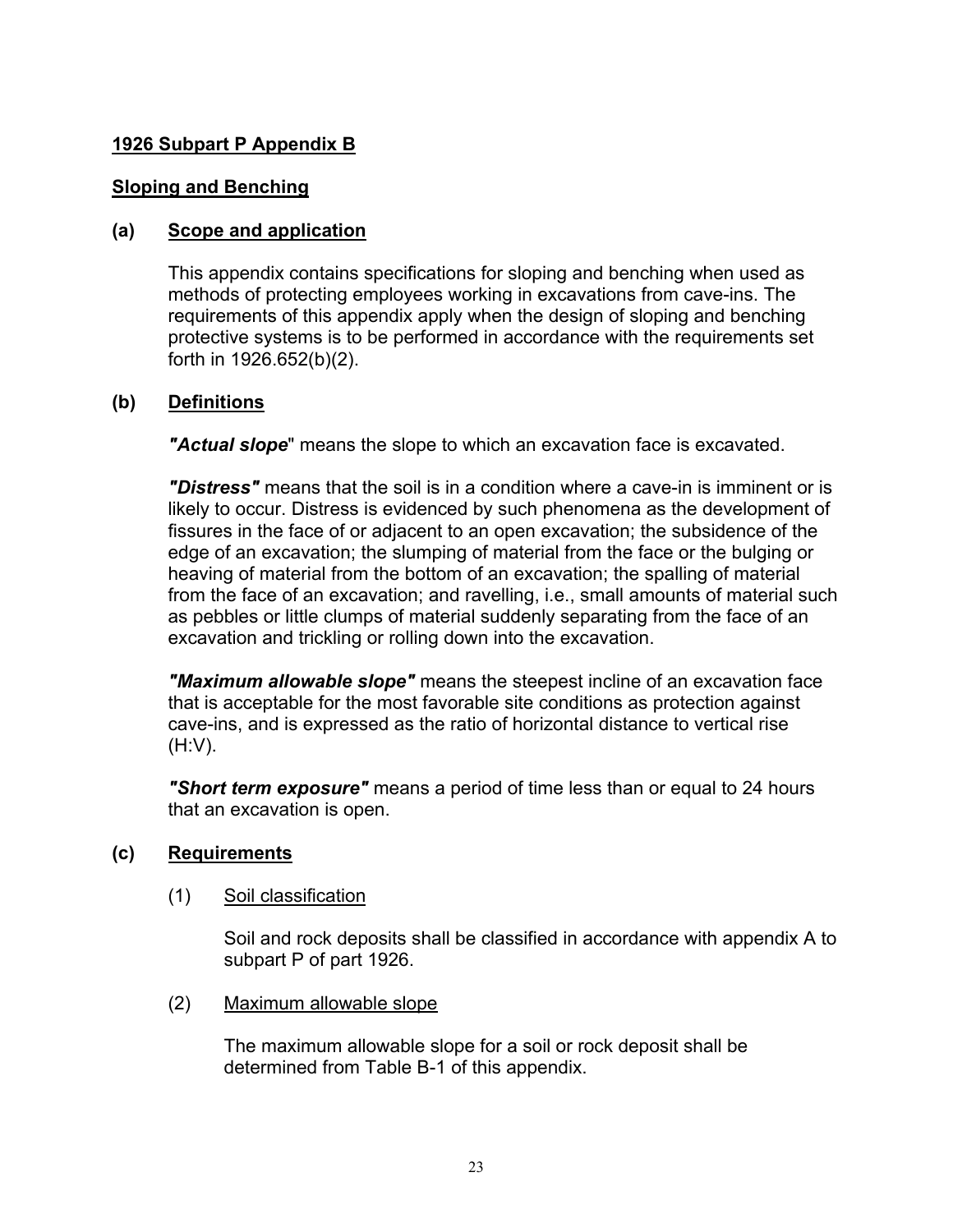## 1926 Subpart P Appendix B

## Sloping and Benching

### (a) Scope and application

This appendix contains specifications for sloping and benching when used as methods of protecting employees working in excavations from cave-ins. The requirements of this appendix apply when the design of sloping and benching protective systems is to be performed in accordance with the requirements set forth in 1926.652(b)(2).

### (b) Definitions

***"Actual slope***" means the slope to which an excavation face is excavated.

***"Distress"*** means that the soil is in a condition where a cave-in is imminent or is likely to occur. Distress is evidenced by such phenomena as the development of fissures in the face of or adjacent to an open excavation; the subsidence of the edge of an excavation; the slumping of material from the face or the bulging or heaving of material from the bottom of an excavation; the spalling of material from the face of an excavation; and ravelling, i.e., small amounts of material such as pebbles or little clumps of material suddenly separating from the face of an excavation and trickling or rolling down into the excavation.

***"Maximum allowable slope"*** means the steepest incline of an excavation face that is acceptable for the most favorable site conditions as protection against cave-ins, and is expressed as the ratio of horizontal distance to vertical rise (H:V).

***"Short term exposure"*** means a period of time less than or equal to 24 hours that an excavation is open.

### (c) Requirements

(1) Soil classification

Soil and rock deposits shall be classified in accordance with appendix A to subpart P of part 1926.

(2) Maximum allowable slope

The maximum allowable slope for a soil or rock deposit shall be determined from Table B-1 of this appendix.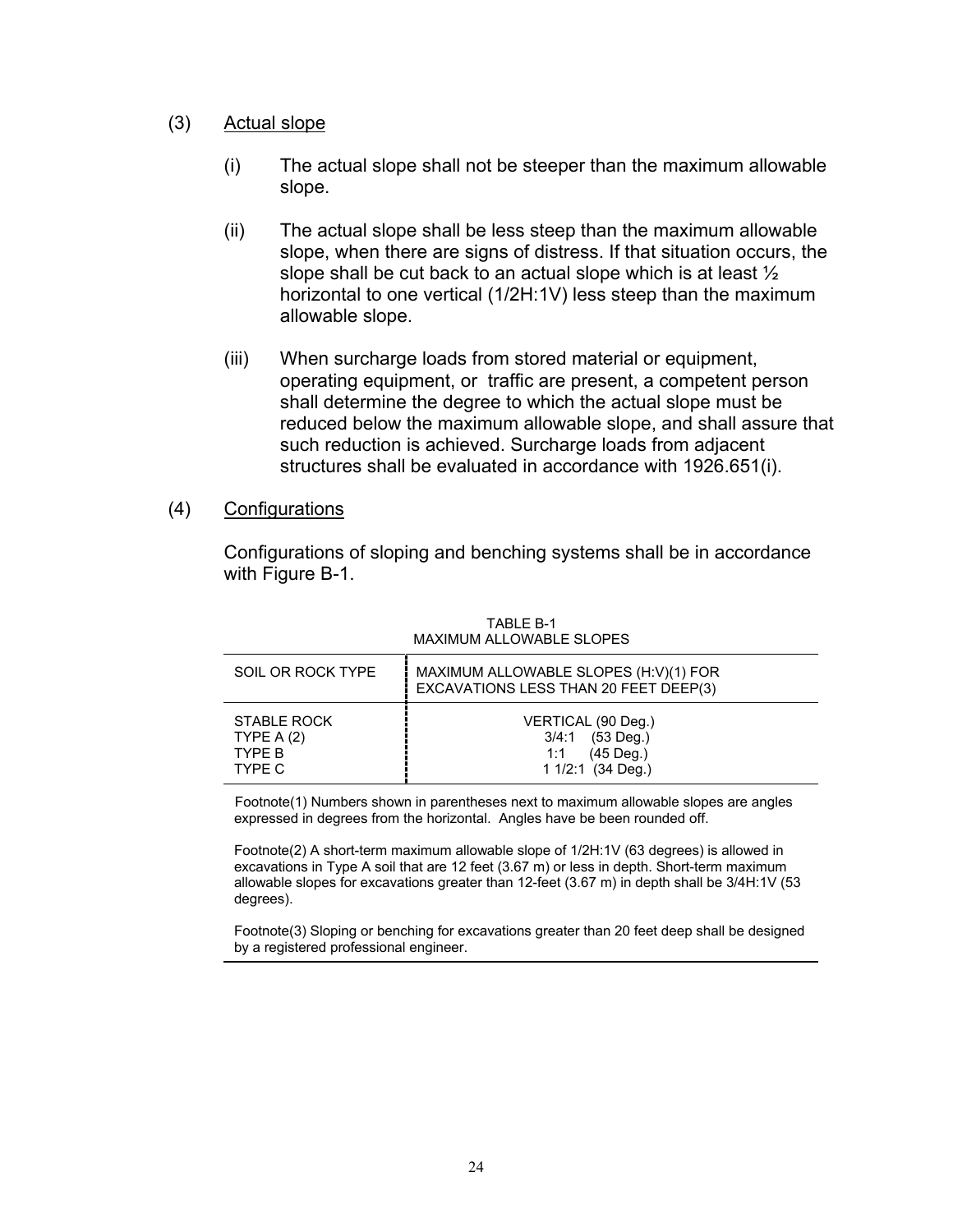(3) Actual slope

(i) The actual slope shall not be steeper than the maximum allowable slope.

(ii) The actual slope shall be less steep than the maximum allowable slope, when there are signs of distress. If that situation occurs, the slope shall be cut back to an actual slope which is at least ½ horizontal to one vertical (1/2H:1V) less steep than the maximum allowable slope.

(iii) When surcharge loads from stored material or equipment, operating equipment, or traffic are present, a competent person shall determine the degree to which the actual slope must be reduced below the maximum allowable slope, and shall assure that such reduction is achieved. Surcharge loads from adjacent structures shall be evaluated in accordance with 1926.651(i).

(4) Configurations

Configurations of sloping and benching systems shall be in accordance with Figure B-1.

TABLE B-1
MAXIMUM ALLOWABLE SLOPES

| SOIL OR ROCK TYPE | MAXIMUM ALLOWABLE SLOPES (H:V)(1) FOR EXCAVATIONS LESS THAN 20 FEET DEEP(3) |
|---|---|
| STABLE ROCK | VERTICAL (90 Deg.) |
| TYPE A (2) | 3/4:1 (53 Deg.) |
| TYPE B | 1:1 (45 Deg.) |
| TYPE C | 1 1/2:1 (34 Deg.) |

Footnote(1) Numbers shown in parentheses next to maximum allowable slopes are angles expressed in degrees from the horizontal. Angles have be been rounded off.

Footnote(2) A short-term maximum allowable slope of 1/2H:1V (63 degrees) is allowed in excavations in Type A soil that are 12 feet (3.67 m) or less in depth. Short-term maximum allowable slopes for excavations greater than 12-feet (3.67 m) in depth shall be 3/4H:1V (53 degrees).

Footnote(3) Sloping or benching for excavations greater than 20 feet deep shall be designed by a registered professional engineer.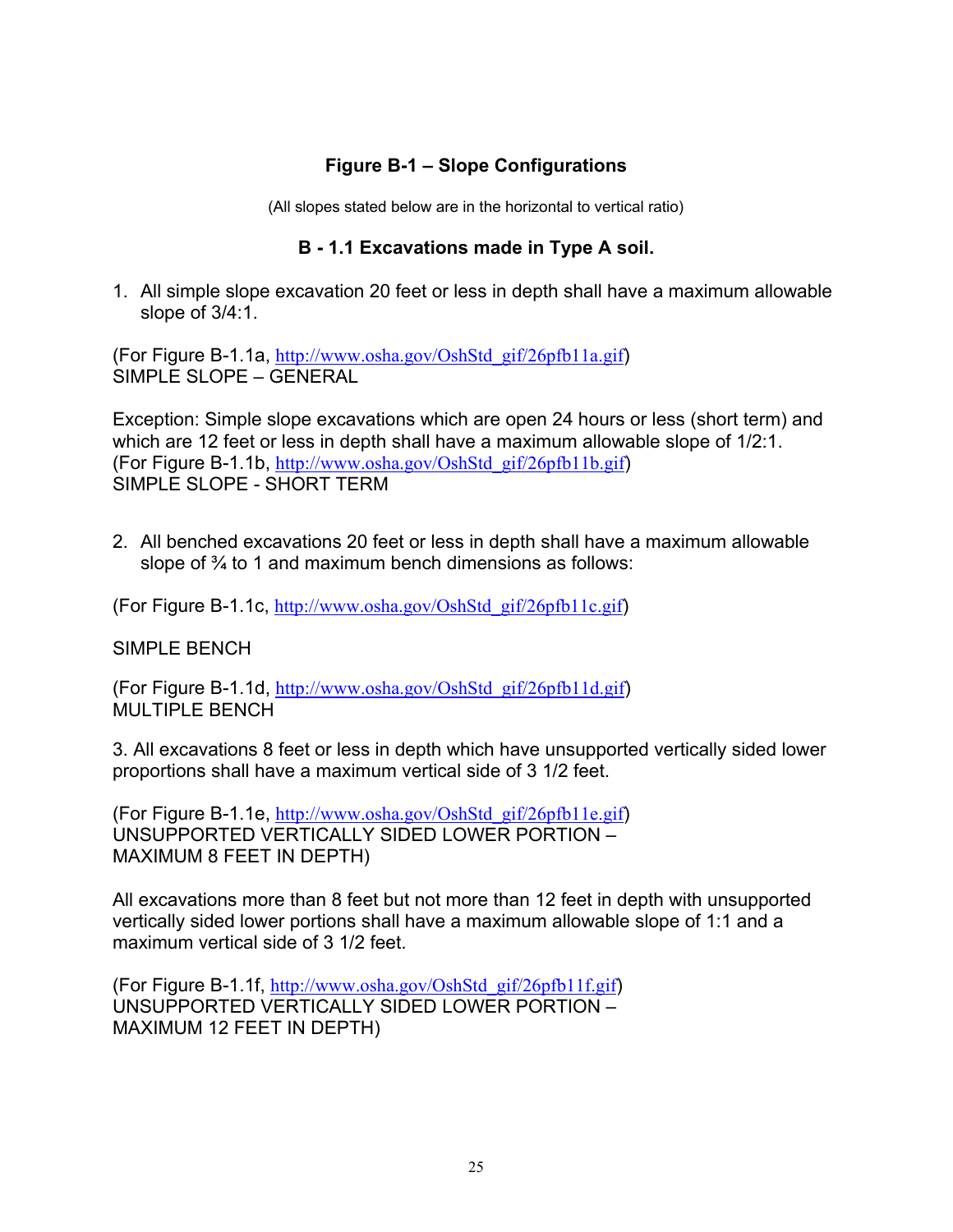## Figure B-1 – Slope Configurations

(All slopes stated below are in the horizontal to vertical ratio)

### B - 1.1 Excavations made in Type A soil.

1. All simple slope excavation 20 feet or less in depth shall have a maximum allowable slope of 3/4:1.

(For Figure B-1.1a, http://www.osha.gov/OshStd_gif/26pfb11a.gif)
SIMPLE SLOPE – GENERAL

Exception: Simple slope excavations which are open 24 hours or less (short term) and which are 12 feet or less in depth shall have a maximum allowable slope of 1/2:1.
(For Figure B-1.1b, http://www.osha.gov/OshStd_gif/26pfb11b.gif)
SIMPLE SLOPE - SHORT TERM

2. All benched excavations 20 feet or less in depth shall have a maximum allowable slope of ¾ to 1 and maximum bench dimensions as follows:

(For Figure B-1.1c, http://www.osha.gov/OshStd_gif/26pfb11c.gif)

SIMPLE BENCH

(For Figure B-1.1d, http://www.osha.gov/OshStd_gif/26pfb11d.gif)
MULTIPLE BENCH

3. All excavations 8 feet or less in depth which have unsupported vertically sided lower proportions shall have a maximum vertical side of 3 1/2 feet.

(For Figure B-1.1e, http://www.osha.gov/OshStd_gif/26pfb11e.gif)
UNSUPPORTED VERTICALLY SIDED LOWER PORTION –
MAXIMUM 8 FEET IN DEPTH)

All excavations more than 8 feet but not more than 12 feet in depth with unsupported vertically sided lower portions shall have a maximum allowable slope of 1:1 and a maximum vertical side of 3 1/2 feet.

(For Figure B-1.1f, http://www.osha.gov/OshStd_gif/26pfb11f.gif)
UNSUPPORTED VERTICALLY SIDED LOWER PORTION –
MAXIMUM 12 FEET IN DEPTH)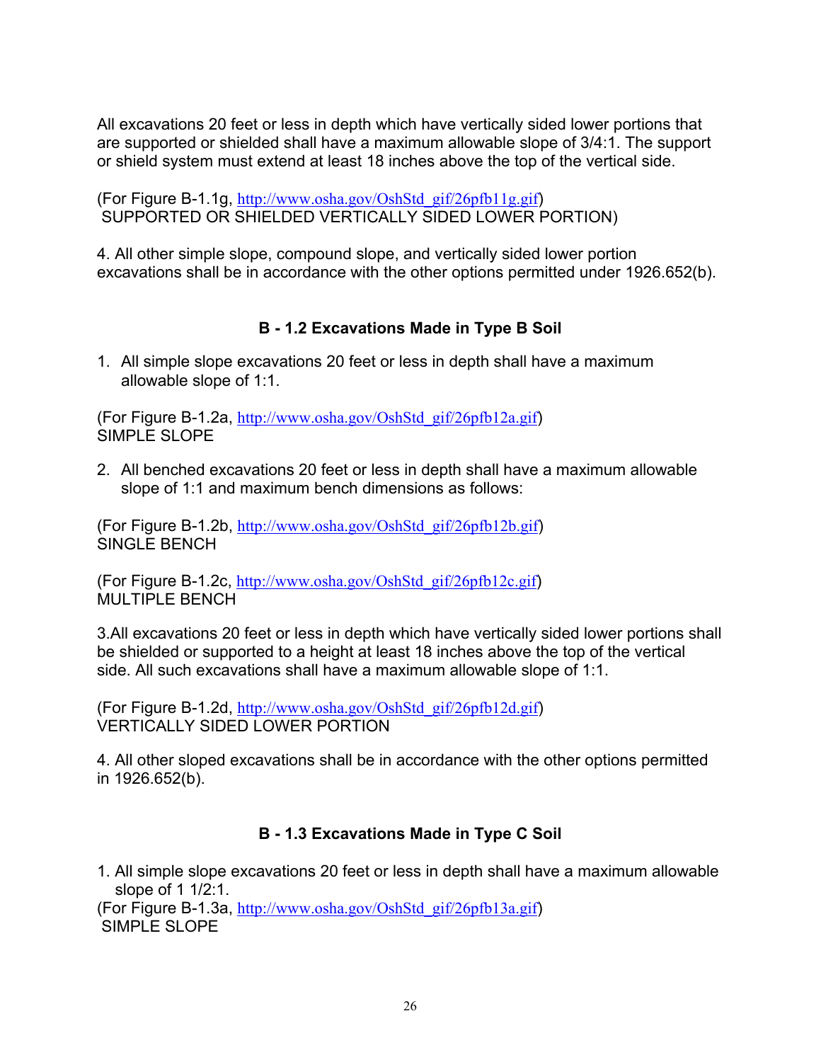All excavations 20 feet or less in depth which have vertically sided lower portions that are supported or shielded shall have a maximum allowable slope of 3/4:1. The support or shield system must extend at least 18 inches above the top of the vertical side.

(For Figure B-1.1g, http://www.osha.gov/OshStd_gif/26pfb11g.gif)
SUPPORTED OR SHIELDED VERTICALLY SIDED LOWER PORTION)

4. All other simple slope, compound slope, and vertically sided lower portion excavations shall be in accordance with the other options permitted under 1926.652(b).

### B - 1.2 Excavations Made in Type B Soil

1. All simple slope excavations 20 feet or less in depth shall have a maximum allowable slope of 1:1.

(For Figure B-1.2a, http://www.osha.gov/OshStd_gif/26pfb12a.gif)
SIMPLE SLOPE

2. All benched excavations 20 feet or less in depth shall have a maximum allowable slope of 1:1 and maximum bench dimensions as follows:

(For Figure B-1.2b, http://www.osha.gov/OshStd_gif/26pfb12b.gif)
SINGLE BENCH

(For Figure B-1.2c, http://www.osha.gov/OshStd_gif/26pfb12c.gif)
MULTIPLE BENCH

3.All excavations 20 feet or less in depth which have vertically sided lower portions shall be shielded or supported to a height at least 18 inches above the top of the vertical side. All such excavations shall have a maximum allowable slope of 1:1.

(For Figure B-1.2d, http://www.osha.gov/OshStd_gif/26pfb12d.gif)
VERTICALLY SIDED LOWER PORTION

4. All other sloped excavations shall be in accordance with the other options permitted in 1926.652(b).

### B - 1.3 Excavations Made in Type C Soil

1. All simple slope excavations 20 feet or less in depth shall have a maximum allowable slope of 1 1/2:1.

(For Figure B-1.3a, http://www.osha.gov/OshStd_gif/26pfb13a.gif)
SIMPLE SLOPE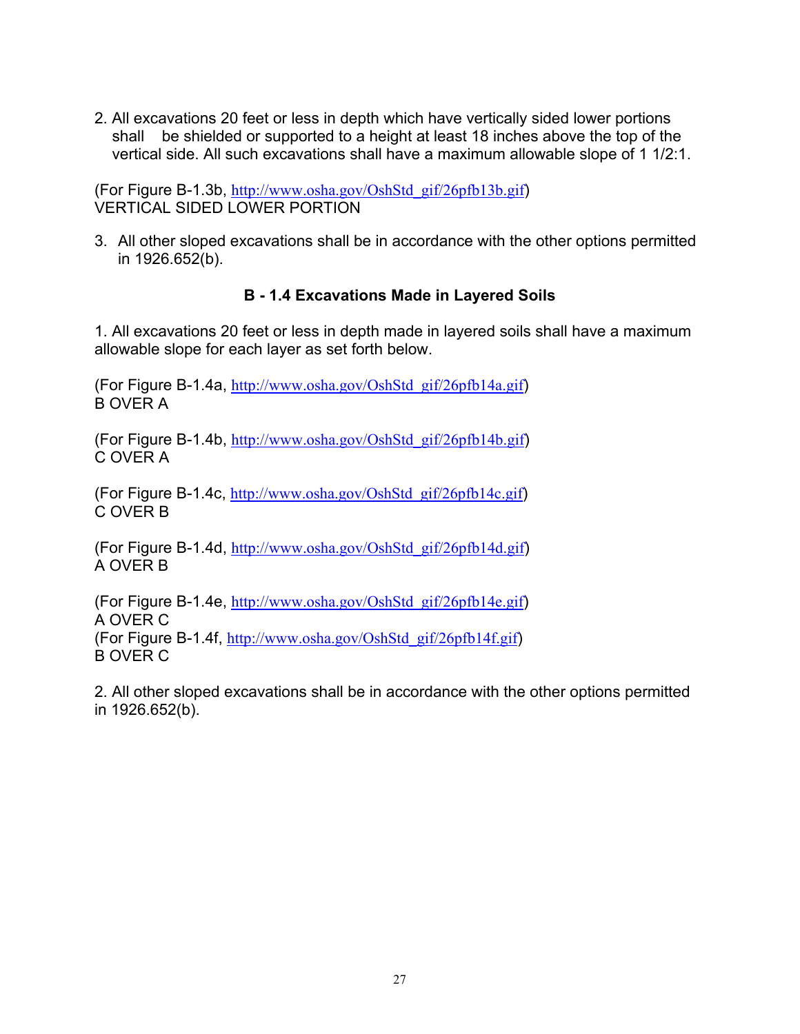2. All excavations 20 feet or less in depth which have vertically sided lower portions shall be shielded or supported to a height at least 18 inches above the top of the vertical side. All such excavations shall have a maximum allowable slope of 1 1/2:1.

(For Figure B-1.3b, http://www.osha.gov/OshStd_gif/26pfb13b.gif)
VERTICAL SIDED LOWER PORTION

3. All other sloped excavations shall be in accordance with the other options permitted in 1926.652(b).

### B - 1.4 Excavations Made in Layered Soils

1. All excavations 20 feet or less in depth made in layered soils shall have a maximum allowable slope for each layer as set forth below.

(For Figure B-1.4a, http://www.osha.gov/OshStd_gif/26pfb14a.gif)
B OVER A

(For Figure B-1.4b, http://www.osha.gov/OshStd_gif/26pfb14b.gif)
C OVER A

(For Figure B-1.4c, http://www.osha.gov/OshStd_gif/26pfb14c.gif)
C OVER B

(For Figure B-1.4d, http://www.osha.gov/OshStd_gif/26pfb14d.gif)
A OVER B

(For Figure B-1.4e, http://www.osha.gov/OshStd_gif/26pfb14e.gif)
A OVER C
(For Figure B-1.4f, http://www.osha.gov/OshStd_gif/26pfb14f.gif)
B OVER C

2. All other sloped excavations shall be in accordance with the other options permitted in 1926.652(b).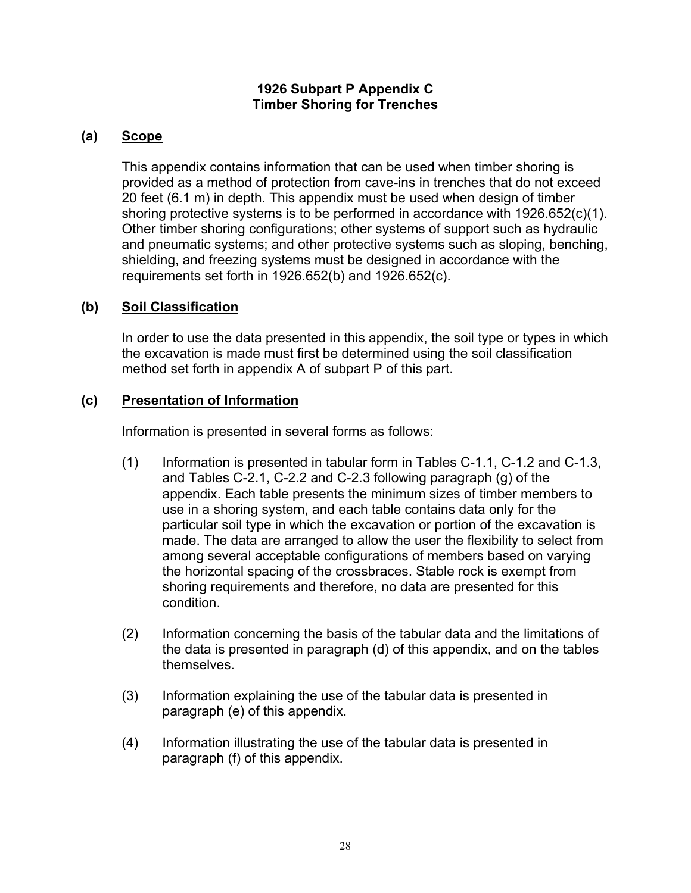# 1926 Subpart P Appendix C
# Timber Shoring for Trenches

## (a) Scope

This appendix contains information that can be used when timber shoring is provided as a method of protection from cave-ins in trenches that do not exceed 20 feet (6.1 m) in depth. This appendix must be used when design of timber shoring protective systems is to be performed in accordance with 1926.652(c)(1). Other timber shoring configurations; other systems of support such as hydraulic and pneumatic systems; and other protective systems such as sloping, benching, shielding, and freezing systems must be designed in accordance with the requirements set forth in 1926.652(b) and 1926.652(c).

## (b) Soil Classification

In order to use the data presented in this appendix, the soil type or types in which the excavation is made must first be determined using the soil classification method set forth in appendix A of subpart P of this part.

## (c) Presentation of Information

Information is presented in several forms as follows:

(1) Information is presented in tabular form in Tables C-1.1, C-1.2 and C-1.3, and Tables C-2.1, C-2.2 and C-2.3 following paragraph (g) of the appendix. Each table presents the minimum sizes of timber members to use in a shoring system, and each table contains data only for the particular soil type in which the excavation or portion of the excavation is made. The data are arranged to allow the user the flexibility to select from among several acceptable configurations of members based on varying the horizontal spacing of the crossbraces. Stable rock is exempt from shoring requirements and therefore, no data are presented for this condition.

(2) Information concerning the basis of the tabular data and the limitations of the data is presented in paragraph (d) of this appendix, and on the tables themselves.

(3) Information explaining the use of the tabular data is presented in paragraph (e) of this appendix.

(4) Information illustrating the use of the tabular data is presented in paragraph (f) of this appendix.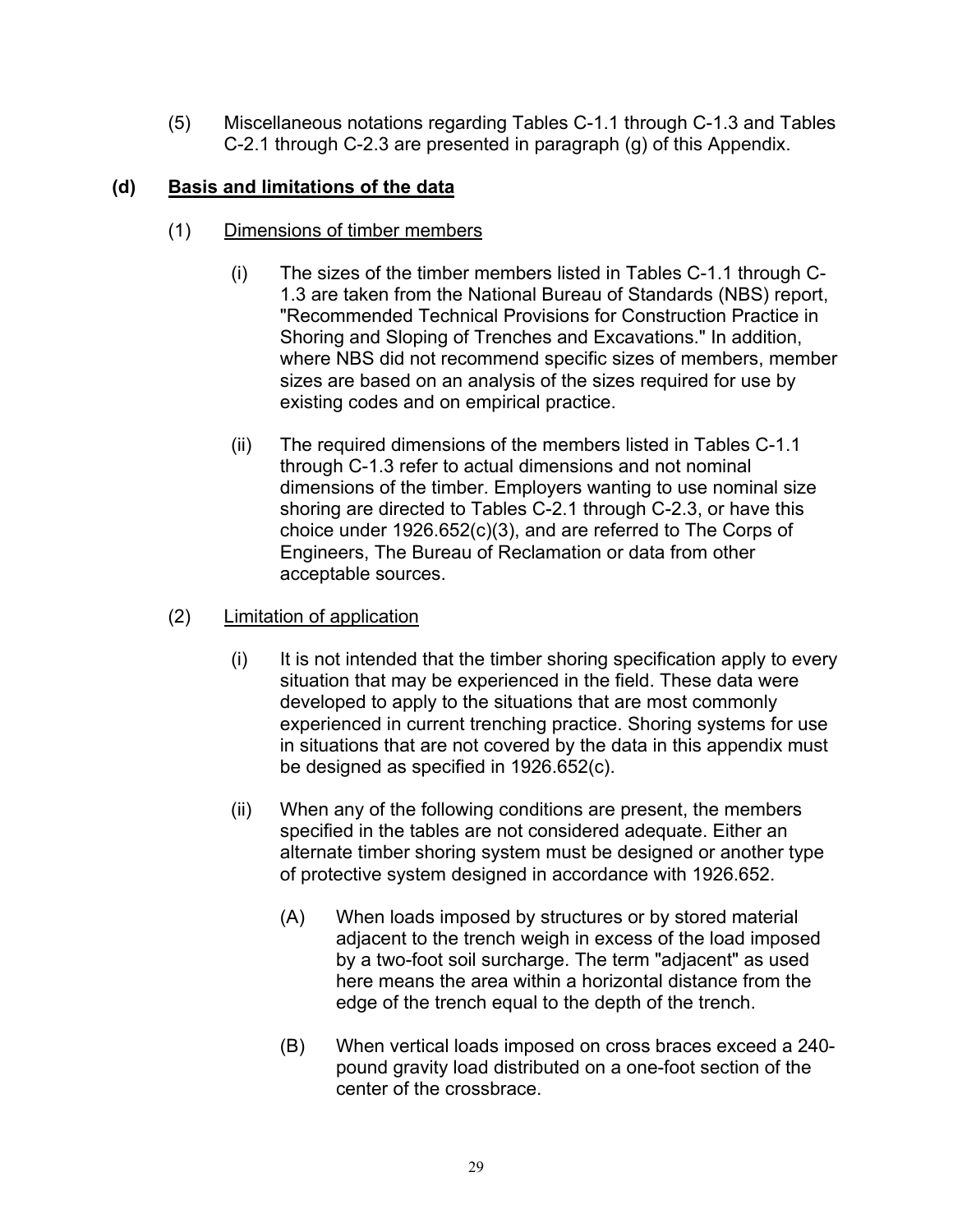(5) Miscellaneous notations regarding Tables C-1.1 through C-1.3 and Tables C-2.1 through C-2.3 are presented in paragraph (g) of this Appendix.

**(d) <u>Basis and limitations of the data</u>**

(1) <u>Dimensions of timber members</u>

(i) The sizes of the timber members listed in Tables C-1.1 through C-1.3 are taken from the National Bureau of Standards (NBS) report, "Recommended Technical Provisions for Construction Practice in Shoring and Sloping of Trenches and Excavations." In addition, where NBS did not recommend specific sizes of members, member sizes are based on an analysis of the sizes required for use by existing codes and on empirical practice.

(ii) The required dimensions of the members listed in Tables C-1.1 through C-1.3 refer to actual dimensions and not nominal dimensions of the timber. Employers wanting to use nominal size shoring are directed to Tables C-2.1 through C-2.3, or have this choice under 1926.652(c)(3), and are referred to The Corps of Engineers, The Bureau of Reclamation or data from other acceptable sources.

(2) <u>Limitation of application</u>

(i) It is not intended that the timber shoring specification apply to every situation that may be experienced in the field. These data were developed to apply to the situations that are most commonly experienced in current trenching practice. Shoring systems for use in situations that are not covered by the data in this appendix must be designed as specified in 1926.652(c).

(ii) When any of the following conditions are present, the members specified in the tables are not considered adequate. Either an alternate timber shoring system must be designed or another type of protective system designed in accordance with 1926.652.

(A) When loads imposed by structures or by stored material adjacent to the trench weigh in excess of the load imposed by a two-foot soil surcharge. The term "adjacent" as used here means the area within a horizontal distance from the edge of the trench equal to the depth of the trench.

(B) When vertical loads imposed on cross braces exceed a 240-pound gravity load distributed on a one-foot section of the center of the crossbrace.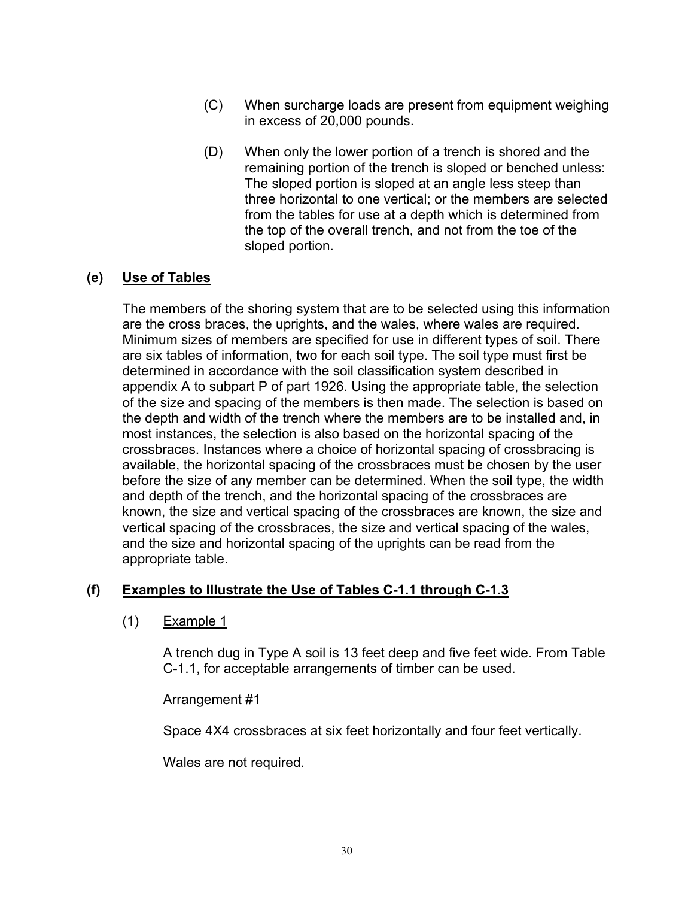(C) When surcharge loads are present from equipment weighing in excess of 20,000 pounds.

(D) When only the lower portion of a trench is shored and the remaining portion of the trench is sloped or benched unless: The sloped portion is sloped at an angle less steep than three horizontal to one vertical; or the members are selected from the tables for use at a depth which is determined from the top of the overall trench, and not from the toe of the sloped portion.

## (e) Use of Tables

The members of the shoring system that are to be selected using this information are the cross braces, the uprights, and the wales, where wales are required. Minimum sizes of members are specified for use in different types of soil. There are six tables of information, two for each soil type. The soil type must first be determined in accordance with the soil classification system described in appendix A to subpart P of part 1926. Using the appropriate table, the selection of the size and spacing of the members is then made. The selection is based on the depth and width of the trench where the members are to be installed and, in most instances, the selection is also based on the horizontal spacing of the crossbraces. Instances where a choice of horizontal spacing of crossbracing is available, the horizontal spacing of the crossbraces must be chosen by the user before the size of any member can be determined. When the soil type, the width and depth of the trench, and the horizontal spacing of the crossbraces are known, the size and vertical spacing of the crossbraces are known, the size and vertical spacing of the crossbraces, the size and vertical spacing of the wales, and the size and horizontal spacing of the uprights can be read from the appropriate table.

## (f) Examples to Illustrate the Use of Tables C-1.1 through C-1.3

(1) Example 1

A trench dug in Type A soil is 13 feet deep and five feet wide. From Table C-1.1, for acceptable arrangements of timber can be used.

Arrangement #1

Space 4X4 crossbraces at six feet horizontally and four feet vertically.

Wales are not required.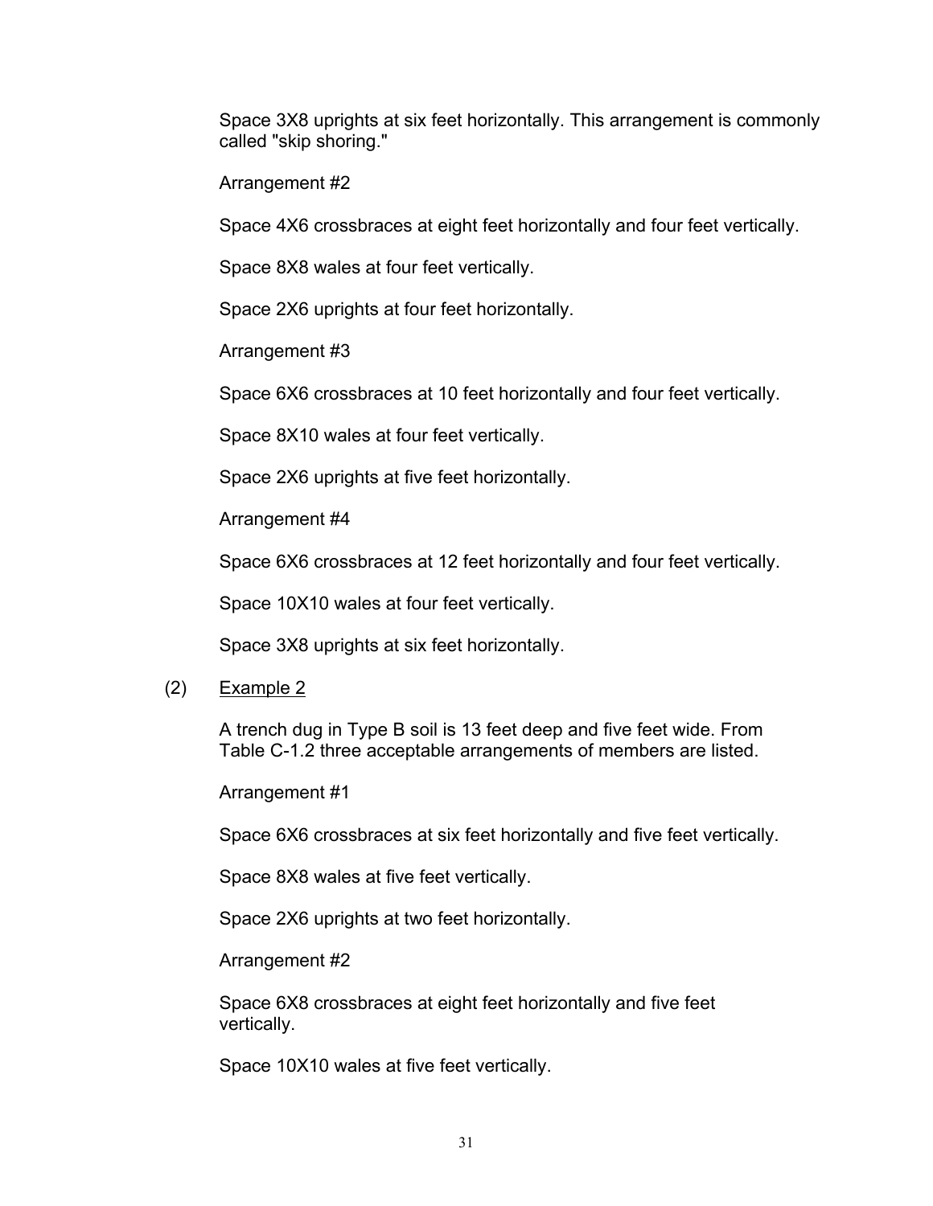Space 3X8 uprights at six feet horizontally. This arrangement is commonly called "skip shoring."

Arrangement #2

Space 4X6 crossbraces at eight feet horizontally and four feet vertically.

Space 8X8 wales at four feet vertically.

Space 2X6 uprights at four feet horizontally.

Arrangement #3

Space 6X6 crossbraces at 10 feet horizontally and four feet vertically.

Space 8X10 wales at four feet vertically.

Space 2X6 uprights at five feet horizontally.

Arrangement #4

Space 6X6 crossbraces at 12 feet horizontally and four feet vertically.

Space 10X10 wales at four feet vertically.

Space 3X8 uprights at six feet horizontally.

(2) Example 2

A trench dug in Type B soil is 13 feet deep and five feet wide. From Table C-1.2 three acceptable arrangements of members are listed.

Arrangement #1

Space 6X6 crossbraces at six feet horizontally and five feet vertically.

Space 8X8 wales at five feet vertically.

Space 2X6 uprights at two feet horizontally.

Arrangement #2

Space 6X8 crossbraces at eight feet horizontally and five feet vertically.

Space 10X10 wales at five feet vertically.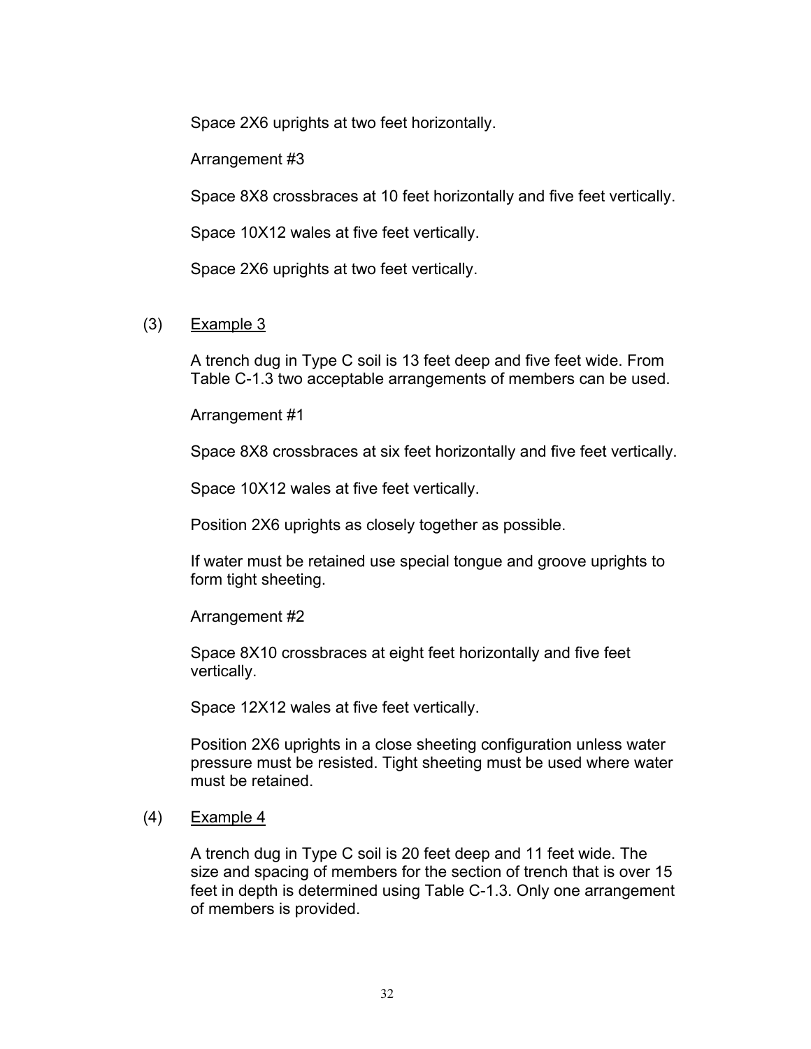Space 2X6 uprights at two feet horizontally.

Arrangement #3

Space 8X8 crossbraces at 10 feet horizontally and five feet vertically.

Space 10X12 wales at five feet vertically.

Space 2X6 uprights at two feet vertically.

(3) Example 3

A trench dug in Type C soil is 13 feet deep and five feet wide. From Table C-1.3 two acceptable arrangements of members can be used.

Arrangement #1

Space 8X8 crossbraces at six feet horizontally and five feet vertically.

Space 10X12 wales at five feet vertically.

Position 2X6 uprights as closely together as possible.

If water must be retained use special tongue and groove uprights to form tight sheeting.

Arrangement #2

Space 8X10 crossbraces at eight feet horizontally and five feet vertically.

Space 12X12 wales at five feet vertically.

Position 2X6 uprights in a close sheeting configuration unless water pressure must be resisted. Tight sheeting must be used where water must be retained.

(4) Example 4

A trench dug in Type C soil is 20 feet deep and 11 feet wide. The size and spacing of members for the section of trench that is over 15 feet in depth is determined using Table C-1.3. Only one arrangement of members is provided.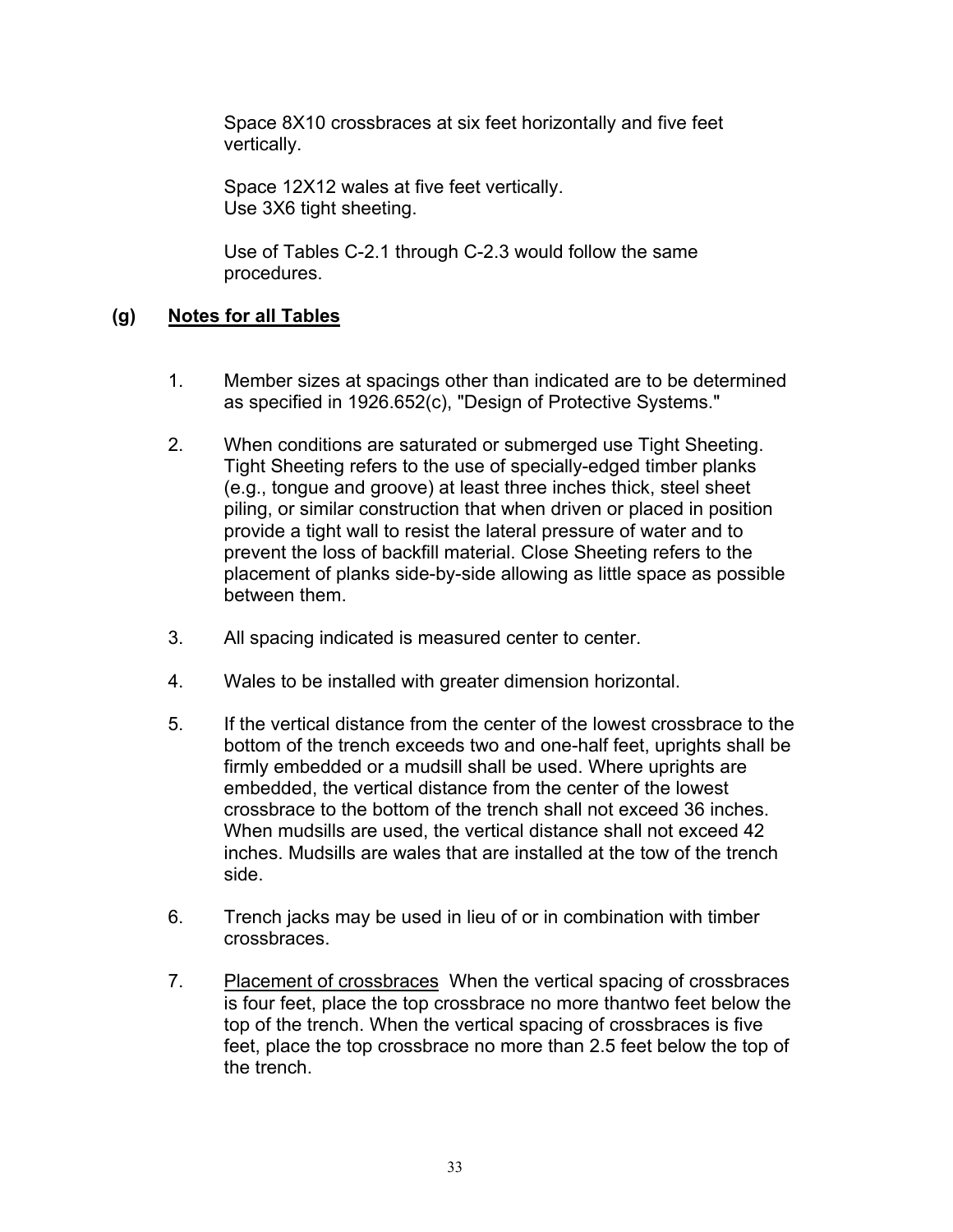Space 8X10 crossbraces at six feet horizontally and five feet vertically.

Space 12X12 wales at five feet vertically.
Use 3X6 tight sheeting.

Use of Tables C-2.1 through C-2.3 would follow the same procedures.

## (g) Notes for all Tables

1. Member sizes at spacings other than indicated are to be determined as specified in 1926.652(c), "Design of Protective Systems."

2. When conditions are saturated or submerged use Tight Sheeting. Tight Sheeting refers to the use of specially-edged timber planks (e.g., tongue and groove) at least three inches thick, steel sheet piling, or similar construction that when driven or placed in position provide a tight wall to resist the lateral pressure of water and to prevent the loss of backfill material. Close Sheeting refers to the placement of planks side-by-side allowing as little space as possible between them.

3. All spacing indicated is measured center to center.

4. Wales to be installed with greater dimension horizontal.

5. If the vertical distance from the center of the lowest crossbrace to the bottom of the trench exceeds two and one-half feet, uprights shall be firmly embedded or a mudsill shall be used. Where uprights are embedded, the vertical distance from the center of the lowest crossbrace to the bottom of the trench shall not exceed 36 inches. When mudsills are used, the vertical distance shall not exceed 42 inches. Mudsills are wales that are installed at the tow of the trench side.

6. Trench jacks may be used in lieu of or in combination with timber crossbraces.

7. <u>Placement of crossbraces</u> When the vertical spacing of crossbraces is four feet, place the top crossbrace no more thantwo feet below the top of the trench. When the vertical spacing of crossbraces is five feet, place the top crossbrace no more than 2.5 feet below the top of the trench.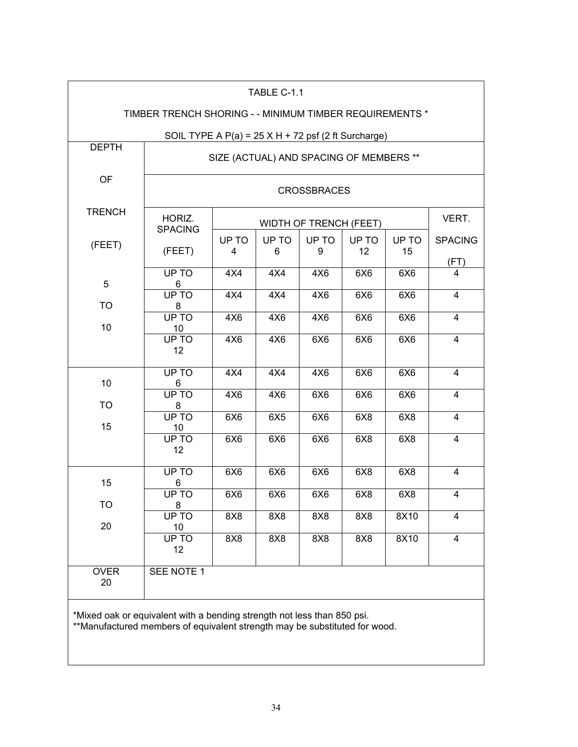TABLE C-1.1

TIMBER TRENCH SHORING - - MINIMUM TIMBER REQUIREMENTS *

SOIL TYPE A P(a) = 25 X H + 72 psf (2 ft Surcharge)

| DEPTH OF TRENCH (FEET) | SIZE (ACTUAL) AND SPACING OF MEMBERS ** | | | | | | |
|---|---|---|---|---|---|---|---|
| | CROSSBRACES | | | | | | |
| | HORIZ. SPACING (FEET) | WIDTH OF TRENCH (FEET) | | | | | VERT. SPACING (FT) |
| | | UP TO 4 | UP TO 6 | UP TO 9 | UP TO 12 | UP TO 15 | |
| 5 TO 10 | UP TO 6 | 4X4 | 4X4 | 4X6 | 6X6 | 6X6 | 4 |
| | UP TO 8 | 4X4 | 4X4 | 4X6 | 6X6 | 6X6 | 4 |
| | UP TO 10 | 4X6 | 4X6 | 4X6 | 6X6 | 6X6 | 4 |
| | UP TO 12 | 4X6 | 4X6 | 6X6 | 6X6 | 6X6 | 4 |
| 10 TO 15 | UP TO 6 | 4X4 | 4X4 | 4X6 | 6X6 | 6X6 | 4 |
| | UP TO 8 | 4X6 | 4X6 | 6X6 | 6X6 | 6X6 | 4 |
| | UP TO 10 | 6X6 | 6X5 | 6X6 | 6X8 | 6X8 | 4 |
| | UP TO 12 | 6X6 | 6X6 | 6X6 | 6X8 | 6X8 | 4 |
| 15 TO 20 | UP TO 6 | 6X6 | 6X6 | 6X6 | 6X8 | 6X8 | 4 |
| | UP TO 8 | 6X6 | 6X6 | 6X6 | 6X8 | 6X8 | 4 |
| | UP TO 10 | 8X8 | 8X8 | 8X8 | 8X8 | 8X10 | 4 |
| | UP TO 12 | 8X8 | 8X8 | 8X8 | 8X8 | 8X10 | 4 |
| OVER 20 | SEE NOTE 1 | | | | | | |

*Mixed oak or equivalent with a bending strength not less than 850 psi.
**Manufactured members of equivalent strength may be substituted for wood.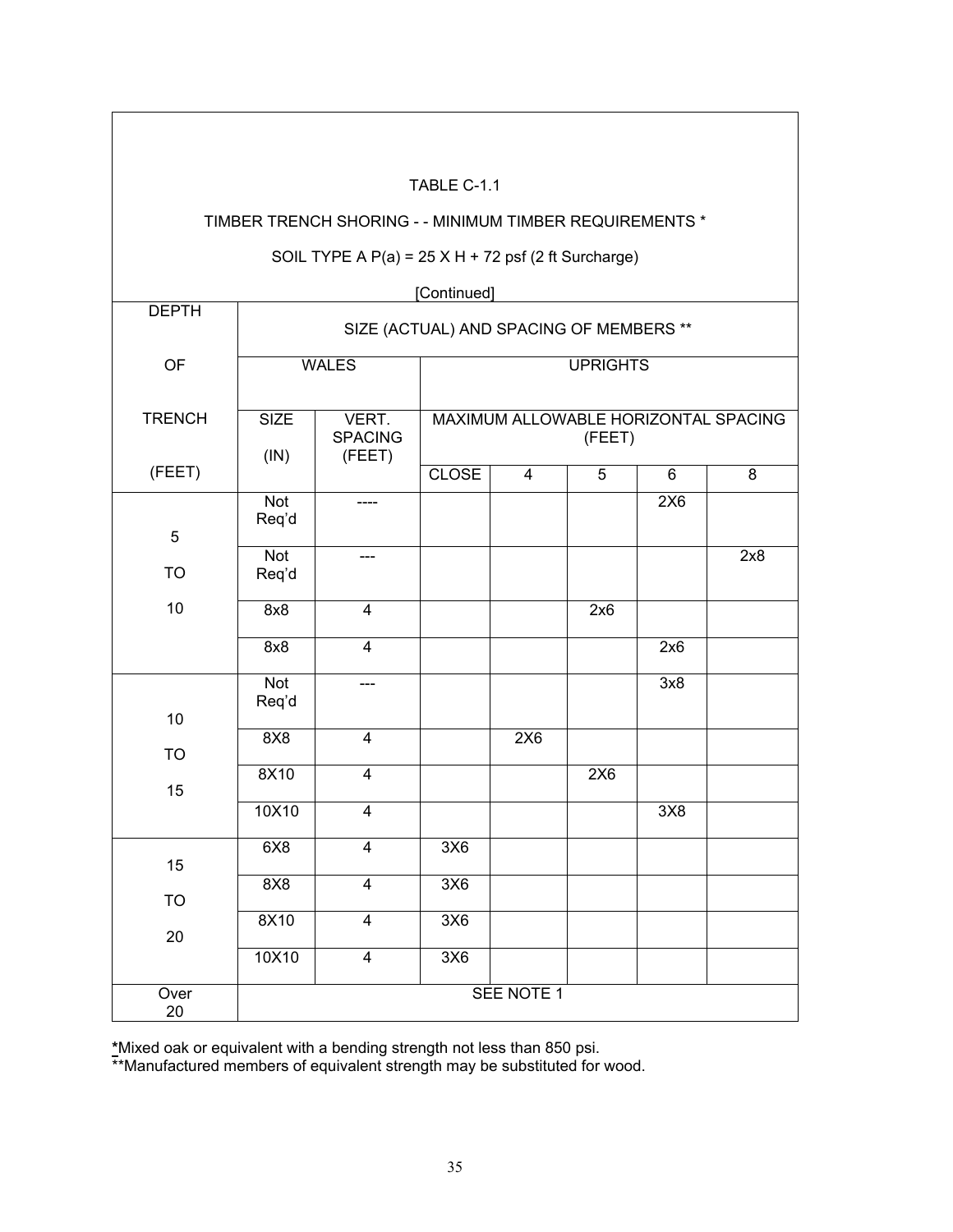TABLE C-1.1

TIMBER TRENCH SHORING - - MINIMUM TIMBER REQUIREMENTS *

SOIL TYPE A P(a) = 25 X H + 72 psf (2 ft Surcharge)

[Continued]

| DEPTH OF TRENCH (FEET) | SIZE (ACTUAL) AND SPACING OF MEMBERS ** | | | | | | |
|---|---|---|---|---|---|---|---|
| | WALES | | UPRIGHTS | | | | |
| | SIZE (IN) | VERT. SPACING (FEET) | MAXIMUM ALLOWABLE HORIZONTAL SPACING (FEET) | | | | |
| | | | CLOSE | 4 | 5 | 6 | 8 |
| 5 TO 10 | Not Req'd | ---- | | | | 2X6 | |
| | Not Req'd | --- | | | | | 2x8 |
| | 8x8 | 4 | | | 2x6 | | |
| | 8x8 | 4 | | | | 2x6 | |
| 10 TO 15 | Not Req'd | --- | | | | 3x8 | |
| | 8X8 | 4 | | 2X6 | | | |
| | 8X10 | 4 | | | 2X6 | | |
| | 10X10 | 4 | | | | 3X8 | |
| 15 TO 20 | 6X8 | 4 | 3X6 | | | | |
| | 8X8 | 4 | 3X6 | | | | |
| | 8X10 | 4 | 3X6 | | | | |
| | 10X10 | 4 | 3X6 | | | | |
| Over 20 | SEE NOTE 1 | | | | | | |

*Mixed oak or equivalent with a bending strength not less than 850 psi.
**Manufactured members of equivalent strength may be substituted for wood.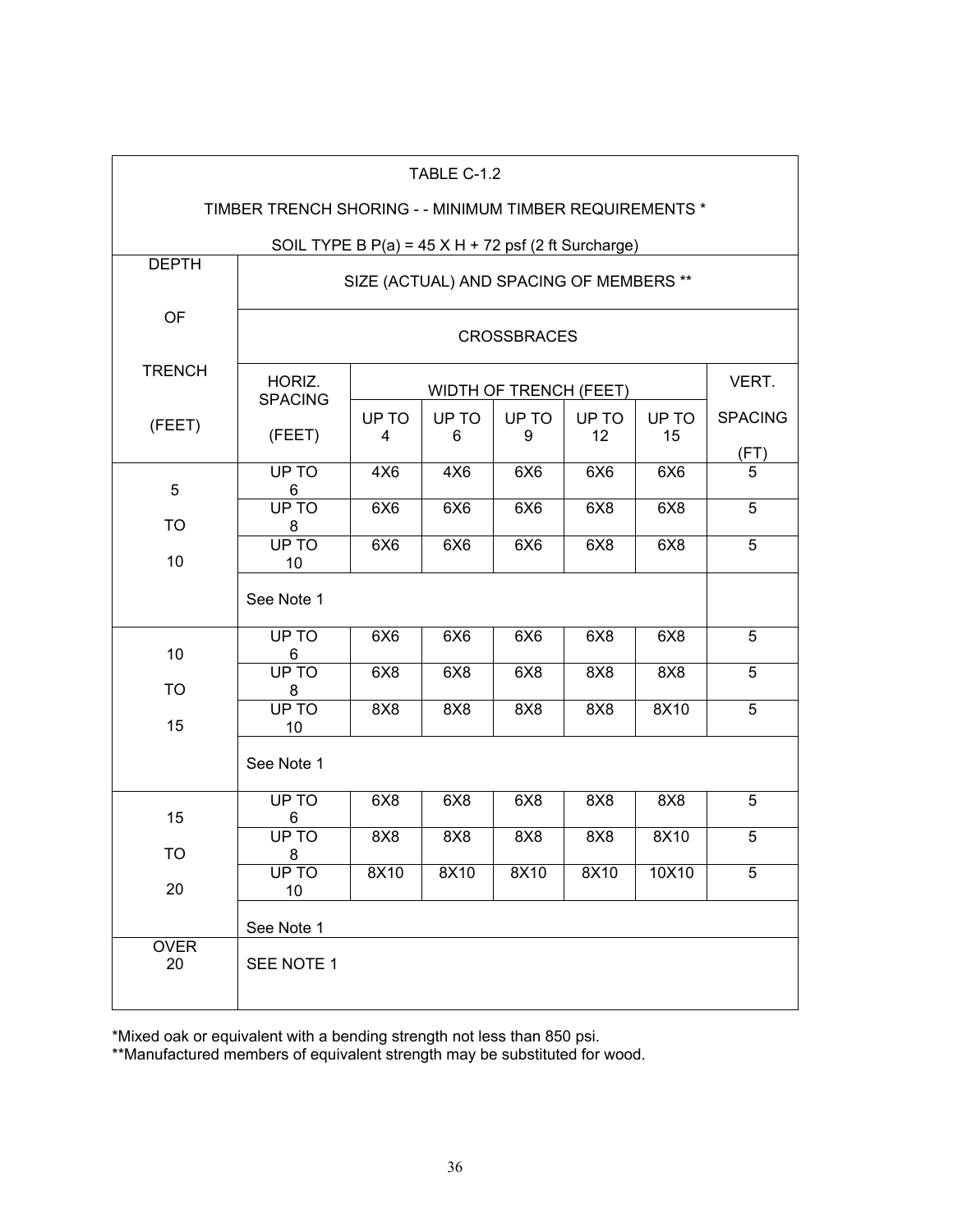TABLE C-1.2

TIMBER TRENCH SHORING - - MINIMUM TIMBER REQUIREMENTS *

SOIL TYPE B P(a) = 45 X H + 72 psf (2 ft Surcharge)

| DEPTH OF TRENCH (FEET) | SIZE (ACTUAL) AND SPACING OF MEMBERS ** | | | | | | |
|---|---|---|---|---|---|---|---|
| | CROSSBRACES | | | | | | |
| | HORIZ. SPACING (FEET) | WIDTH OF TRENCH (FEET) | | | | | VERT. SPACING (FT) |
| | | UP TO 4 | UP TO 6 | UP TO 9 | UP TO 12 | UP TO 15 | |
| 5 TO 10 | UP TO 6 | 4X6 | 4X6 | 6X6 | 6X6 | 6X6 | 5 |
| | UP TO 8 | 6X6 | 6X6 | 6X6 | 6X8 | 6X8 | 5 |
| | UP TO 10 | 6X6 | 6X6 | 6X6 | 6X8 | 6X8 | 5 |
| | See Note 1 | | | | | | |
| 10 TO 15 | UP TO 6 | 6X6 | 6X6 | 6X6 | 6X8 | 6X8 | 5 |
| | UP TO 8 | 6X8 | 6X8 | 6X8 | 8X8 | 8X8 | 5 |
| | UP TO 10 | 8X8 | 8X8 | 8X8 | 8X8 | 8X10 | 5 |
| | See Note 1 | | | | | | |
| 15 TO 20 | UP TO 6 | 6X8 | 6X8 | 6X8 | 8X8 | 8X8 | 5 |
| | UP TO 8 | 8X8 | 8X8 | 8X8 | 8X8 | 8X10 | 5 |
| | UP TO 10 | 8X10 | 8X10 | 8X10 | 8X10 | 10X10 | 5 |
| | See Note 1 | | | | | | |
| OVER 20 | SEE NOTE 1 | | | | | | |

*Mixed oak or equivalent with a bending strength not less than 850 psi.
**Manufactured members of equivalent strength may be substituted for wood.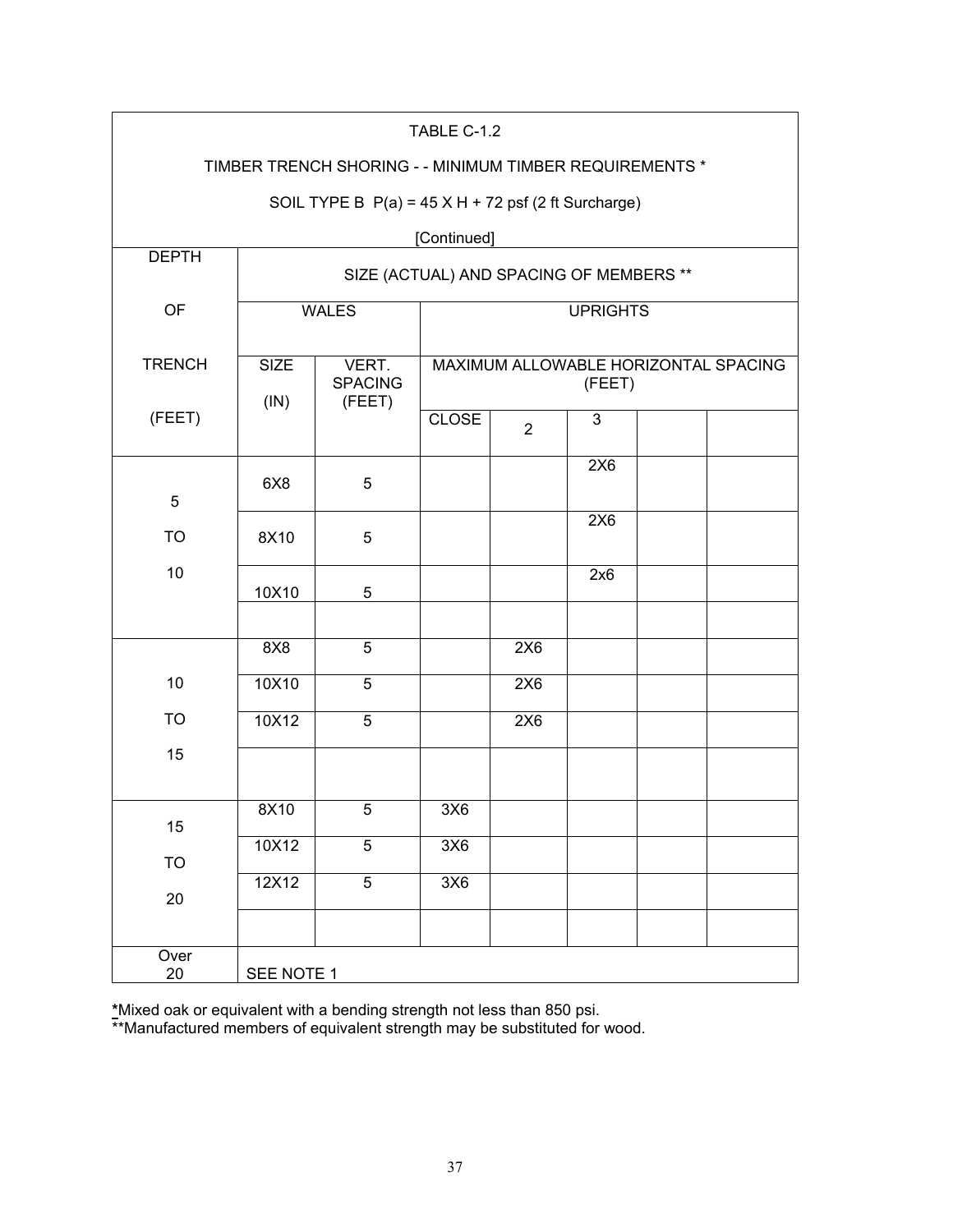TABLE C-1.2

TIMBER TRENCH SHORING - - MINIMUM TIMBER REQUIREMENTS *

SOIL TYPE B P(a) = 45 X H + 72 psf (2 ft Surcharge)

[Continued]

| DEPTH OF TRENCH (FEET) | SIZE (ACTUAL) AND SPACING OF MEMBERS ** | | | | | | |
|---|---|---|---|---|---|---|---|
| | WALES | | UPRIGHTS | | | | |
| | SIZE (IN) | VERT. SPACING (FEET) | MAXIMUM ALLOWABLE HORIZONTAL SPACING (FEET) | | | | |
| | | | CLOSE | 2 | 3 | | |
| 5 TO 10 | 6X8 | 5 | | | 2X6 | | |
| | 8X10 | 5 | | | 2X6 | | |
| | 10X10 | 5 | | | 2x6 | | |
| | | | | | | | |
| 10 TO 15 | 8X8 | 5 | | 2X6 | | | |
| | 10X10 | 5 | | 2X6 | | | |
| | 10X12 | 5 | | 2X6 | | | |
| | | | | | | | |
| 15 TO 20 | 8X10 | 5 | 3X6 | | | | |
| | 10X12 | 5 | 3X6 | | | | |
| | 12X12 | 5 | 3X6 | | | | |
| | | | | | | | |
| Over 20 | SEE NOTE 1 | | | | | | |

*Mixed oak or equivalent with a bending strength not less than 850 psi.

**Manufactured members of equivalent strength may be substituted for wood.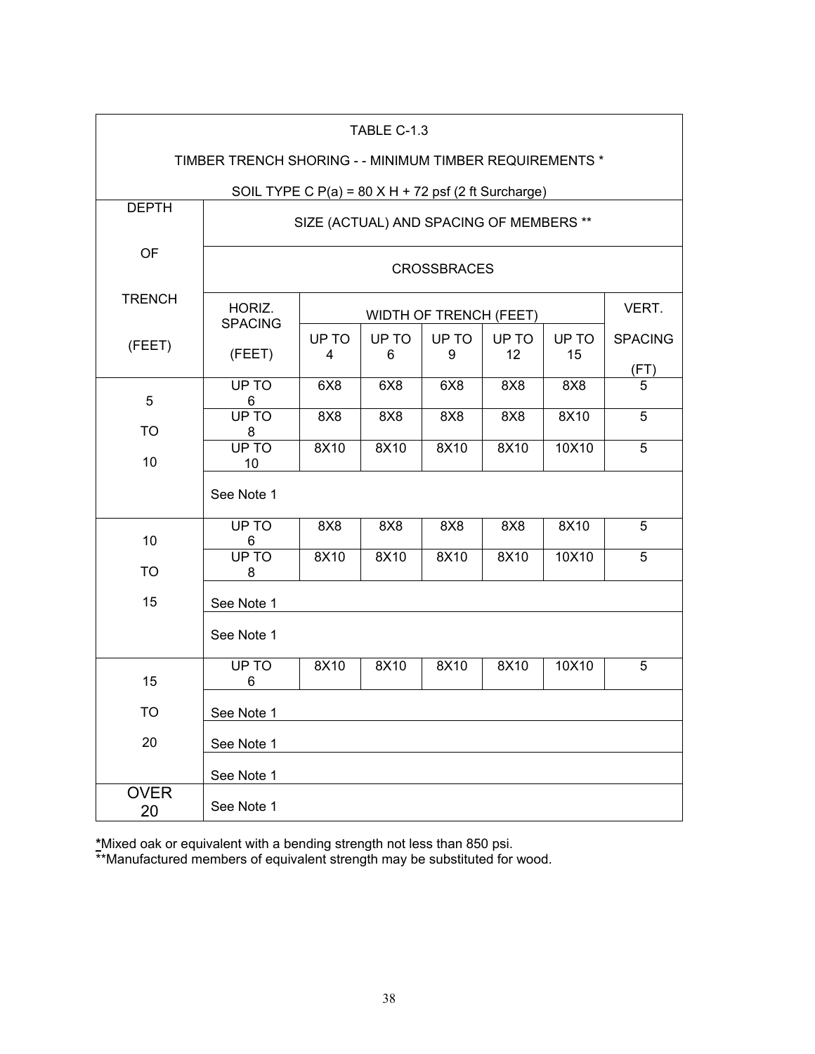| TABLE C-1.3 | | | | | | | |
|---|---|---|---|---|---|---|---|
| TIMBER TRENCH SHORING - - MINIMUM TIMBER REQUIREMENTS * | | | | | | | |
| SOIL TYPE C P(a) = 80 X H + 72 psf (2 ft Surcharge) | | | | | | | |
| DEPTH OF TRENCH (FEET) | SIZE (ACTUAL) AND SPACING OF MEMBERS ** | | | | | | |
| | CROSSBRACES | | | | | | |
| | HORIZ. SPACING (FEET) | WIDTH OF TRENCH (FEET) | | | | | VERT. SPACING (FT) |
| | | UP TO 4 | UP TO 6 | UP TO 9 | UP TO 12 | UP TO 15 | |
| 5 TO 10 | UP TO 6 | 6X8 | 6X8 | 6X8 | 8X8 | 8X8 | 5 |
| | UP TO 8 | 8X8 | 8X8 | 8X8 | 8X8 | 8X10 | 5 |
| | UP TO 10 | 8X10 | 8X10 | 8X10 | 8X10 | 10X10 | 5 |
| | See Note 1 | | | | | | |
| 10 TO 15 | UP TO 6 | 8X8 | 8X8 | 8X8 | 8X8 | 8X10 | 5 |
| | UP TO 8 | 8X10 | 8X10 | 8X10 | 8X10 | 10X10 | 5 |
| | See Note 1 | | | | | | |
| | See Note 1 | | | | | | |
| 15 TO 20 | UP TO 6 | 8X10 | 8X10 | 8X10 | 8X10 | 10X10 | 5 |
| | See Note 1 | | | | | | |
| | See Note 1 | | | | | | |
| | See Note 1 | | | | | | |
| OVER 20 | See Note 1 | | | | | | |

*Mixed oak or equivalent with a bending strength not less than 850 psi.
**Manufactured members of equivalent strength may be substituted for wood.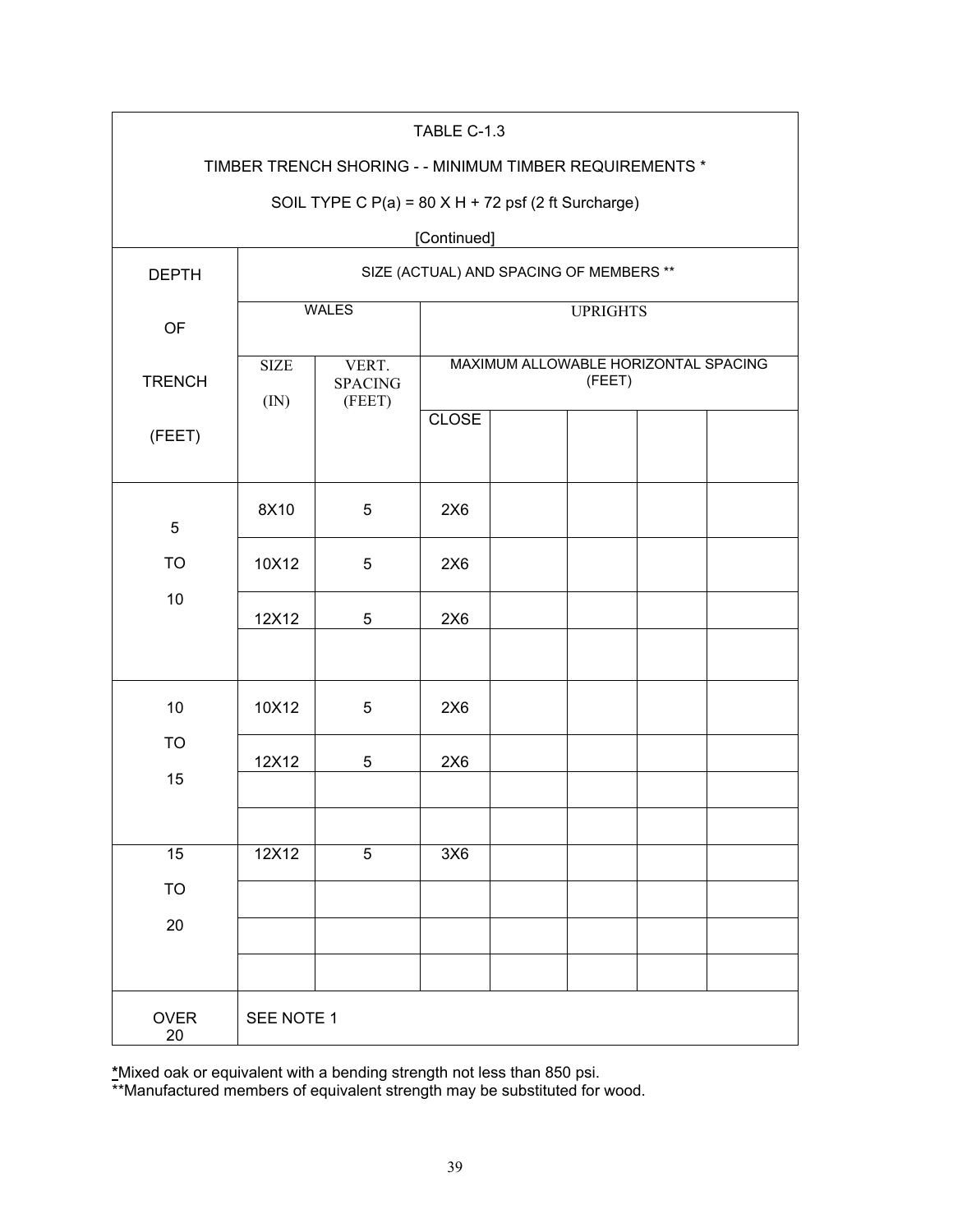TABLE C-1.3

TIMBER TRENCH SHORING - - MINIMUM TIMBER REQUIREMENTS *

SOIL TYPE C P(a) = 80 X H + 72 psf (2 ft Surcharge)

[Continued]

| DEPTH OF TRENCH (FEET) | SIZE (ACTUAL) AND SPACING OF MEMBERS ** | | | | | | |
|---|---|---|---|---|---|---|---|
| | WALES | | UPRIGHTS | | | | |
| | SIZE (IN) | VERT. SPACING (FEET) | MAXIMUM ALLOWABLE HORIZONTAL SPACING (FEET) | | | | |
| | | | CLOSE | | | | |
| 5 TO 10 | 8X10 | 5 | 2X6 | | | | |
| | 10X12 | 5 | 2X6 | | | | |
| | 12X12 | 5 | 2X6 | | | | |
| | | | | | | | |
| 10 TO 15 | 10X12 | 5 | 2X6 | | | | |
| | 12X12 | 5 | 2X6 | | | | |
| | | | | | | | |
| | | | | | | | |
| 15 TO 20 | 12X12 | 5 | 3X6 | | | | |
| | | | | | | | |
| | | | | | | | |
| | | | | | | | |
| OVER 20 | SEE NOTE 1 | | | | | | |

*Mixed oak or equivalent with a bending strength not less than 850 psi.
**Manufactured members of equivalent strength may be substituted for wood.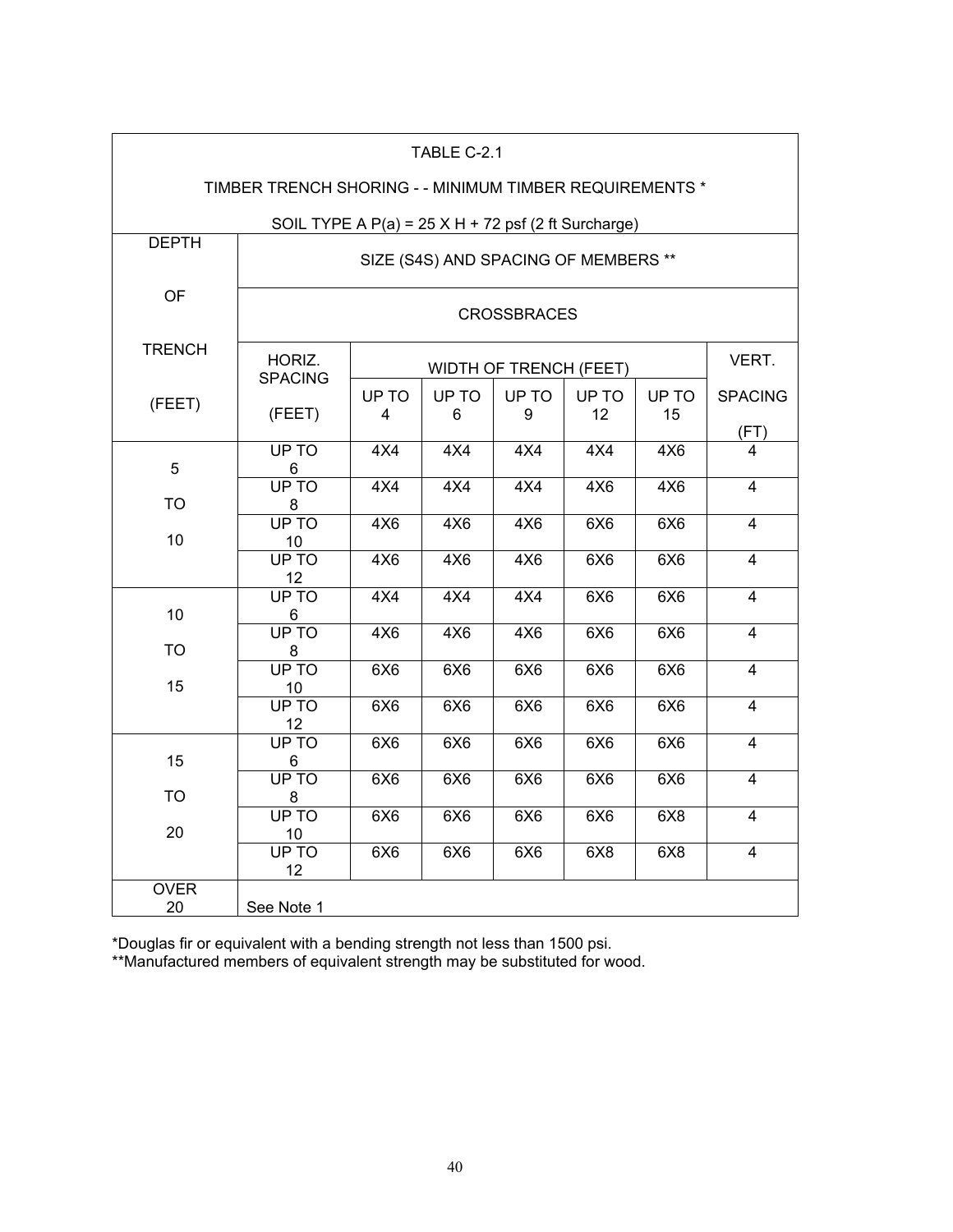TABLE C-2.1

TIMBER TRENCH SHORING - - MINIMUM TIMBER REQUIREMENTS *

SOIL TYPE A P(a) = 25 X H + 72 psf (2 ft Surcharge)

| DEPTH OF TRENCH (FEET) | SIZE (S4S) AND SPACING OF MEMBERS ** | | | | | | |
|---|---|---|---|---|---|---|---|
| | CROSSBRACES | | | | | | |
| | HORIZ. SPACING (FEET) | WIDTH OF TRENCH (FEET) | | | | | VERT. SPACING (FT) |
| | | UP TO 4 | UP TO 6 | UP TO 9 | UP TO 12 | UP TO 15 | |
| 5 TO 10 | UP TO 6 | 4X4 | 4X4 | 4X4 | 4X4 | 4X6 | 4 |
| | UP TO 8 | 4X4 | 4X4 | 4X4 | 4X6 | 4X6 | 4 |
| | UP TO 10 | 4X6 | 4X6 | 4X6 | 6X6 | 6X6 | 4 |
| | UP TO 12 | 4X6 | 4X6 | 4X6 | 6X6 | 6X6 | 4 |
| 10 TO 15 | UP TO 6 | 4X4 | 4X4 | 4X4 | 6X6 | 6X6 | 4 |
| | UP TO 8 | 4X6 | 4X6 | 4X6 | 6X6 | 6X6 | 4 |
| | UP TO 10 | 6X6 | 6X6 | 6X6 | 6X6 | 6X6 | 4 |
| | UP TO 12 | 6X6 | 6X6 | 6X6 | 6X6 | 6X6 | 4 |
| 15 TO 20 | UP TO 6 | 6X6 | 6X6 | 6X6 | 6X6 | 6X6 | 4 |
| | UP TO 8 | 6X6 | 6X6 | 6X6 | 6X6 | 6X6 | 4 |
| | UP TO 10 | 6X6 | 6X6 | 6X6 | 6X6 | 6X8 | 4 |
| | UP TO 12 | 6X6 | 6X6 | 6X6 | 6X8 | 6X8 | 4 |
| OVER 20 | See Note 1 | | | | | | |

*Douglas fir or equivalent with a bending strength not less than 1500 psi.
**Manufactured members of equivalent strength may be substituted for wood.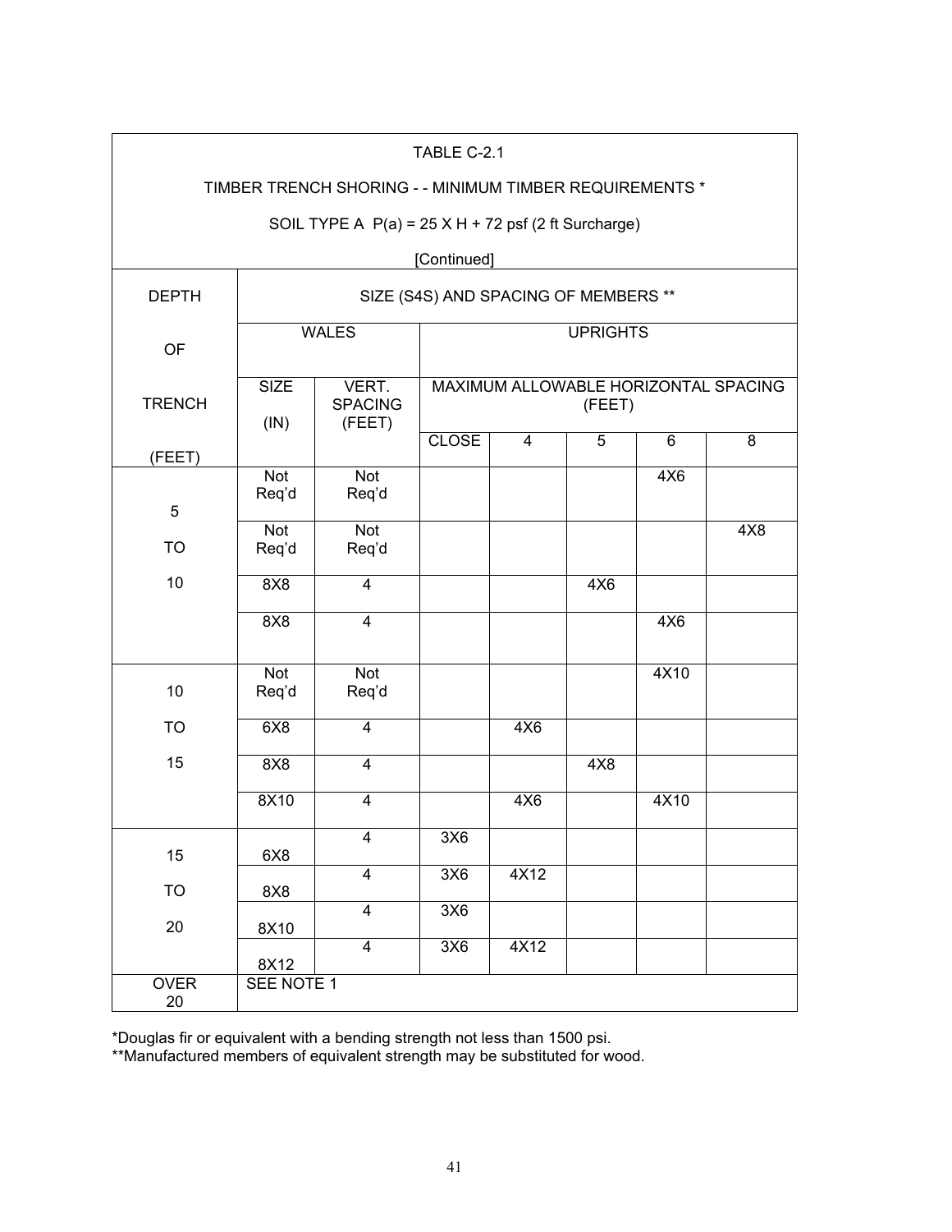TABLE C-2.1

TIMBER TRENCH SHORING - - MINIMUM TIMBER REQUIREMENTS *

SOIL TYPE A P(a) = 25 X H + 72 psf (2 ft Surcharge)

[Continued]

| DEPTH OF TRENCH (FEET) | SIZE (S4S) AND SPACING OF MEMBERS ** | | | | | | |
|---|---|---|---|---|---|---|---|
| | WALES | | UPRIGHTS | | | | |
| | SIZE (IN) | VERT. SPACING (FEET) | MAXIMUM ALLOWABLE HORIZONTAL SPACING (FEET) | | | | |
| | | | CLOSE | 4 | 5 | 6 | 8 |
| 5 TO 10 | Not Req'd | Not Req'd | | | | 4X6 | |
| | Not Req'd | Not Req'd | | | | | 4X8 |
| | 8X8 | 4 | | | 4X6 | | |
| | 8X8 | 4 | | | | 4X6 | |
| 10 TO 15 | Not Req'd | Not Req'd | | | | 4X10 | |
| | 6X8 | 4 | | 4X6 | | | |
| | 8X8 | 4 | | | 4X8 | | |
| | 8X10 | 4 | | 4X6 | | 4X10 | |
| 15 TO 20 | 6X8 | 4 | 3X6 | | | | |
| | 8X8 | 4 | 3X6 | 4X12 | | | |
| | 8X10 | 4 | 3X6 | | | | |
| | 8X12 | 4 | 3X6 | 4X12 | | | |
| OVER 20 | SEE NOTE 1 | | | | | | |

*Douglas fir or equivalent with a bending strength not less than 1500 psi.
**Manufactured members of equivalent strength may be substituted for wood.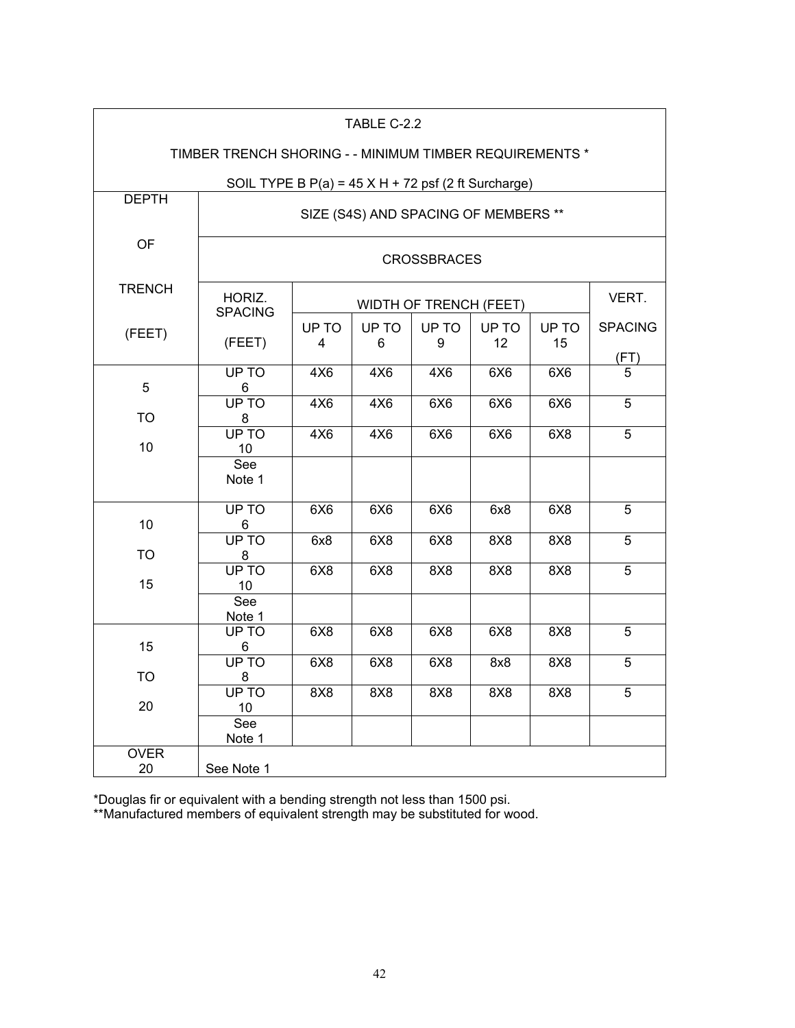TABLE C-2.2

TIMBER TRENCH SHORING - - MINIMUM TIMBER REQUIREMENTS *

SOIL TYPE B P(a) = 45 X H + 72 psf (2 ft Surcharge)

| DEPTH OF TRENCH (FEET) | SIZE (S4S) AND SPACING OF MEMBERS ** | | | | | | |
|---|---|---|---|---|---|---|---|
| | CROSSBRACES | | | | | | |
| | HORIZ. SPACING (FEET) | WIDTH OF TRENCH (FEET) | | | | | VERT. SPACING (FT) |
| | | UP TO 4 | UP TO 6 | UP TO 9 | UP TO 12 | UP TO 15 | |
| 5 TO 10 | UP TO 6 | 4X6 | 4X6 | 4X6 | 6X6 | 6X6 | 5 |
| | UP TO 8 | 4X6 | 4X6 | 6X6 | 6X6 | 6X6 | 5 |
| | UP TO 10 | 4X6 | 4X6 | 6X6 | 6X6 | 6X8 | 5 |
| | See Note 1 | | | | | | |
| 10 TO 15 | UP TO 6 | 6X6 | 6X6 | 6X6 | 6x8 | 6X8 | 5 |
| | UP TO 8 | 6x8 | 6X8 | 6X8 | 8X8 | 8X8 | 5 |
| | UP TO 10 | 6X8 | 6X8 | 8X8 | 8X8 | 8X8 | 5 |
| | See Note 1 | | | | | | |
| 15 TO 20 | UP TO 6 | 6X8 | 6X8 | 6X8 | 6X8 | 8X8 | 5 |
| | UP TO 8 | 6X8 | 6X8 | 6X8 | 8x8 | 8X8 | 5 |
| | UP TO 10 | 8X8 | 8X8 | 8X8 | 8X8 | 8X8 | 5 |
| | See Note 1 | | | | | | |
| OVER 20 | See Note 1 | | | | | | |

*Douglas fir or equivalent with a bending strength not less than 1500 psi.
**Manufactured members of equivalent strength may be substituted for wood.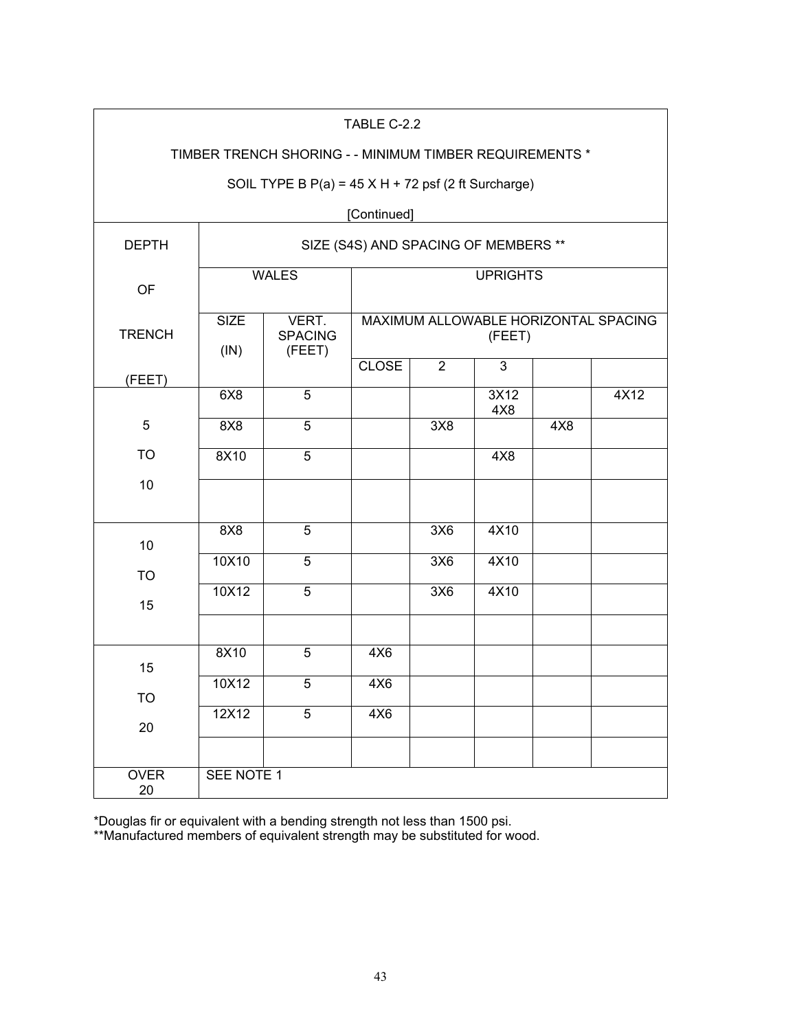TABLE C-2.2

TIMBER TRENCH SHORING - - MINIMUM TIMBER REQUIREMENTS *

SOIL TYPE B P(a) = 45 X H + 72 psf (2 ft Surcharge)

[Continued]

| DEPTH OF TRENCH (FEET) | SIZE (S4S) AND SPACING OF MEMBERS ** | | | | | | |
|---|---|---|---|---|---|---|---|
| | WALES | | UPRIGHTS | | | | |
| | SIZE (IN) | VERT. SPACING (FEET) | MAXIMUM ALLOWABLE HORIZONTAL SPACING (FEET) | | | | |
| | | | CLOSE | 2 | 3 | | |
| 5 TO 10 | 6X8 | 5 | | | 3X12 4X8 | | 4X12 |
| | 8X8 | 5 | | 3X8 | | 4X8 | |
| | 8X10 | 5 | | | 4X8 | | |
| | | | | | | | |
| 10 TO 15 | 8X8 | 5 | | 3X6 | 4X10 | | |
| | 10X10 | 5 | | 3X6 | 4X10 | | |
| | 10X12 | 5 | | 3X6 | 4X10 | | |
| | | | | | | | |
| 15 TO 20 | 8X10 | 5 | 4X6 | | | | |
| | 10X12 | 5 | 4X6 | | | | |
| | 12X12 | 5 | 4X6 | | | | |
| | | | | | | | |
| OVER 20 | SEE NOTE 1 | | | | | | |

*Douglas fir or equivalent with a bending strength not less than 1500 psi.
**Manufactured members of equivalent strength may be substituted for wood.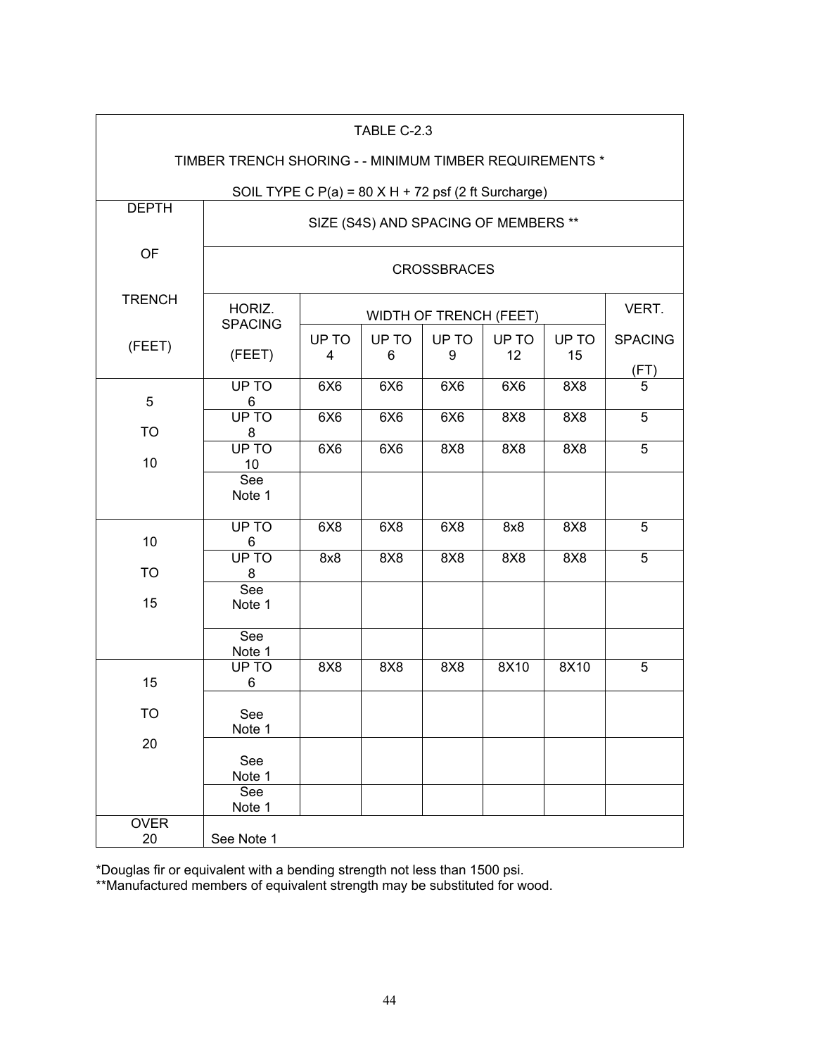TABLE C-2.3

TIMBER TRENCH SHORING - - MINIMUM TIMBER REQUIREMENTS *

SOIL TYPE C P(a) = 80 X H + 72 psf (2 ft Surcharge)

| DEPTH OF TRENCH (FEET) | SIZE (S4S) AND SPACING OF MEMBERS ** | | | | | | |
|---|---|---|---|---|---|---|---|
| | CROSSBRACES | | | | | | |
| | HORIZ. SPACING (FEET) | WIDTH OF TRENCH (FEET) | | | | | VERT. SPACING (FT) |
| | | UP TO 4 | UP TO 6 | UP TO 9 | UP TO 12 | UP TO 15 | |
| 5 TO 10 | UP TO 6 | 6X6 | 6X6 | 6X6 | 6X6 | 8X8 | 5 |
| | UP TO 8 | 6X6 | 6X6 | 6X6 | 8X8 | 8X8 | 5 |
| | UP TO 10 | 6X6 | 6X6 | 8X8 | 8X8 | 8X8 | 5 |
| | See Note 1 | | | | | | |
| 10 TO 15 | UP TO 6 | 6X8 | 6X8 | 6X8 | 8x8 | 8X8 | 5 |
| | UP TO 8 | 8x8 | 8X8 | 8X8 | 8X8 | 8X8 | 5 |
| | See Note 1 | | | | | | |
| | See Note 1 | | | | | | |
| 15 TO 20 | UP TO 6 | 8X8 | 8X8 | 8X8 | 8X10 | 8X10 | 5 |
| | See Note 1 | | | | | | |
| | See Note 1 | | | | | | |
| | See Note 1 | | | | | | |
| OVER 20 | See Note 1 | | | | | | |

*Douglas fir or equivalent with a bending strength not less than 1500 psi.
**Manufactured members of equivalent strength may be substituted for wood.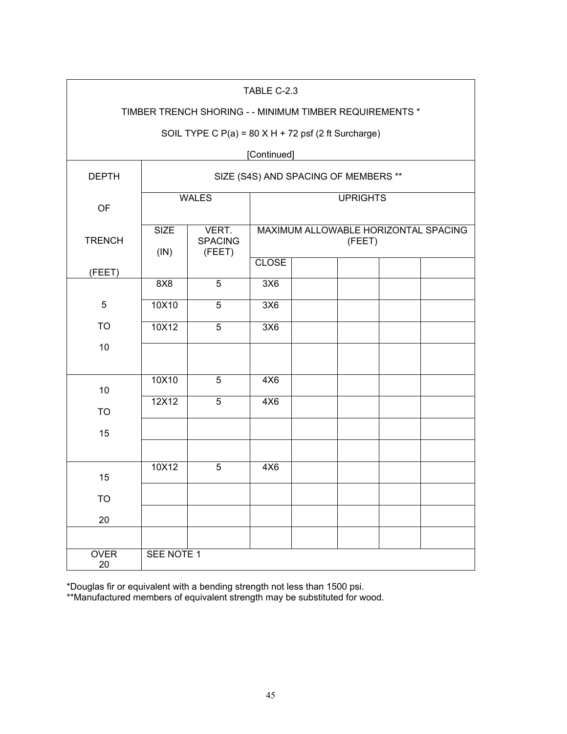TABLE C-2.3

TIMBER TRENCH SHORING - - MINIMUM TIMBER REQUIREMENTS *

SOIL TYPE C P(a) = 80 X H + 72 psf (2 ft Surcharge)

[Continued]

| DEPTH OF TRENCH (FEET) | SIZE (S4S) AND SPACING OF MEMBERS ** | | | | | | |
|---|---|---|---|---|---|---|---|
| | WALES | | UPRIGHTS | | | | |
| | SIZE (IN) | VERT. SPACING (FEET) | MAXIMUM ALLOWABLE HORIZONTAL SPACING (FEET) | | | | |
| | | | CLOSE | | | | |
| 5 TO 10 | 8X8 | 5 | 3X6 | | | | |
| | 10X10 | 5 | 3X6 | | | | |
| | 10X12 | 5 | 3X6 | | | | |
| | | | | | | | |
| 10 TO 15 | 10X10 | 5 | 4X6 | | | | |
| | 12X12 | 5 | 4X6 | | | | |
| | | | | | | | |
| | | | | | | | |
| 15 TO 20 | 10X12 | 5 | 4X6 | | | | |
| | | | | | | | |
| | | | | | | | |
| | | | | | | | |
| OVER 20 | SEE NOTE 1 | | | | | | |

*Douglas fir or equivalent with a bending strength not less than 1500 psi.
**Manufactured members of equivalent strength may be substituted for wood.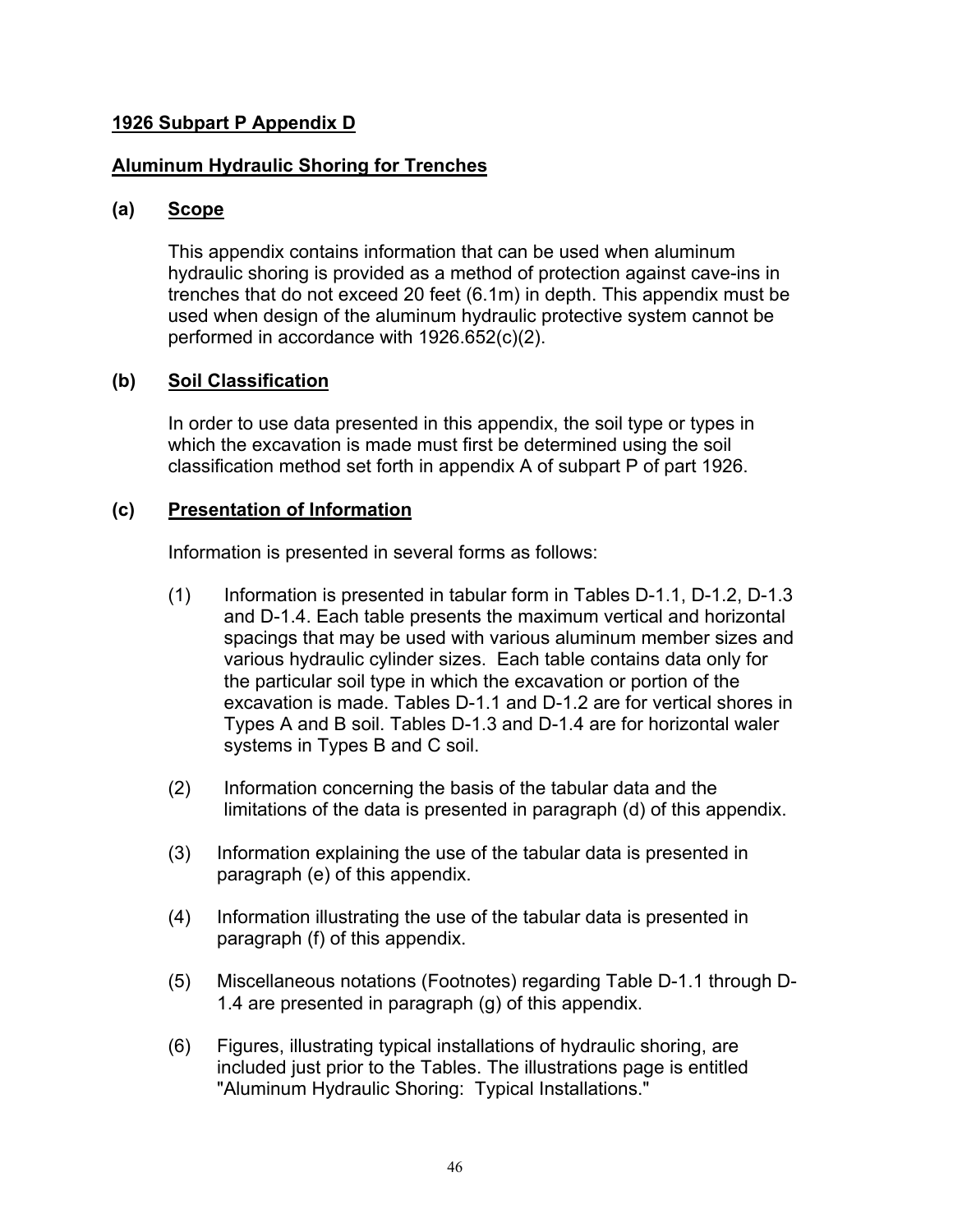## 1926 Subpart P Appendix D

## Aluminum Hydraulic Shoring for Trenches

### (a) Scope

This appendix contains information that can be used when aluminum hydraulic shoring is provided as a method of protection against cave-ins in trenches that do not exceed 20 feet (6.1m) in depth. This appendix must be used when design of the aluminum hydraulic protective system cannot be performed in accordance with 1926.652(c)(2).

### (b) Soil Classification

In order to use data presented in this appendix, the soil type or types in which the excavation is made must first be determined using the soil classification method set forth in appendix A of subpart P of part 1926.

### (c) Presentation of Information

Information is presented in several forms as follows:

(1) Information is presented in tabular form in Tables D-1.1, D-1.2, D-1.3 and D-1.4. Each table presents the maximum vertical and horizontal spacings that may be used with various aluminum member sizes and various hydraulic cylinder sizes. Each table contains data only for the particular soil type in which the excavation or portion of the excavation is made. Tables D-1.1 and D-1.2 are for vertical shores in Types A and B soil. Tables D-1.3 and D-1.4 are for horizontal waler systems in Types B and C soil.

(2) Information concerning the basis of the tabular data and the limitations of the data is presented in paragraph (d) of this appendix.

(3) Information explaining the use of the tabular data is presented in paragraph (e) of this appendix.

(4) Information illustrating the use of the tabular data is presented in paragraph (f) of this appendix.

(5) Miscellaneous notations (Footnotes) regarding Table D-1.1 through D-1.4 are presented in paragraph (g) of this appendix.

(6) Figures, illustrating typical installations of hydraulic shoring, are included just prior to the Tables. The illustrations page is entitled "Aluminum Hydraulic Shoring: Typical Installations."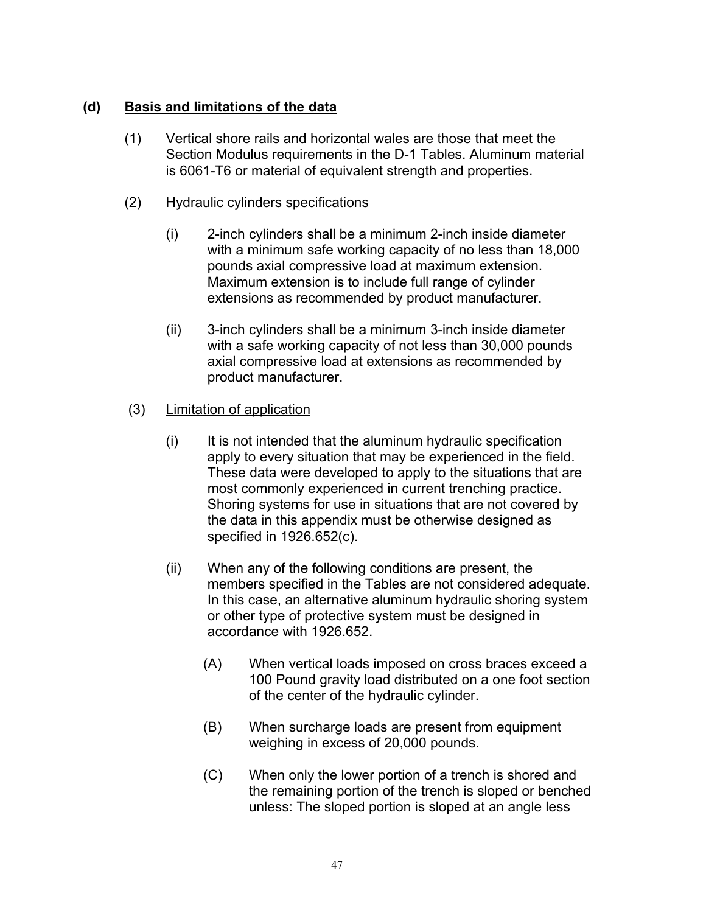**(d) Basis and limitations of the data**

(1) Vertical shore rails and horizontal wales are those that meet the Section Modulus requirements in the D-1 Tables. Aluminum material is 6061-T6 or material of equivalent strength and properties.

(2) Hydraulic cylinders specifications

(i) 2-inch cylinders shall be a minimum 2-inch inside diameter with a minimum safe working capacity of no less than 18,000 pounds axial compressive load at maximum extension. Maximum extension is to include full range of cylinder extensions as recommended by product manufacturer.

(ii) 3-inch cylinders shall be a minimum 3-inch inside diameter with a safe working capacity of not less than 30,000 pounds axial compressive load at extensions as recommended by product manufacturer.

(3) Limitation of application

(i) It is not intended that the aluminum hydraulic specification apply to every situation that may be experienced in the field. These data were developed to apply to the situations that are most commonly experienced in current trenching practice. Shoring systems for use in situations that are not covered by the data in this appendix must be otherwise designed as specified in 1926.652(c).

(ii) When any of the following conditions are present, the members specified in the Tables are not considered adequate. In this case, an alternative aluminum hydraulic shoring system or other type of protective system must be designed in accordance with 1926.652.

(A) When vertical loads imposed on cross braces exceed a 100 Pound gravity load distributed on a one foot section of the center of the hydraulic cylinder.

(B) When surcharge loads are present from equipment weighing in excess of 20,000 pounds.

(C) When only the lower portion of a trench is shored and the remaining portion of the trench is sloped or benched unless: The sloped portion is sloped at an angle less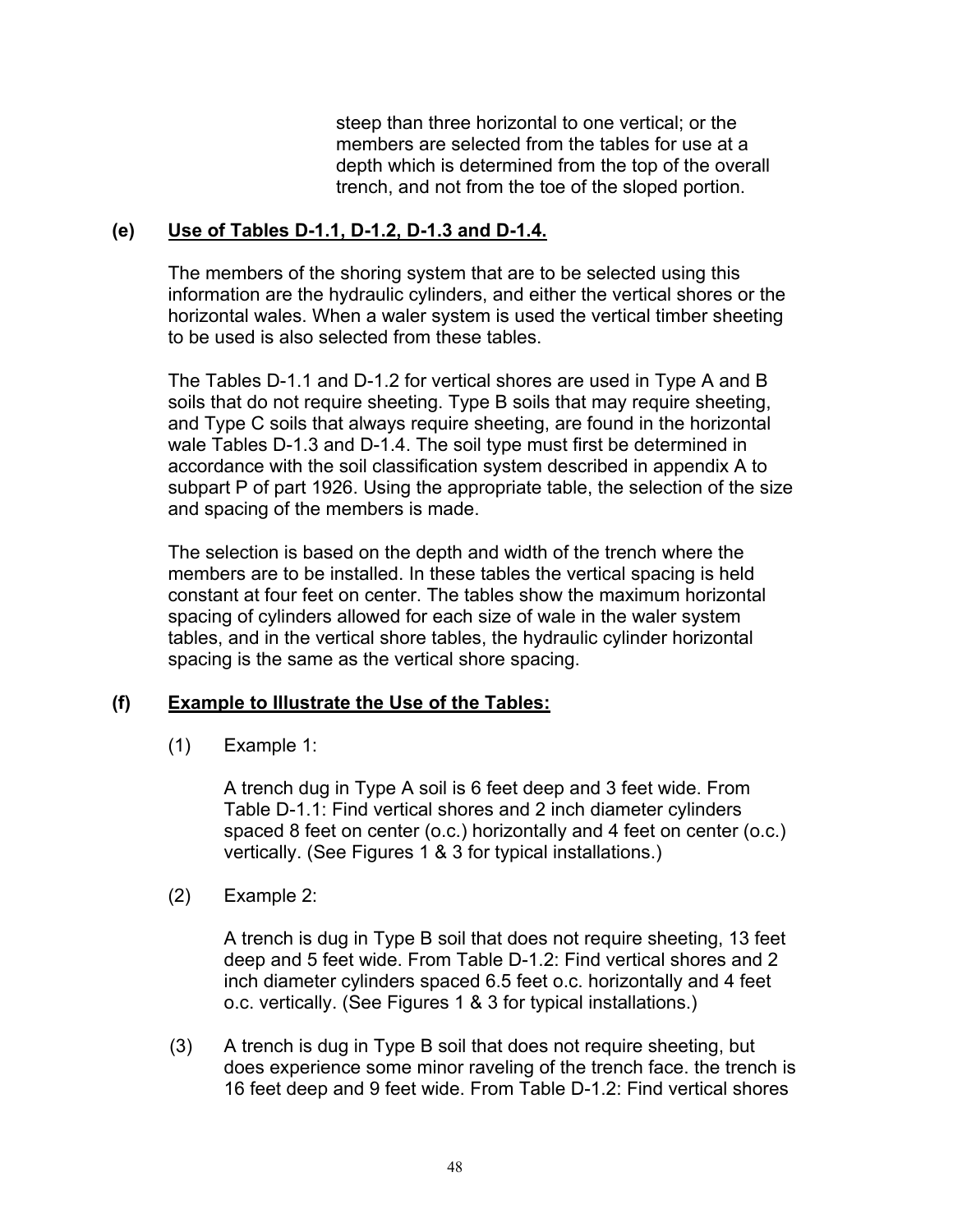steep than three horizontal to one vertical; or the members are selected from the tables for use at a depth which is determined from the top of the overall trench, and not from the toe of the sloped portion.

**(e) Use of Tables D-1.1, D-1.2, D-1.3 and D-1.4.**

The members of the shoring system that are to be selected using this information are the hydraulic cylinders, and either the vertical shores or the horizontal wales. When a waler system is used the vertical timber sheeting to be used is also selected from these tables.

The Tables D-1.1 and D-1.2 for vertical shores are used in Type A and B soils that do not require sheeting. Type B soils that may require sheeting, and Type C soils that always require sheeting, are found in the horizontal wale Tables D-1.3 and D-1.4. The soil type must first be determined in accordance with the soil classification system described in appendix A to subpart P of part 1926. Using the appropriate table, the selection of the size and spacing of the members is made.

The selection is based on the depth and width of the trench where the members are to be installed. In these tables the vertical spacing is held constant at four feet on center. The tables show the maximum horizontal spacing of cylinders allowed for each size of wale in the waler system tables, and in the vertical shore tables, the hydraulic cylinder horizontal spacing is the same as the vertical shore spacing.

**(f) Example to Illustrate the Use of the Tables:**

(1) Example 1:

A trench dug in Type A soil is 6 feet deep and 3 feet wide. From Table D-1.1: Find vertical shores and 2 inch diameter cylinders spaced 8 feet on center (o.c.) horizontally and 4 feet on center (o.c.) vertically. (See Figures 1 & 3 for typical installations.)

(2) Example 2:

A trench is dug in Type B soil that does not require sheeting, 13 feet deep and 5 feet wide. From Table D-1.2: Find vertical shores and 2 inch diameter cylinders spaced 6.5 feet o.c. horizontally and 4 feet o.c. vertically. (See Figures 1 & 3 for typical installations.)

(3) A trench is dug in Type B soil that does not require sheeting, but does experience some minor raveling of the trench face. the trench is 16 feet deep and 9 feet wide. From Table D-1.2: Find vertical shores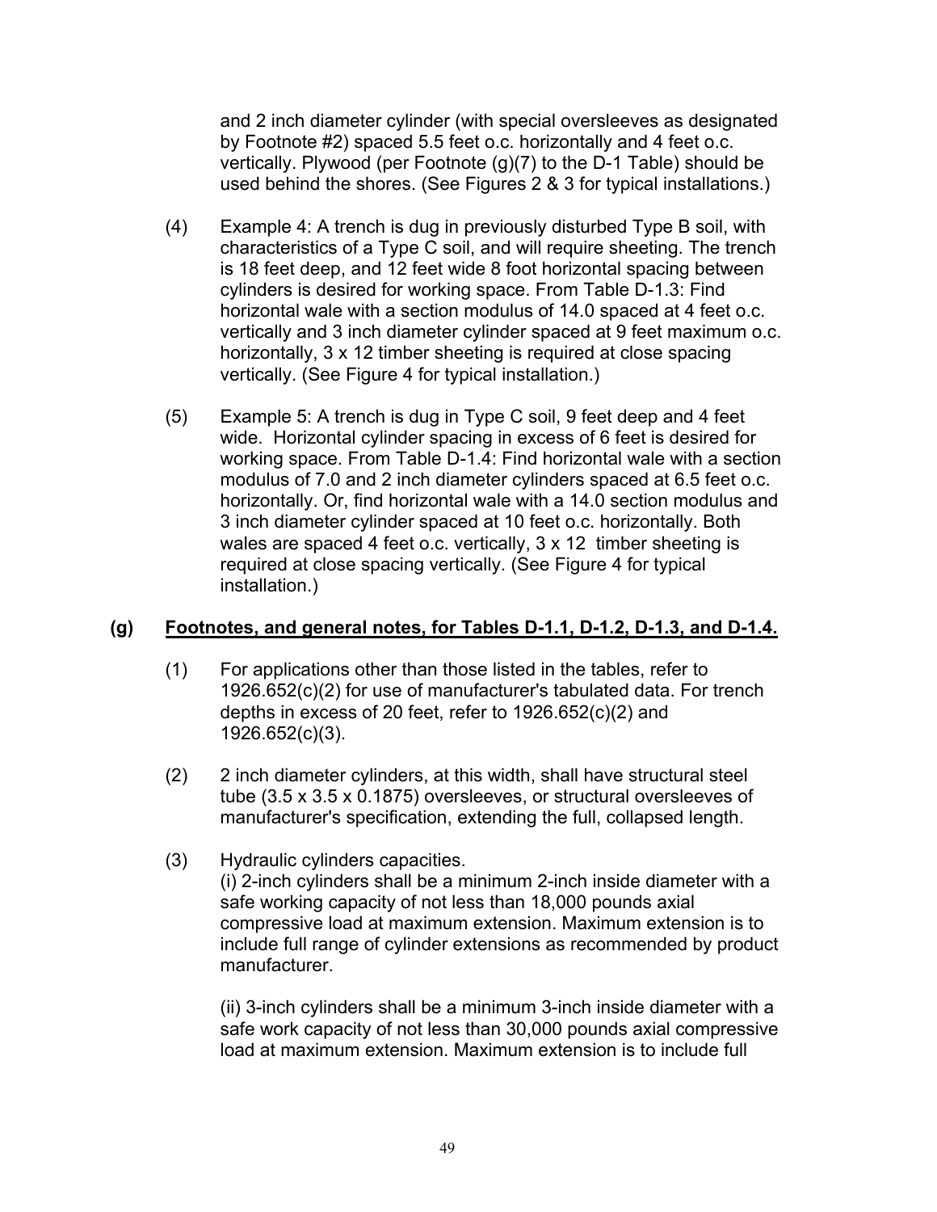and 2 inch diameter cylinder (with special oversleeves as designated by Footnote #2) spaced 5.5 feet o.c. horizontally and 4 feet o.c. vertically. Plywood (per Footnote (g)(7) to the D-1 Table) should be used behind the shores. (See Figures 2 & 3 for typical installations.)

(4) Example 4: A trench is dug in previously disturbed Type B soil, with characteristics of a Type C soil, and will require sheeting. The trench is 18 feet deep, and 12 feet wide 8 foot horizontal spacing between cylinders is desired for working space. From Table D-1.3: Find horizontal wale with a section modulus of 14.0 spaced at 4 feet o.c. vertically and 3 inch diameter cylinder spaced at 9 feet maximum o.c. horizontally, 3 x 12 timber sheeting is required at close spacing vertically. (See Figure 4 for typical installation.)

(5) Example 5: A trench is dug in Type C soil, 9 feet deep and 4 feet wide. Horizontal cylinder spacing in excess of 6 feet is desired for working space. From Table D-1.4: Find horizontal wale with a section modulus of 7.0 and 2 inch diameter cylinders spaced at 6.5 feet o.c. horizontally. Or, find horizontal wale with a 14.0 section modulus and 3 inch diameter cylinder spaced at 10 feet o.c. horizontally. Both wales are spaced 4 feet o.c. vertically, 3 x 12 timber sheeting is required at close spacing vertically. (See Figure 4 for typical installation.)

## (g) Footnotes, and general notes, for Tables D-1.1, D-1.2, D-1.3, and D-1.4.

(1) For applications other than those listed in the tables, refer to 1926.652(c)(2) for use of manufacturer's tabulated data. For trench depths in excess of 20 feet, refer to 1926.652(c)(2) and 1926.652(c)(3).

(2) 2 inch diameter cylinders, at this width, shall have structural steel tube (3.5 x 3.5 x 0.1875) oversleeves, or structural oversleeves of manufacturer's specification, extending the full, collapsed length.

(3) Hydraulic cylinders capacities.
(i) 2-inch cylinders shall be a minimum 2-inch inside diameter with a safe working capacity of not less than 18,000 pounds axial compressive load at maximum extension. Maximum extension is to include full range of cylinder extensions as recommended by product manufacturer.

(ii) 3-inch cylinders shall be a minimum 3-inch inside diameter with a safe work capacity of not less than 30,000 pounds axial compressive load at maximum extension. Maximum extension is to include full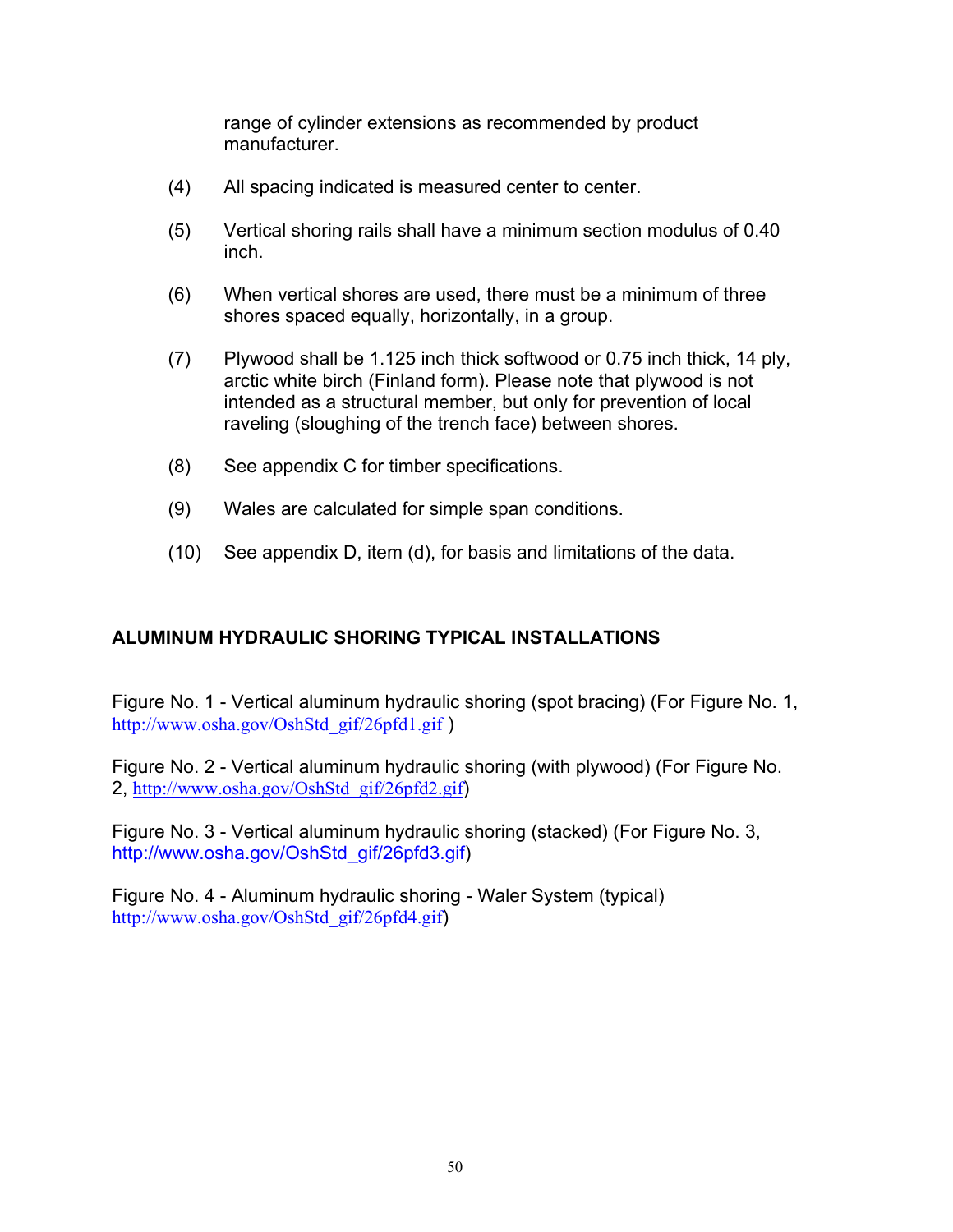range of cylinder extensions as recommended by product manufacturer.

(4) All spacing indicated is measured center to center.

(5) Vertical shoring rails shall have a minimum section modulus of 0.40 inch.

(6) When vertical shores are used, there must be a minimum of three shores spaced equally, horizontally, in a group.

(7) Plywood shall be 1.125 inch thick softwood or 0.75 inch thick, 14 ply, arctic white birch (Finland form). Please note that plywood is not intended as a structural member, but only for prevention of local raveling (sloughing of the trench face) between shores.

(8) See appendix C for timber specifications.

(9) Wales are calculated for simple span conditions.

(10) See appendix D, item (d), for basis and limitations of the data.

**ALUMINUM HYDRAULIC SHORING TYPICAL INSTALLATIONS**

Figure No. 1 - Vertical aluminum hydraulic shoring (spot bracing) (For Figure No. 1, http://www.osha.gov/OshStd_gif/26pfd1.gif )

Figure No. 2 - Vertical aluminum hydraulic shoring (with plywood) (For Figure No. 2, http://www.osha.gov/OshStd_gif/26pfd2.gif)

Figure No. 3 - Vertical aluminum hydraulic shoring (stacked) (For Figure No. 3, http://www.osha.gov/OshStd_gif/26pfd3.gif)

Figure No. 4 - Aluminum hydraulic shoring - Waler System (typical) http://www.osha.gov/OshStd_gif/26pfd4.gif)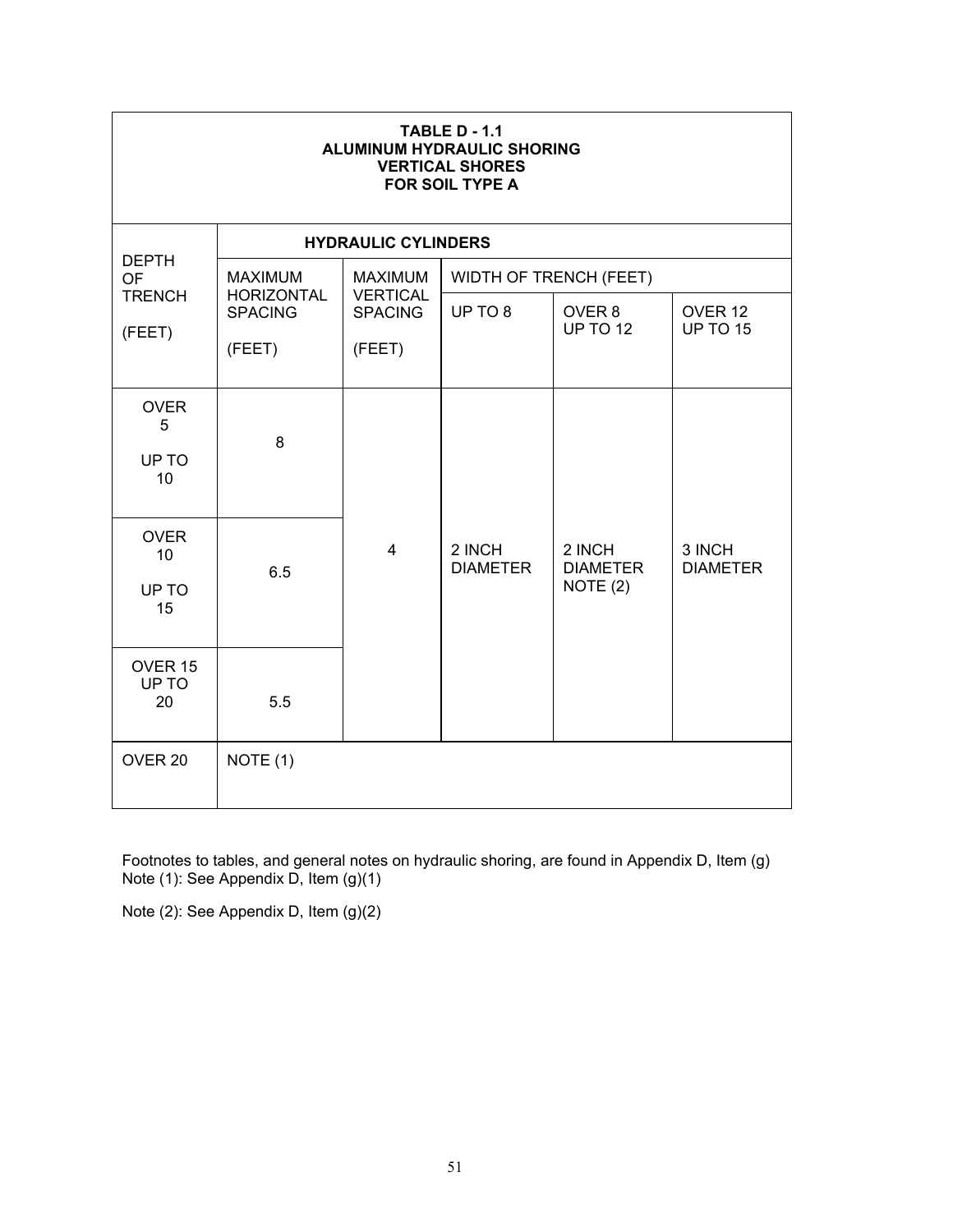**TABLE D - 1.1**
**ALUMINUM HYDRAULIC SHORING**
**VERTICAL SHORES**
**FOR SOIL TYPE A**

| DEPTH OF TRENCH (FEET) | HYDRAULIC CYLINDERS | | | | |
|---|---|---|---|---|---|
| | MAXIMUM HORIZONTAL SPACING (FEET) | MAXIMUM VERTICAL SPACING (FEET) | WIDTH OF TRENCH (FEET) | | |
| | | | UP TO 8 | OVER 8 UP TO 12 | OVER 12 UP TO 15 |
| OVER 5 UP TO 10 | 8 | 4 | 2 INCH DIAMETER | 2 INCH DIAMETER NOTE (2) | 3 INCH DIAMETER |
| OVER 10 UP TO 15 | 6.5 | | | | |
| OVER 15 UP TO 20 | 5.5 | | | | |
| OVER 20 | NOTE (1) | | | | |

Footnotes to tables, and general notes on hydraulic shoring, are found in Appendix D, Item (g)
Note (1): See Appendix D, Item (g)(1)

Note (2): See Appendix D, Item (g)(2)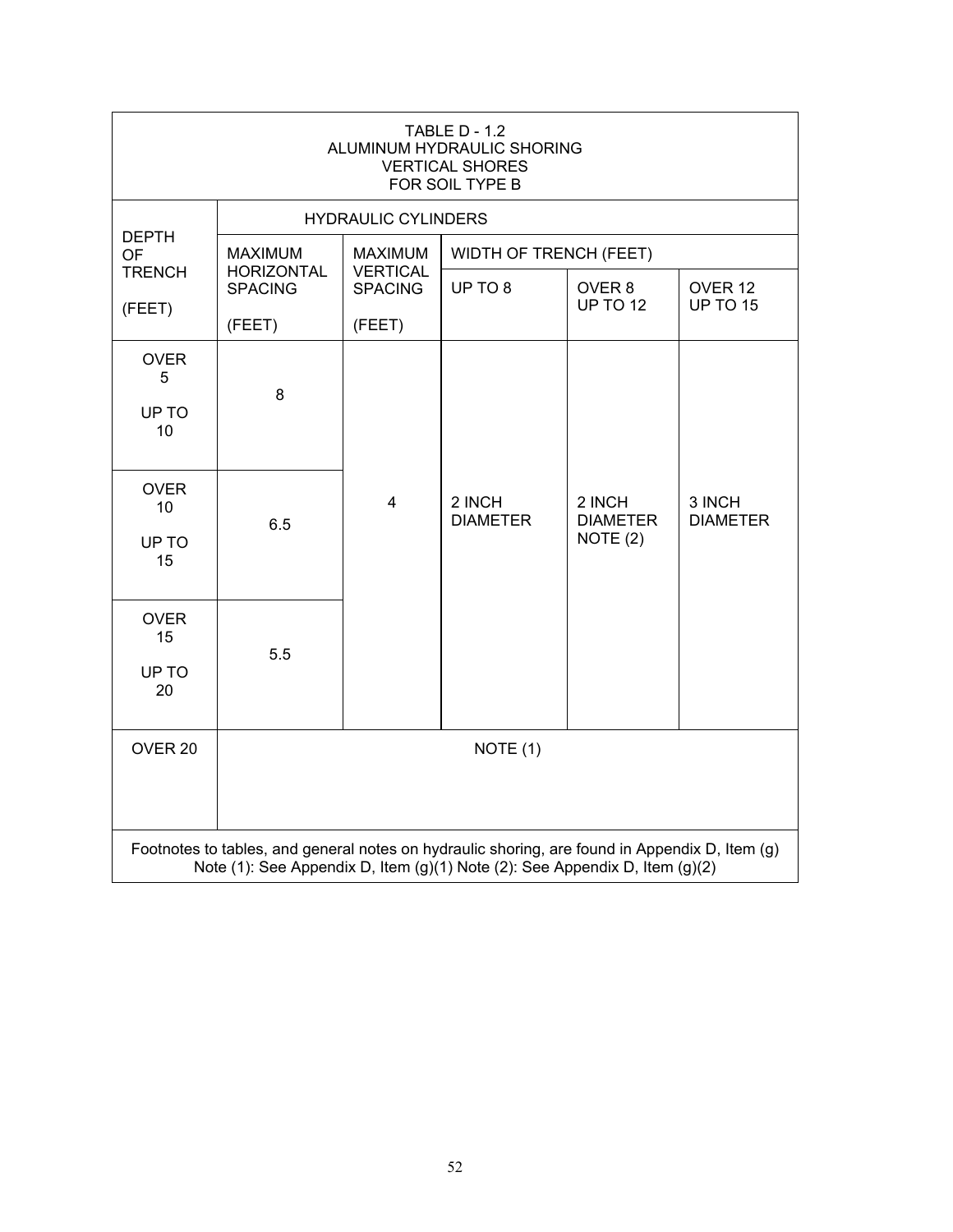TABLE D - 1.2
ALUMINUM HYDRAULIC SHORING
VERTICAL SHORES
FOR SOIL TYPE B

| DEPTH OF TRENCH (FEET) | HYDRAULIC CYLINDERS | | | | |
|---|---|---|---|---|---|
| | MAXIMUM HORIZONTAL SPACING (FEET) | MAXIMUM VERTICAL SPACING (FEET) | WIDTH OF TRENCH (FEET) | | |
| | | | UP TO 8 | OVER 8 UP TO 12 | OVER 12 UP TO 15 |
| OVER 5 UP TO 10 | 8 | 4 | 2 INCH DIAMETER | 2 INCH DIAMETER NOTE (2) | 3 INCH DIAMETER |
| OVER 10 UP TO 15 | 6.5 | 4 | 2 INCH DIAMETER | 2 INCH DIAMETER NOTE (2) | 3 INCH DIAMETER |
| OVER 15 UP TO 20 | 5.5 | 4 | 2 INCH DIAMETER | 2 INCH DIAMETER NOTE (2) | 3 INCH DIAMETER |
| OVER 20 | NOTE (1) | | | | |

Footnotes to tables, and general notes on hydraulic shoring, are found in Appendix D, Item (g)
Note (1): See Appendix D, Item (g)(1) Note (2): See Appendix D, Item (g)(2)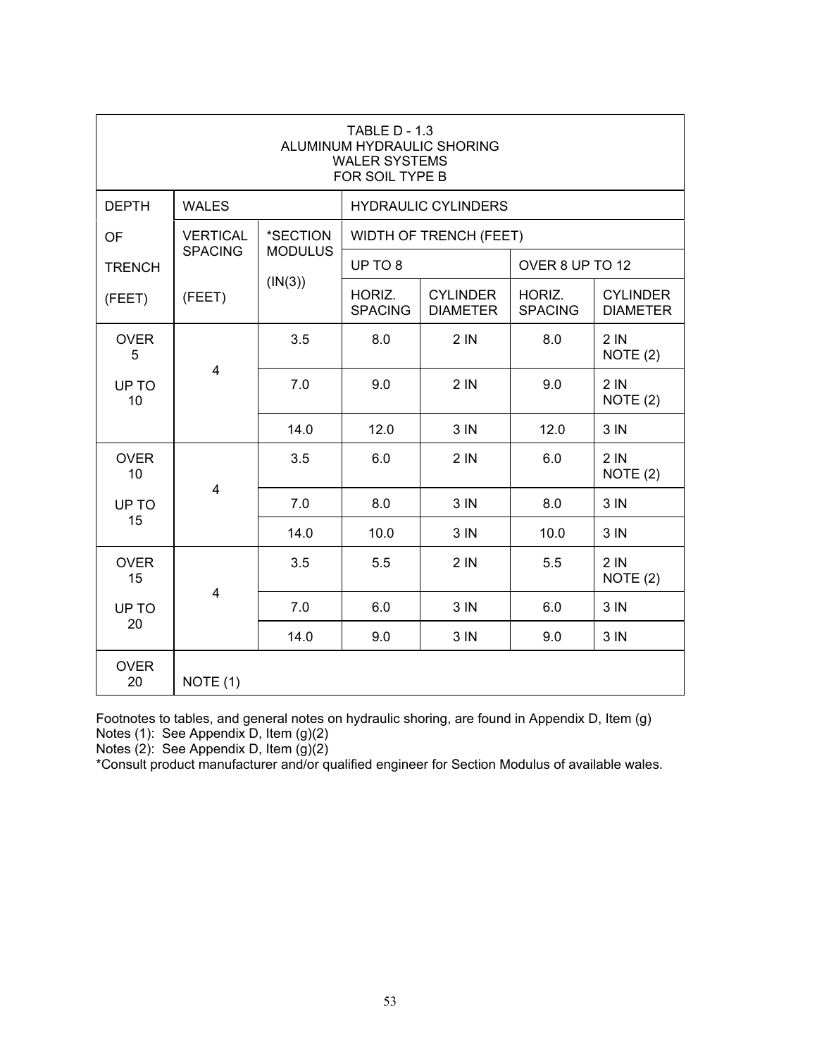| TABLE D - 1.3<br>ALUMINUM HYDRAULIC SHORING<br>WALER SYSTEMS<br>FOR SOIL TYPE B | | | | | | |
|---|---|---|---|---|---|---|
| DEPTH | WALES | | HYDRAULIC CYLINDERS | | | |
| OF | VERTICAL SPACING | *SECTION MODULUS | WIDTH OF TRENCH (FEET) | | | |
| TRENCH | | (IN(3)) | UP TO 8 | | OVER 8 UP TO 12 | |
| (FEET) | (FEET) | | HORIZ. SPACING | CYLINDER DIAMETER | HORIZ. SPACING | CYLINDER DIAMETER |
| OVER 5 UP TO 10 | 4 | 3.5 | 8.0 | 2 IN | 8.0 | 2 IN NOTE (2) |
| | | 7.0 | 9.0 | 2 IN | 9.0 | 2 IN NOTE (2) |
| | | 14.0 | 12.0 | 3 IN | 12.0 | 3 IN |
| OVER 10 UP TO 15 | 4 | 3.5 | 6.0 | 2 IN | 6.0 | 2 IN NOTE (2) |
| | | 7.0 | 8.0 | 3 IN | 8.0 | 3 IN |
| | | 14.0 | 10.0 | 3 IN | 10.0 | 3 IN |
| OVER 15 UP TO 20 | 4 | 3.5 | 5.5 | 2 IN | 5.5 | 2 IN NOTE (2) |
| | | 7.0 | 6.0 | 3 IN | 6.0 | 3 IN |
| | | 14.0 | 9.0 | 3 IN | 9.0 | 3 IN |
| OVER 20 | NOTE (1) | | | | | |

Footnotes to tables, and general notes on hydraulic shoring, are found in Appendix D, Item (g)
Notes (1): See Appendix D, Item (g)(2)
Notes (2): See Appendix D, Item (g)(2)
*Consult product manufacturer and/or qualified engineer for Section Modulus of available wales.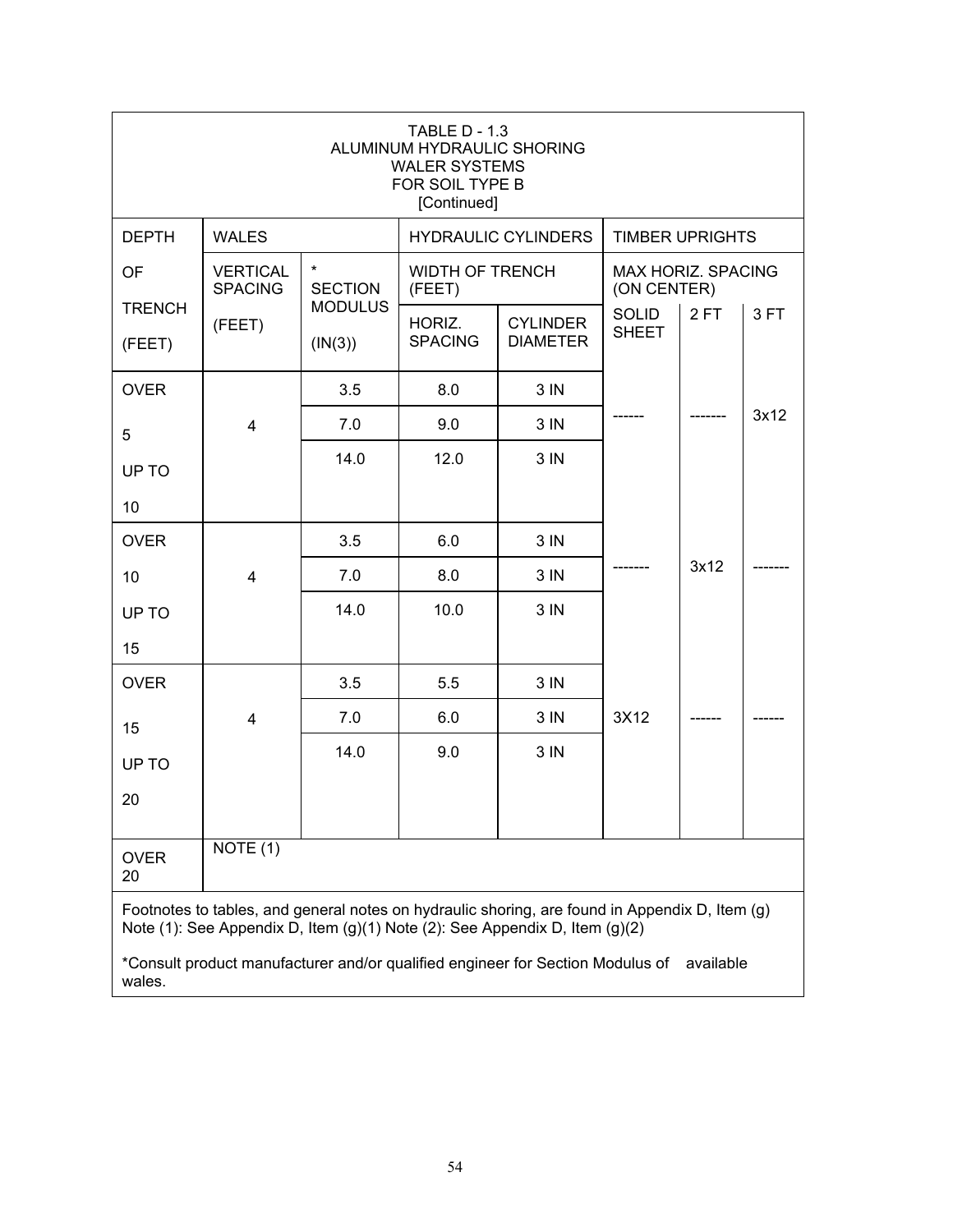TABLE D - 1.3
ALUMINUM HYDRAULIC SHORING
WALER SYSTEMS
FOR SOIL TYPE B
[Continued]

| DEPTH OF TRENCH (FEET) | WALES | | HYDRAULIC CYLINDERS | | TIMBER UPRIGHTS | | |
|---|---|---|---|---|---|---|---|
| | VERTICAL SPACING (FEET) | * SECTION MODULUS (IN(3)) | WIDTH OF TRENCH (FEET) | | MAX HORIZ. SPACING (ON CENTER) | | |
| | | | HORIZ. SPACING | CYLINDER DIAMETER | SOLID SHEET | 2 FT | 3 FT |
| OVER 5 UP TO 10 | 4 | 3.5 | 8.0 | 3 IN | ------ | ------- | 3x12 |
| | | 7.0 | 9.0 | 3 IN | | | |
| | | 14.0 | 12.0 | 3 IN | | | |
| OVER 10 UP TO 15 | 4 | 3.5 | 6.0 | 3 IN | ------- | 3x12 | ------- |
| | | 7.0 | 8.0 | 3 IN | | | |
| | | 14.0 | 10.0 | 3 IN | | | |
| OVER 15 UP TO 20 | 4 | 3.5 | 5.5 | 3 IN | 3X12 | ------ | ------ |
| | | 7.0 | 6.0 | 3 IN | | | |
| | | 14.0 | 9.0 | 3 IN | | | |
| OVER 20 | NOTE (1) | | | | | | |

Footnotes to tables, and general notes on hydraulic shoring, are found in Appendix D, Item (g)
Note (1): See Appendix D, Item (g)(1) Note (2): See Appendix D, Item (g)(2)

*Consult product manufacturer and/or qualified engineer for Section Modulus of available wales.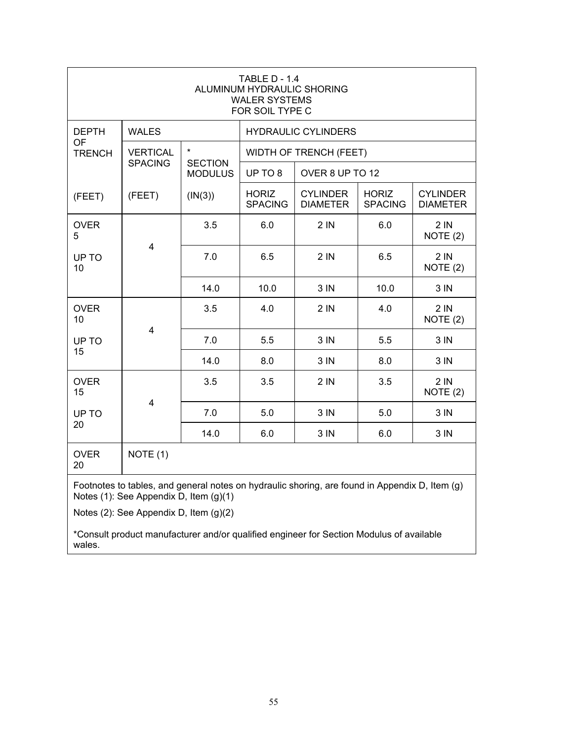TABLE D - 1.4
ALUMINUM HYDRAULIC SHORING
WALER SYSTEMS
FOR SOIL TYPE C

| DEPTH OF TRENCH | WALES | | HYDRAULIC CYLINDERS | | | |
|---|---|---|---|---|---|---|
| | VERTICAL SPACING | * SECTION MODULUS | WIDTH OF TRENCH (FEET) | | | |
| | | | UP TO 8 | | OVER 8 UP TO 12 | |
| (FEET) | (FEET) | (IN(3)) | HORIZ SPACING | CYLINDER DIAMETER | HORIZ SPACING | CYLINDER DIAMETER |
| OVER 5 UP TO 10 | 4 | 3.5 | 6.0 | 2 IN | 6.0 | 2 IN NOTE (2) |
| | | 7.0 | 6.5 | 2 IN | 6.5 | 2 IN NOTE (2) |
| | | 14.0 | 10.0 | 3 IN | 10.0 | 3 IN |
| OVER 10 UP TO 15 | 4 | 3.5 | 4.0 | 2 IN | 4.0 | 2 IN NOTE (2) |
| | | 7.0 | 5.5 | 3 IN | 5.5 | 3 IN |
| | | 14.0 | 8.0 | 3 IN | 8.0 | 3 IN |
| OVER 15 UP TO 20 | 4 | 3.5 | 3.5 | 2 IN | 3.5 | 2 IN NOTE (2) |
| | | 7.0 | 5.0 | 3 IN | 5.0 | 3 IN |
| | | 14.0 | 6.0 | 3 IN | 6.0 | 3 IN |
| OVER 20 | NOTE (1) | | | | | |

Footnotes to tables, and general notes on hydraulic shoring, are found in Appendix D, Item (g)
Notes (1): See Appendix D, Item (g)(1)

Notes (2): See Appendix D, Item (g)(2)

*Consult product manufacturer and/or qualified engineer for Section Modulus of available wales.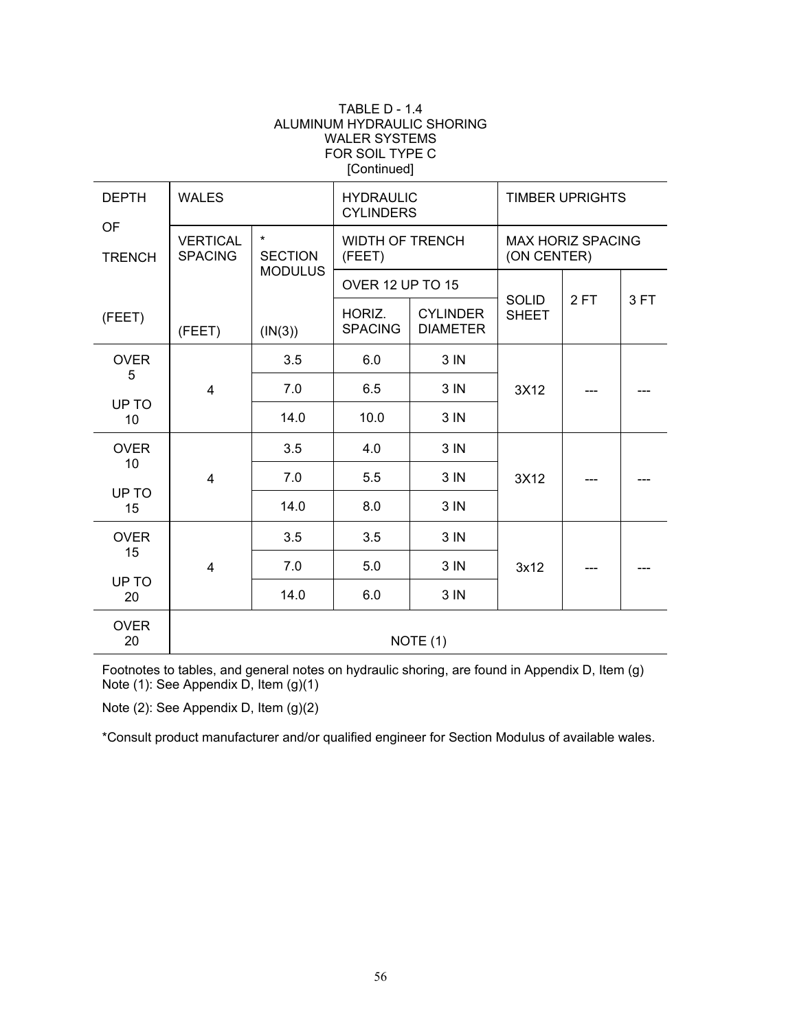TABLE D - 1.4
ALUMINUM HYDRAULIC SHORING
WALER SYSTEMS
FOR SOIL TYPE C
[Continued]

| DEPTH OF TRENCH | WALES | | HYDRAULIC CYLINDERS | | TIMBER UPRIGHTS | | |
|---|---|---|---|---|---|---|---|
| | VERTICAL SPACING | * SECTION MODULUS | WIDTH OF TRENCH (FEET) | | MAX HORIZ SPACING (ON CENTER) | | |
| | | | OVER 12 UP TO 15 | | SOLID SHEET | 2 FT | 3 FT |
| (FEET) | (FEET) | (IN(3)) | HORIZ. SPACING | CYLINDER DIAMETER | | | |
| OVER 5 UP TO 10 | 4 | 3.5 | 6.0 | 3 IN | 3X12 | --- | --- |
| | | 7.0 | 6.5 | 3 IN | | | |
| | | 14.0 | 10.0 | 3 IN | | | |
| OVER 10 UP TO 15 | 4 | 3.5 | 4.0 | 3 IN | 3X12 | --- | --- |
| | | 7.0 | 5.5 | 3 IN | | | |
| | | 14.0 | 8.0 | 3 IN | | | |
| OVER 15 UP TO 20 | 4 | 3.5 | 3.5 | 3 IN | 3x12 | --- | --- |
| | | 7.0 | 5.0 | 3 IN | | | |
| | | 14.0 | 6.0 | 3 IN | | | |
| OVER 20 | NOTE (1) | | | | | | |

Footnotes to tables, and general notes on hydraulic shoring, are found in Appendix D, Item (g)
Note (1): See Appendix D, Item (g)(1)

Note (2): See Appendix D, Item (g)(2)

*Consult product manufacturer and/or qualified engineer for Section Modulus of available wales.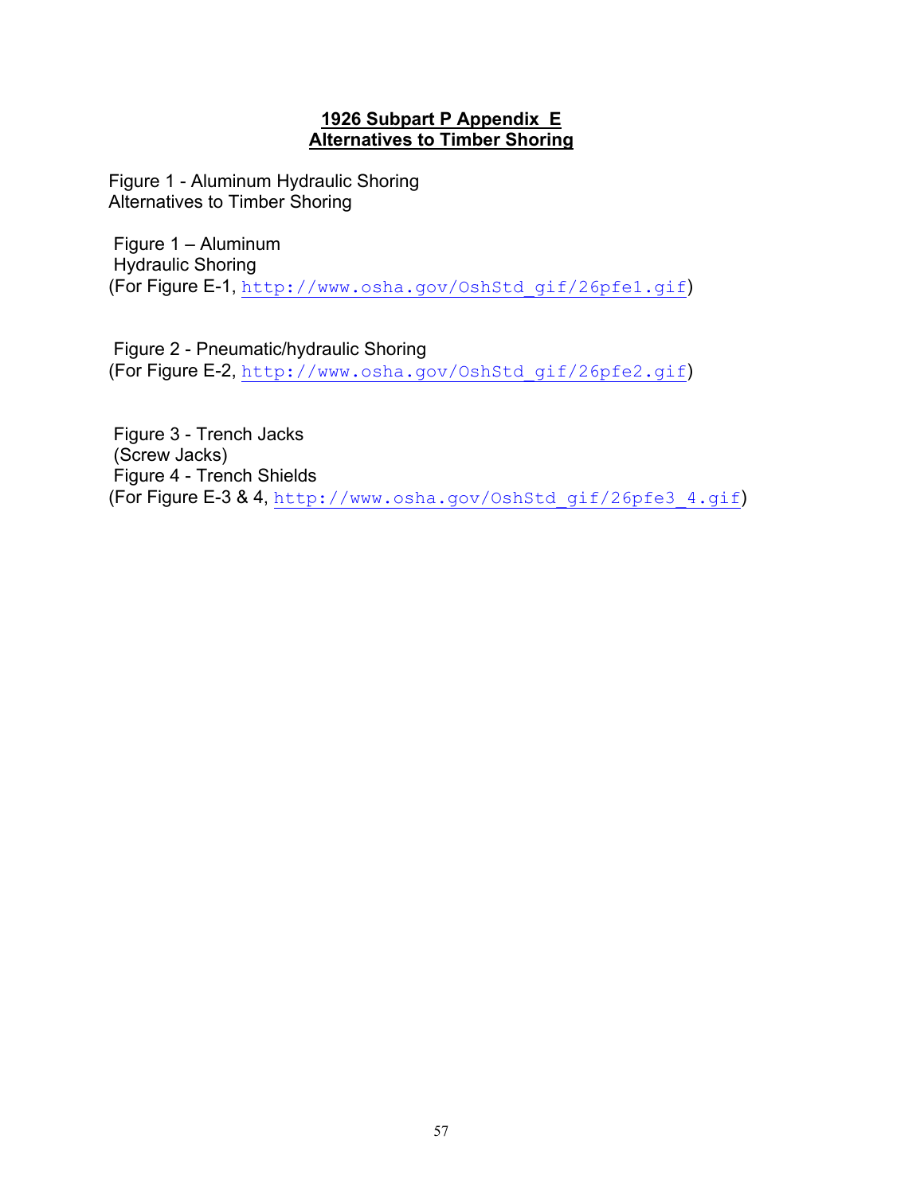# 1926 Subpart P Appendix E
# Alternatives to Timber Shoring

Figure 1 - Aluminum Hydraulic Shoring
Alternatives to Timber Shoring

Figure 1 – Aluminum
Hydraulic Shoring
(For Figure E-1, http://www.osha.gov/OshStd_gif/26pfe1.gif)

Figure 2 - Pneumatic/hydraulic Shoring
(For Figure E-2, http://www.osha.gov/OshStd_gif/26pfe2.gif)

Figure 3 - Trench Jacks
(Screw Jacks)
Figure 4 - Trench Shields
(For Figure E-3 & 4, http://www.osha.gov/OshStd_gif/26pfe3_4.gif)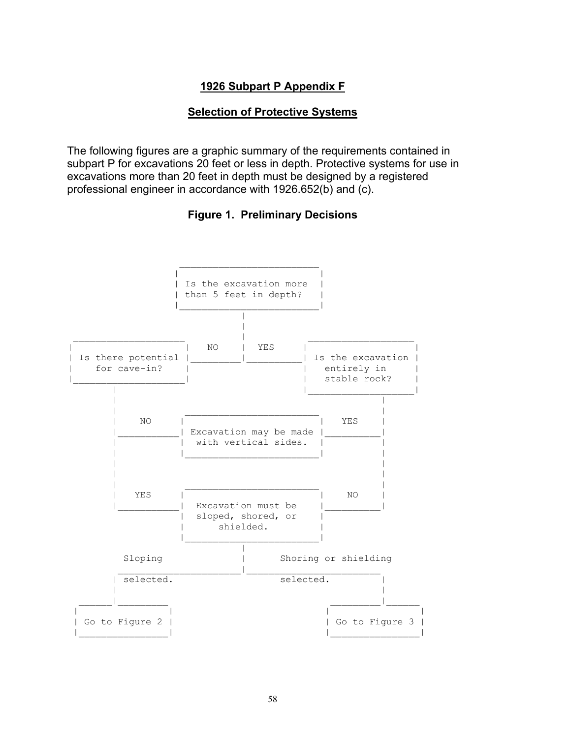## 1926 Subpart P Appendix F

## Selection of Protective Systems

The following figures are a graphic summary of the requirements contained in subpart P for excavations 20 feet or less in depth. Protective systems for use in excavations more than 20 feet in depth must be designed by a registered professional engineer in accordance with 1926.652(b) and (c).

### Figure 1. Preliminary Decisions

```
                      _________________________
                     |                         |
                     | Is the excavation more  |
                     | than 5 feet in depth?   |
                     |_________________________|
                                  |
                                  |
 ____________________             |             ___________________
|                    |    NO      |   YES      |                   |
| Is there potential |____________|____________| Is the excavation |
|    for cave-in?    |                         |   entirely in     |
|____________________|                         |   stable rock?    |
        |                                      |___________________|
        |                                                |
        |              _________________________         |
        |     NO      |                         |  YES   |
        |_____________| Excavation may be made  |________|
        |             |  with vertical sides.   |        |
        |             |_________________________|        |
        |                                                |
        |                                                |
        |              _________________________         |
        |    YES      |                         |  NO    |
        |_____________|   Excavation must be    |________|
                      |   sloped, shored, or    |
                      |       shielded.         |
                      |_________________________|
                                  |
         Sloping                  |      Shoring or shielding
        __________________________|__________________________
       | selected.                       selected.           |
       |                                                     |
 ______|_________                                   _________|______
|                |                                 |                |
| Go to Figure 2 |                                 | Go to Figure 3 |
|________________|                                 |________________|
```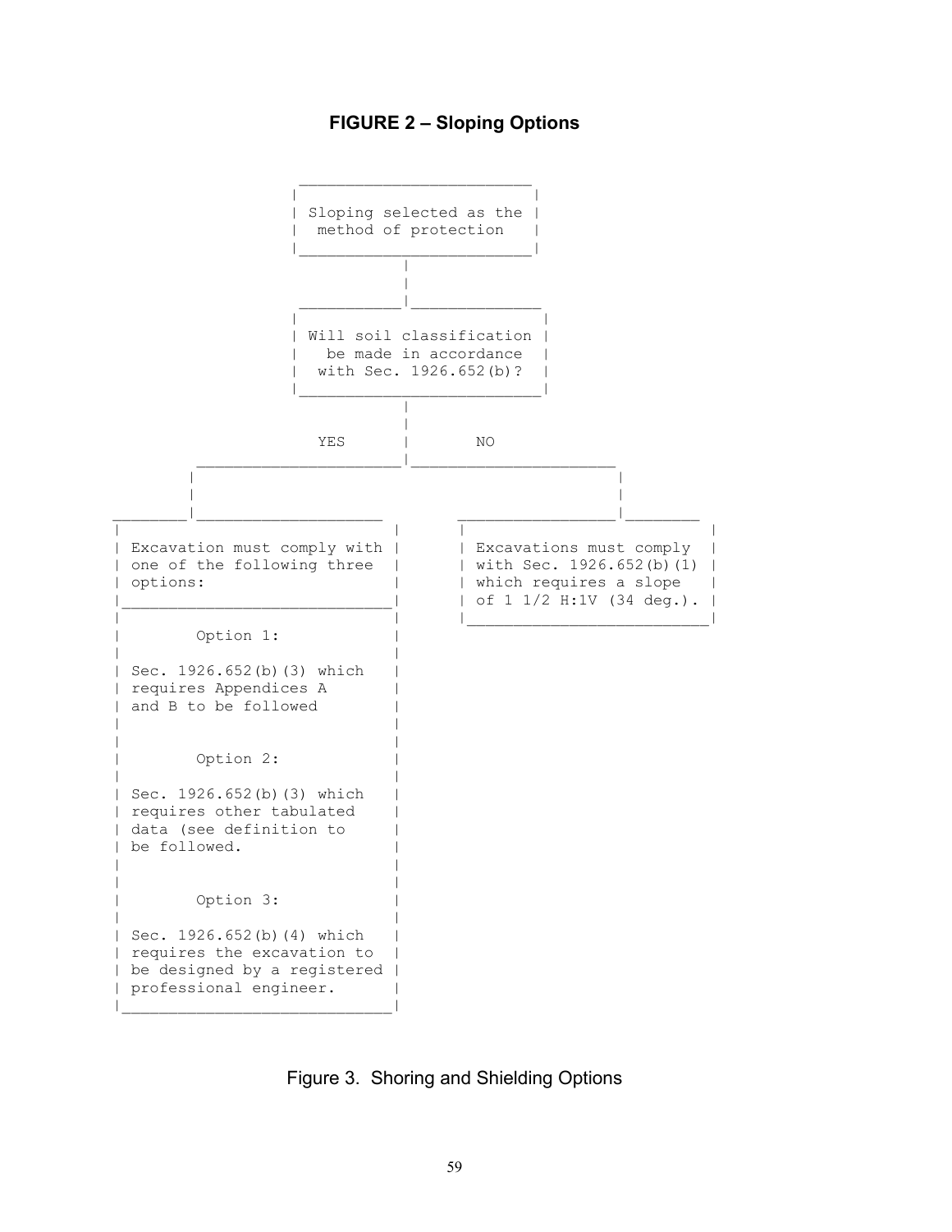**FIGURE 2 – Sloping Options**

```
                 _________________________
                |                         |
                | Sloping selected as the |
                |  method of protection   |
                |_________________________|
                            |
                            |
                 ___________|_____________
                |                          |
                | Will soil classification |
                |   be made in accordance  |
                |  with Sec. 1926.652(b)?  |
                |__________________________|
                            |
                            |
                  YES       |       NO
       _____________________|______________________
      |                                            |
      |                                            |
 _____|___________________          _______________|________
|                            |     |                         |
| Excavation must comply with |     | Excavations must comply  |
| one of the following three  |     | with Sec. 1926.652(b)(1) |
| options:                    |     | which requires a slope   |
|_____________________________|     | of 1 1/2 H:1V (34 deg.). |
|                             |     |_________________________|
|       Option 1:             |
|                             |
| Sec. 1926.652(b)(3) which   |
| requires Appendices A       |
| and B to be followed        |
|                             |
|                             |
|       Option 2:             |
|                             |
| Sec. 1926.652(b)(3) which   |
| requires other tabulated    |
| data (see definition to     |
| be followed.                |
|                             |
|                             |
|       Option 3:             |
|                             |
| Sec. 1926.652(b)(4) which   |
| requires the excavation to  |
| be designed by a registered |
| professional engineer.      |
|_____________________________|
```

Figure 3. Shoring and Shielding Options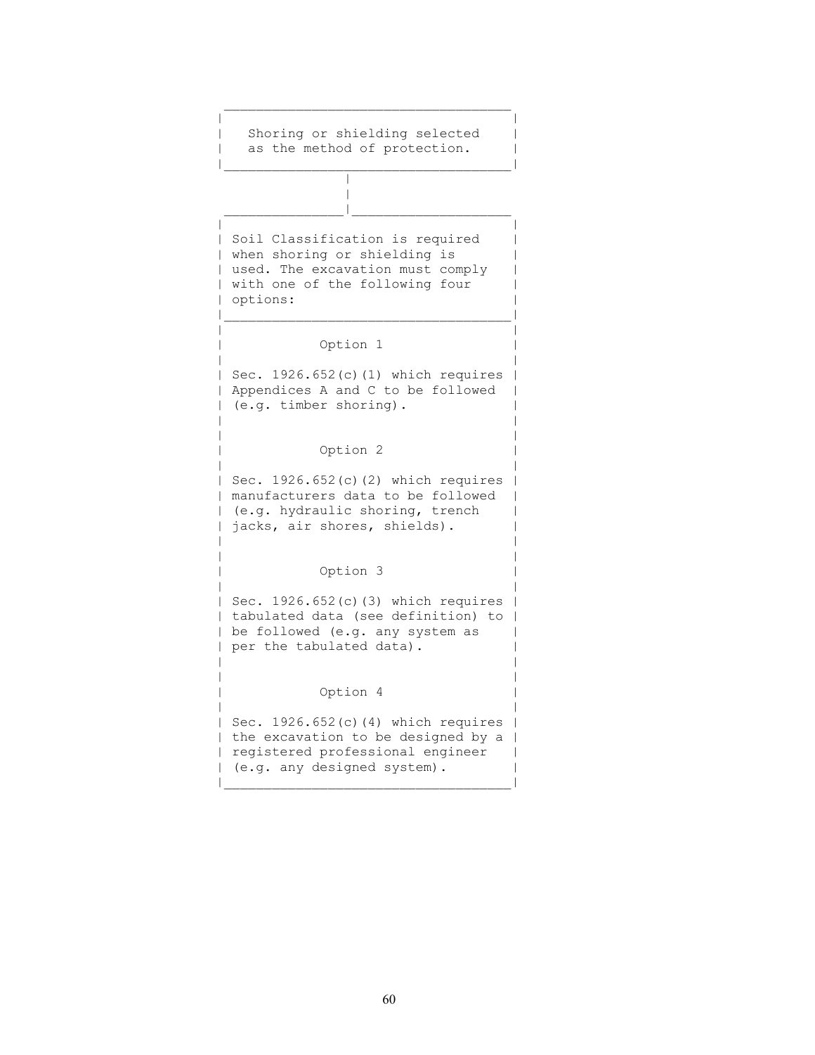```
 ___________________________________
|                                   |
|   Shoring or shielding selected   |
|   as the method of protection.    |
|___________________________________|
                 |
                 |
 ________________|__________________
|                                   |
| Soil Classification is required   |
| when shoring or shielding is      |
| used. The excavation must comply  |
| with one of the following four    |
| options:                          |
|___________________________________|
|                                   |
|            Option 1               |
|                                   |
| Sec. 1926.652(c)(1) which requires|
| Appendices A and C to be followed |
| (e.g. timber shoring).            |
|                                   |
|                                   |
|            Option 2               |
|                                   |
| Sec. 1926.652(c)(2) which requires|
| manufacturers data to be followed |
| (e.g. hydraulic shoring, trench   |
| jacks, air shores, shields).      |
|                                   |
|                                   |
|            Option 3               |
|                                   |
| Sec. 1926.652(c)(3) which requires|
| tabulated data (see definition) to|
| be followed (e.g. any system as   |
| per the tabulated data).          |
|                                   |
|                                   |
|            Option 4               |
|                                   |
| Sec. 1926.652(c)(4) which requires|
| the excavation to be designed by a|
| registered professional engineer  |
| (e.g. any designed system).       |
|___________________________________|
```